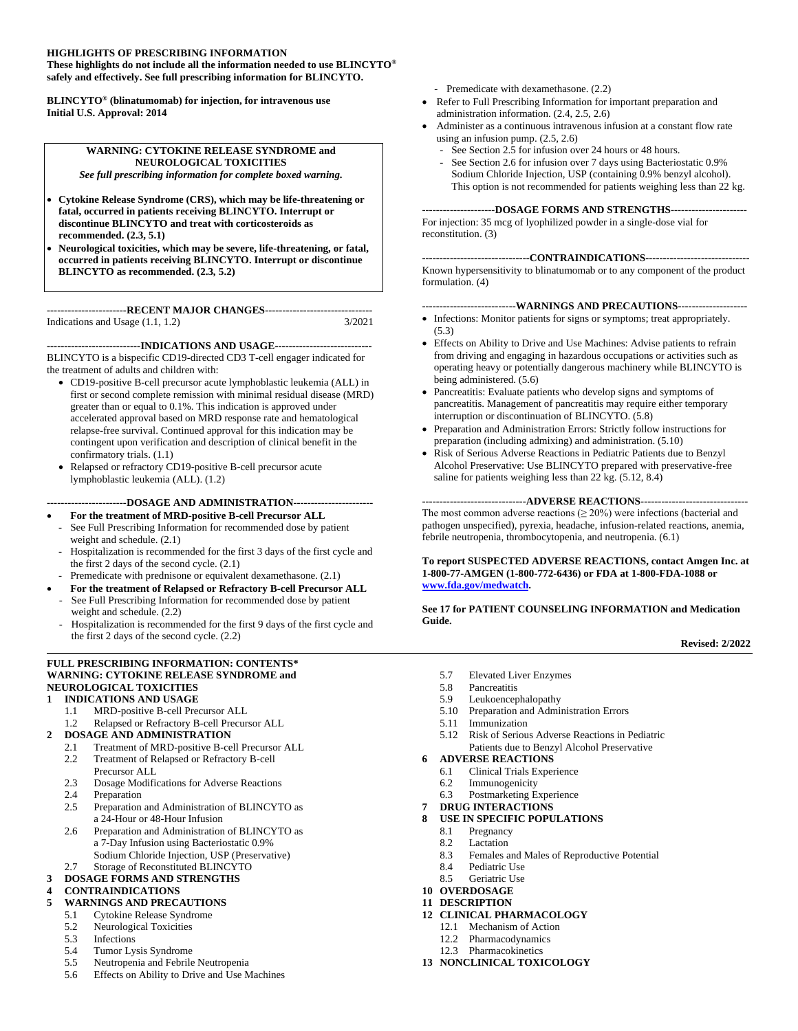**HIGHLIGHTS OF PRESCRIBING INFORMATION**
**These highlights do not include all the information needed to use BLINCYTO® safely and effectively. See full prescribing information for BLINCYTO.**

**BLINCYTO® (blinatumomab) for injection, for intravenous use**
**Initial U.S. Approval: 2014**

**WARNING: CYTOKINE RELEASE SYNDROME and NEUROLOGICAL TOXICITIES**
*See full prescribing information for complete boxed warning.*

- **Cytokine Release Syndrome (CRS), which may be life-threatening or fatal, occurred in patients receiving BLINCYTO. Interrupt or discontinue BLINCYTO and treat with corticosteroids as recommended. (2.3, 5.1)**
- **Neurological toxicities, which may be severe, life-threatening, or fatal, occurred in patients receiving BLINCYTO. Interrupt or discontinue BLINCYTO as recommended. (2.3, 5.2)**

**-----------------------RECENT MAJOR CHANGES-------------------------------**
Indications and Usage (1.1, 1.2) 3/2021

**---------------------------INDICATIONS AND USAGE----------------------------**
BLINCYTO is a bispecific CD19-directed CD3 T-cell engager indicated for the treatment of adults and children with:

- CD19-positive B-cell precursor acute lymphoblastic leukemia (ALL) in first or second complete remission with minimal residual disease (MRD) greater than or equal to 0.1%. This indication is approved under accelerated approval based on MRD response rate and hematological relapse-free survival. Continued approval for this indication may be contingent upon verification and description of clinical benefit in the confirmatory trials. (1.1)
- Relapsed or refractory CD19-positive B-cell precursor acute lymphoblastic leukemia (ALL). (1.2)

**-----------------------DOSAGE AND ADMINISTRATION-----------------------**

- **For the treatment of MRD-positive B-cell Precursor ALL**
  - See Full Prescribing Information for recommended dose by patient weight and schedule. (2.1)
  - Hospitalization is recommended for the first 3 days of the first cycle and the first 2 days of the second cycle. (2.1)
  - Premedicate with prednisone or equivalent dexamethasone. (2.1)
- **For the treatment of Relapsed or Refractory B-cell Precursor ALL**
  - See Full Prescribing Information for recommended dose by patient weight and schedule. (2.2)
  - Hospitalization is recommended for the first 9 days of the first cycle and the first 2 days of the second cycle. (2.2)
  - Premedicate with dexamethasone. (2.2)
- Refer to Full Prescribing Information for important preparation and administration information. (2.4, 2.5, 2.6)
- Administer as a continuous intravenous infusion at a constant flow rate using an infusion pump. (2.5, 2.6)
  - See Section 2.5 for infusion over 24 hours or 48 hours.
  - See Section 2.6 for infusion over 7 days using Bacteriostatic 0.9% Sodium Chloride Injection, USP (containing 0.9% benzyl alcohol). This option is not recommended for patients weighing less than 22 kg.

**---------------------DOSAGE FORMS AND STRENGTHS----------------------**
For injection: 35 mcg of lyophilized powder in a single-dose vial for reconstitution. (3)

**-------------------------------CONTRAINDICATIONS------------------------------**
Known hypersensitivity to blinatumomab or to any component of the product formulation. (4)

**---------------------------WARNINGS AND PRECAUTIONS--------------------**

- Infections: Monitor patients for signs or symptoms; treat appropriately. (5.3)
- Effects on Ability to Drive and Use Machines: Advise patients to refrain from driving and engaging in hazardous occupations or activities such as operating heavy or potentially dangerous machinery while BLINCYTO is being administered. (5.6)
- Pancreatitis: Evaluate patients who develop signs and symptoms of pancreatitis. Management of pancreatitis may require either temporary interruption or discontinuation of BLINCYTO. (5.8)
- Preparation and Administration Errors: Strictly follow instructions for preparation (including admixing) and administration. (5.10)
- Risk of Serious Adverse Reactions in Pediatric Patients due to Benzyl Alcohol Preservative: Use BLINCYTO prepared with preservative-free saline for patients weighing less than 22 kg. (5.12, 8.4)

**------------------------------ADVERSE REACTIONS-------------------------------**
The most common adverse reactions (≥ 20%) were infections (bacterial and pathogen unspecified), pyrexia, headache, infusion-related reactions, anemia, febrile neutropenia, thrombocytopenia, and neutropenia. (6.1)

**To report SUSPECTED ADVERSE REACTIONS, contact Amgen Inc. at 1-800-77-AMGEN (1-800-772-6436) or FDA at 1-800-FDA-1088 or www.fda.gov/medwatch.**

**See 17 for PATIENT COUNSELING INFORMATION and Medication Guide.**

**Revised: 2/2022**

**FULL PRESCRIBING INFORMATION: CONTENTS***
**WARNING: CYTOKINE RELEASE SYNDROME and NEUROLOGICAL TOXICITIES**

**1 INDICATIONS AND USAGE**
- 1.1 MRD-positive B-cell Precursor ALL
- 1.2 Relapsed or Refractory B-cell Precursor ALL

**2 DOSAGE AND ADMINISTRATION**
- 2.1 Treatment of MRD-positive B-cell Precursor ALL
- 2.2 Treatment of Relapsed or Refractory B-cell Precursor ALL
- 2.3 Dosage Modifications for Adverse Reactions
- 2.4 Preparation
- 2.5 Preparation and Administration of BLINCYTO as a 24-Hour or 48-Hour Infusion
- 2.6 Preparation and Administration of BLINCYTO as a 7-Day Infusion using Bacteriostatic 0.9% Sodium Chloride Injection, USP (Preservative)
- 2.7 Storage of Reconstituted BLINCYTO

**3 DOSAGE FORMS AND STRENGTHS**

**4 CONTRAINDICATIONS**

**5 WARNINGS AND PRECAUTIONS**
- 5.1 Cytokine Release Syndrome
- 5.2 Neurological Toxicities
- 5.3 Infections
- 5.4 Tumor Lysis Syndrome
- 5.5 Neutropenia and Febrile Neutropenia
- 5.6 Effects on Ability to Drive and Use Machines
- 5.7 Elevated Liver Enzymes
- 5.8 Pancreatitis
- 5.9 Leukoencephalopathy
- 5.10 Preparation and Administration Errors
- 5.11 Immunization
- 5.12 Risk of Serious Adverse Reactions in Pediatric Patients due to Benzyl Alcohol Preservative

**6 ADVERSE REACTIONS**
- 6.1 Clinical Trials Experience
- 6.2 Immunogenicity
- 6.3 Postmarketing Experience

**7 DRUG INTERACTIONS**

**8 USE IN SPECIFIC POPULATIONS**
- 8.1 Pregnancy
- 8.2 Lactation
- 8.3 Females and Males of Reproductive Potential
- 8.4 Pediatric Use
- 8.5 Geriatric Use

**10 OVERDOSAGE**

**11 DESCRIPTION**

**12 CLINICAL PHARMACOLOGY**
- 12.1 Mechanism of Action
- 12.2 Pharmacodynamics
- 12.3 Pharmacokinetics

**13 NONCLINICAL TOXICOLOGY**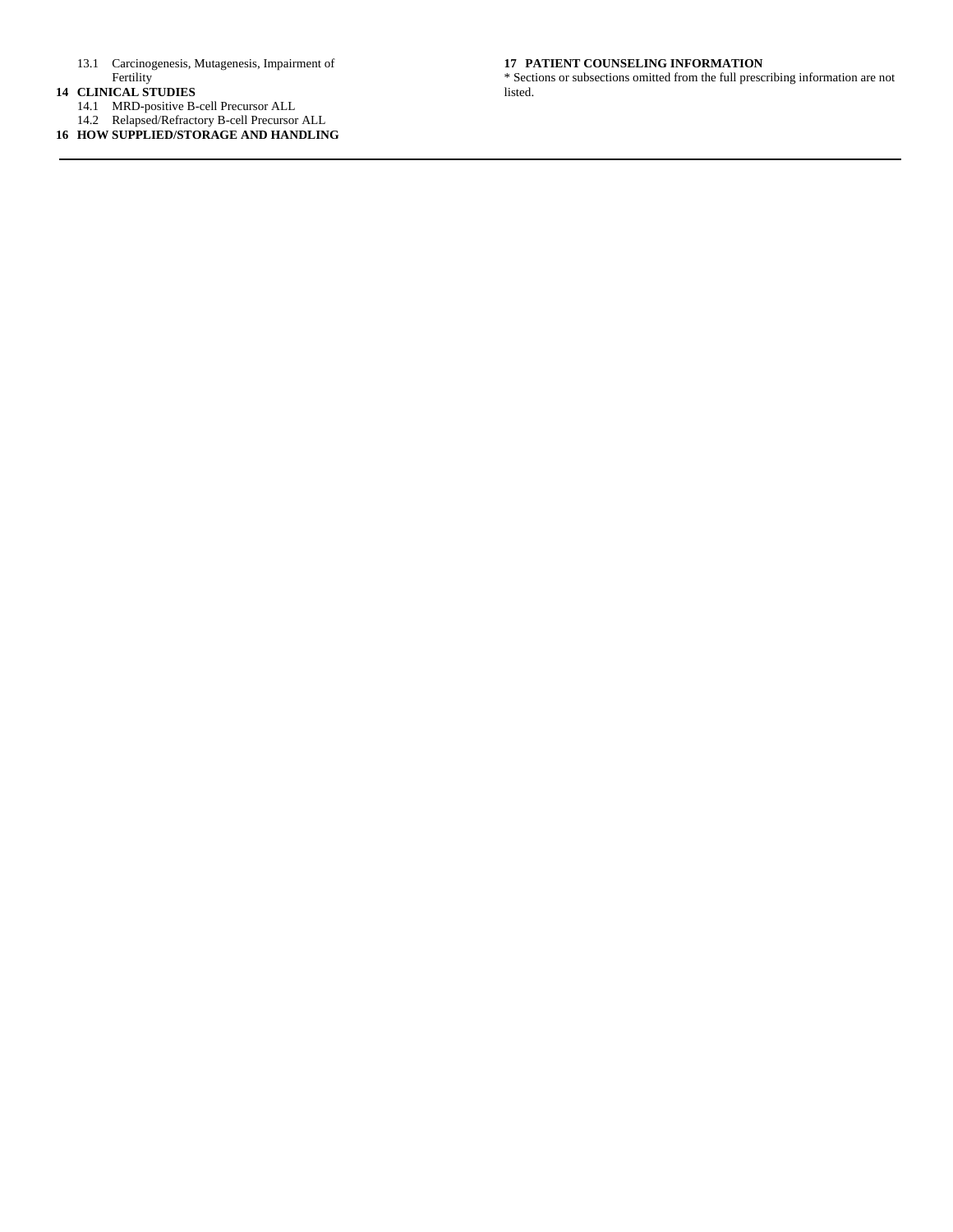13.1 Carcinogenesis, Mutagenesis, Impairment of Fertility

**14 CLINICAL STUDIES**

14.1 MRD-positive B-cell Precursor ALL

14.2 Relapsed/Refractory B-cell Precursor ALL

**16 HOW SUPPLIED/STORAGE AND HANDLING**

**17 PATIENT COUNSELING INFORMATION**

* Sections or subsections omitted from the full prescribing information are not listed.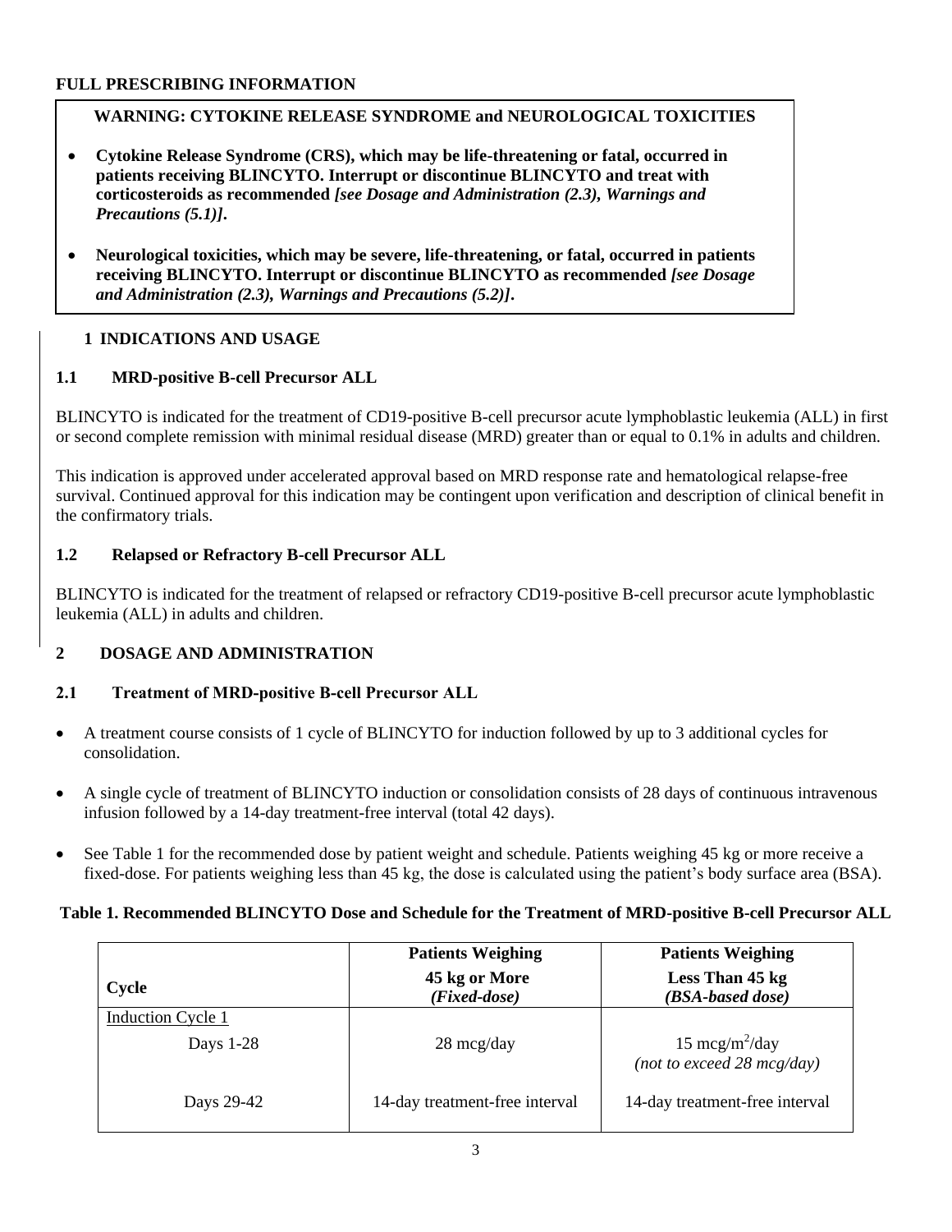**FULL PRESCRIBING INFORMATION**

**WARNING: CYTOKINE RELEASE SYNDROME and NEUROLOGICAL TOXICITIES**

- **Cytokine Release Syndrome (CRS), which may be life-threatening or fatal, occurred in patients receiving BLINCYTO. Interrupt or discontinue BLINCYTO and treat with corticosteroids as recommended *[see Dosage and Administration (2.3), Warnings and Precautions (5.1)]*.**
- **Neurological toxicities, which may be severe, life-threatening, or fatal, occurred in patients receiving BLINCYTO. Interrupt or discontinue BLINCYTO as recommended *[see Dosage and Administration (2.3), Warnings and Precautions (5.2)]*.**

# 1 INDICATIONS AND USAGE

## 1.1 MRD-positive B-cell Precursor ALL

BLINCYTO is indicated for the treatment of CD19-positive B-cell precursor acute lymphoblastic leukemia (ALL) in first or second complete remission with minimal residual disease (MRD) greater than or equal to 0.1% in adults and children.

This indication is approved under accelerated approval based on MRD response rate and hematological relapse-free survival. Continued approval for this indication may be contingent upon verification and description of clinical benefit in the confirmatory trials.

## 1.2 Relapsed or Refractory B-cell Precursor ALL

BLINCYTO is indicated for the treatment of relapsed or refractory CD19-positive B-cell precursor acute lymphoblastic leukemia (ALL) in adults and children.

# 2 DOSAGE AND ADMINISTRATION

## 2.1 Treatment of MRD-positive B-cell Precursor ALL

- A treatment course consists of 1 cycle of BLINCYTO for induction followed by up to 3 additional cycles for consolidation.
- A single cycle of treatment of BLINCYTO induction or consolidation consists of 28 days of continuous intravenous infusion followed by a 14-day treatment-free interval (total 42 days).
- See Table 1 for the recommended dose by patient weight and schedule. Patients weighing 45 kg or more receive a fixed-dose. For patients weighing less than 45 kg, the dose is calculated using the patient's body surface area (BSA).

**Table 1. Recommended BLINCYTO Dose and Schedule for the Treatment of MRD-positive B-cell Precursor ALL**

| Cycle | Patients Weighing 45 kg or More *(Fixed-dose)* | Patients Weighing Less Than 45 kg *(BSA-based dose)* |
|---|---|---|
| Induction Cycle 1 | | |
| Days 1-28 | 28 mcg/day | 15 mcg/m$^2$/day *(not to exceed 28 mcg/day)* |
| Days 29-42 | 14-day treatment-free interval | 14-day treatment-free interval |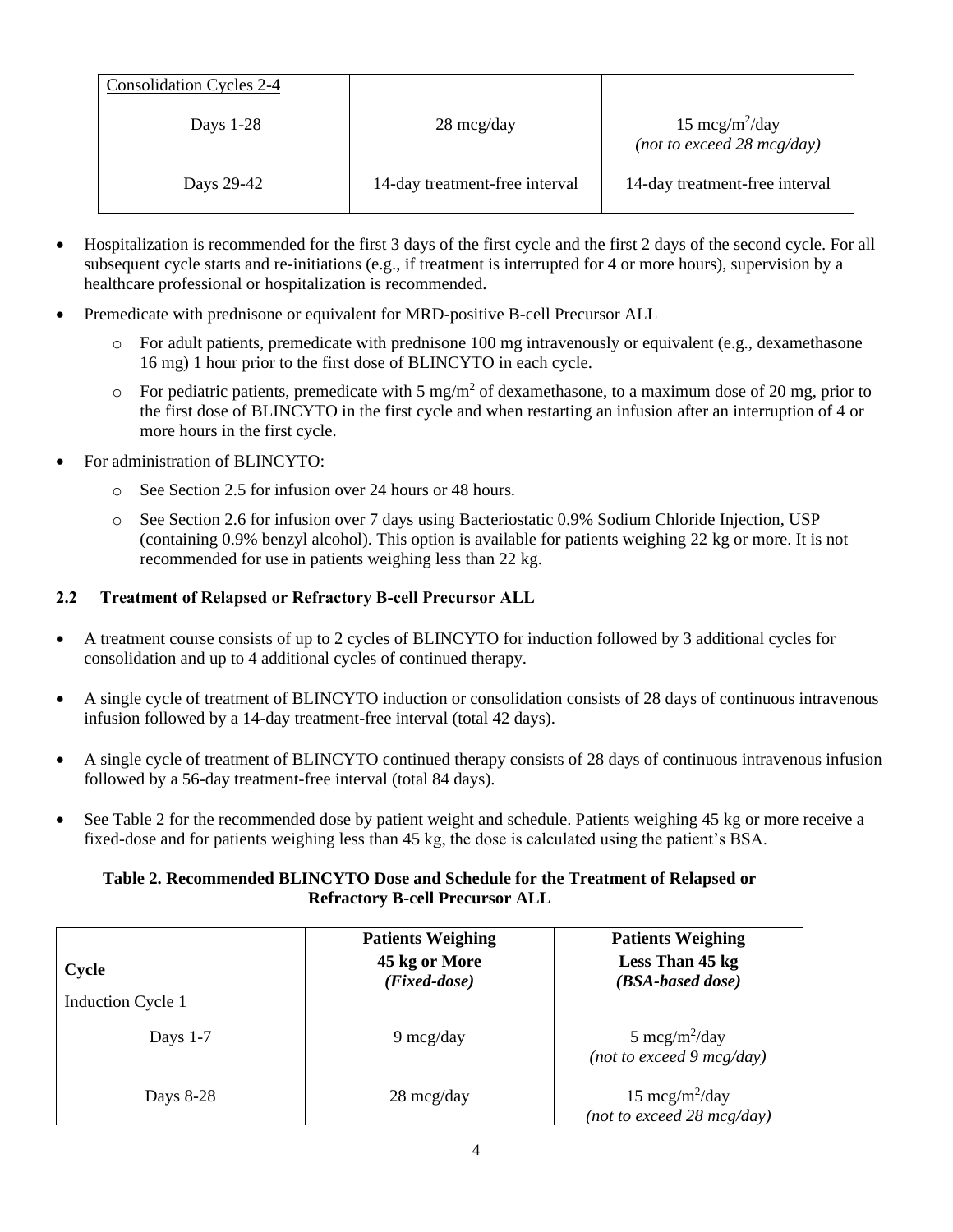| | | |
|---|---|---|
| Consolidation Cycles 2-4 | | |
| Days 1-28 | 28 mcg/day | 15 $mcg/m^2$/day *(not to exceed 28 mcg/day)* |
| Days 29-42 | 14-day treatment-free interval | 14-day treatment-free interval |

- Hospitalization is recommended for the first 3 days of the first cycle and the first 2 days of the second cycle. For all subsequent cycle starts and re-initiations (e.g., if treatment is interrupted for 4 or more hours), supervision by a healthcare professional or hospitalization is recommended.
- Premedicate with prednisone or equivalent for MRD-positive B-cell Precursor ALL
  - For adult patients, premedicate with prednisone 100 mg intravenously or equivalent (e.g., dexamethasone 16 mg) 1 hour prior to the first dose of BLINCYTO in each cycle.
  - For pediatric patients, premedicate with 5 $mg/m^2$ of dexamethasone, to a maximum dose of 20 mg, prior to the first dose of BLINCYTO in the first cycle and when restarting an infusion after an interruption of 4 or more hours in the first cycle.
- For administration of BLINCYTO:
  - See Section 2.5 for infusion over 24 hours or 48 hours.
  - See Section 2.6 for infusion over 7 days using Bacteriostatic 0.9% Sodium Chloride Injection, USP (containing 0.9% benzyl alcohol). This option is available for patients weighing 22 kg or more. It is not recommended for use in patients weighing less than 22 kg.

### 2.2 Treatment of Relapsed or Refractory B-cell Precursor ALL

- A treatment course consists of up to 2 cycles of BLINCYTO for induction followed by 3 additional cycles for consolidation and up to 4 additional cycles of continued therapy.
- A single cycle of treatment of BLINCYTO induction or consolidation consists of 28 days of continuous intravenous infusion followed by a 14-day treatment-free interval (total 42 days).
- A single cycle of treatment of BLINCYTO continued therapy consists of 28 days of continuous intravenous infusion followed by a 56-day treatment-free interval (total 84 days).
- See Table 2 for the recommended dose by patient weight and schedule. Patients weighing 45 kg or more receive a fixed-dose and for patients weighing less than 45 kg, the dose is calculated using the patient's BSA.

**Table 2. Recommended BLINCYTO Dose and Schedule for the Treatment of Relapsed or Refractory B-cell Precursor ALL**

| Cycle | Patients Weighing 45 kg or More *(Fixed-dose)* | Patients Weighing Less Than 45 kg *(BSA-based dose)* |
|---|---|---|
| Induction Cycle 1 | | |
| Days 1-7 | 9 mcg/day | 5 $mcg/m^2$/day *(not to exceed 9 mcg/day)* |
| Days 8-28 | 28 mcg/day | 15 $mcg/m^2$/day *(not to exceed 28 mcg/day)* |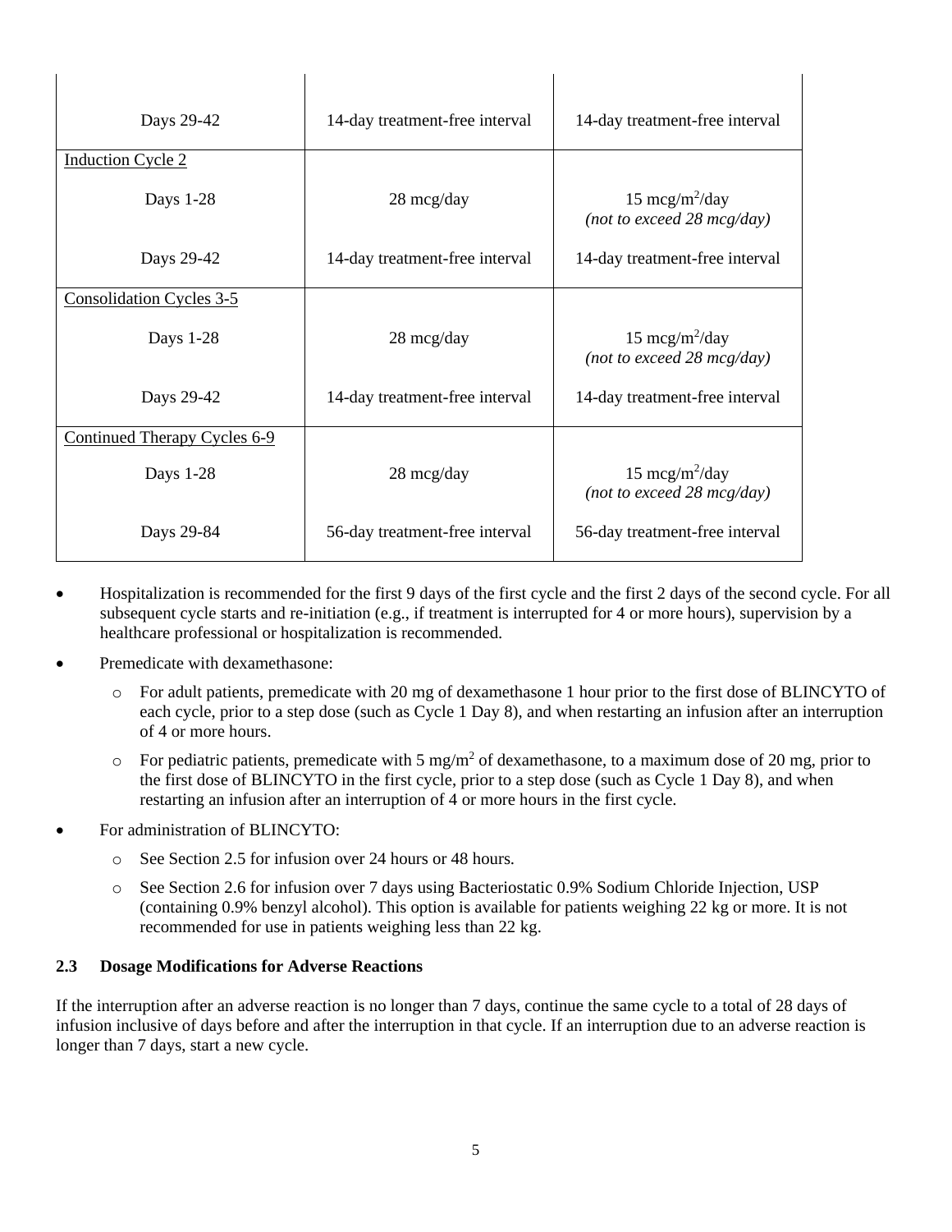| | | |
|---|---|---|
| Days 29-42 | 14-day treatment-free interval | 14-day treatment-free interval |
| Induction Cycle 2 | | |
| Days 1-28 | 28 mcg/day | 15 $mcg/m^2/day$ *(not to exceed 28 mcg/day)* |
| Days 29-42 | 14-day treatment-free interval | 14-day treatment-free interval |
| Consolidation Cycles 3-5 | | |
| Days 1-28 | 28 mcg/day | 15 $mcg/m^2/day$ *(not to exceed 28 mcg/day)* |
| Days 29-42 | 14-day treatment-free interval | 14-day treatment-free interval |
| Continued Therapy Cycles 6-9 | | |
| Days 1-28 | 28 mcg/day | 15 $mcg/m^2/day$ *(not to exceed 28 mcg/day)* |
| Days 29-84 | 56-day treatment-free interval | 56-day treatment-free interval |

- Hospitalization is recommended for the first 9 days of the first cycle and the first 2 days of the second cycle. For all subsequent cycle starts and re-initiation (e.g., if treatment is interrupted for 4 or more hours), supervision by a healthcare professional or hospitalization is recommended.
- Premedicate with dexamethasone:
  - For adult patients, premedicate with 20 mg of dexamethasone 1 hour prior to the first dose of BLINCYTO of each cycle, prior to a step dose (such as Cycle 1 Day 8), and when restarting an infusion after an interruption of 4 or more hours.
  - For pediatric patients, premedicate with 5 $mg/m^2$ of dexamethasone, to a maximum dose of 20 mg, prior to the first dose of BLINCYTO in the first cycle, prior to a step dose (such as Cycle 1 Day 8), and when restarting an infusion after an interruption of 4 or more hours in the first cycle.
- For administration of BLINCYTO:
  - See Section 2.5 for infusion over 24 hours or 48 hours.
  - See Section 2.6 for infusion over 7 days using Bacteriostatic 0.9% Sodium Chloride Injection, USP (containing 0.9% benzyl alcohol). This option is available for patients weighing 22 kg or more. It is not recommended for use in patients weighing less than 22 kg.

### 2.3 Dosage Modifications for Adverse Reactions

If the interruption after an adverse reaction is no longer than 7 days, continue the same cycle to a total of 28 days of infusion inclusive of days before and after the interruption in that cycle. If an interruption due to an adverse reaction is longer than 7 days, start a new cycle.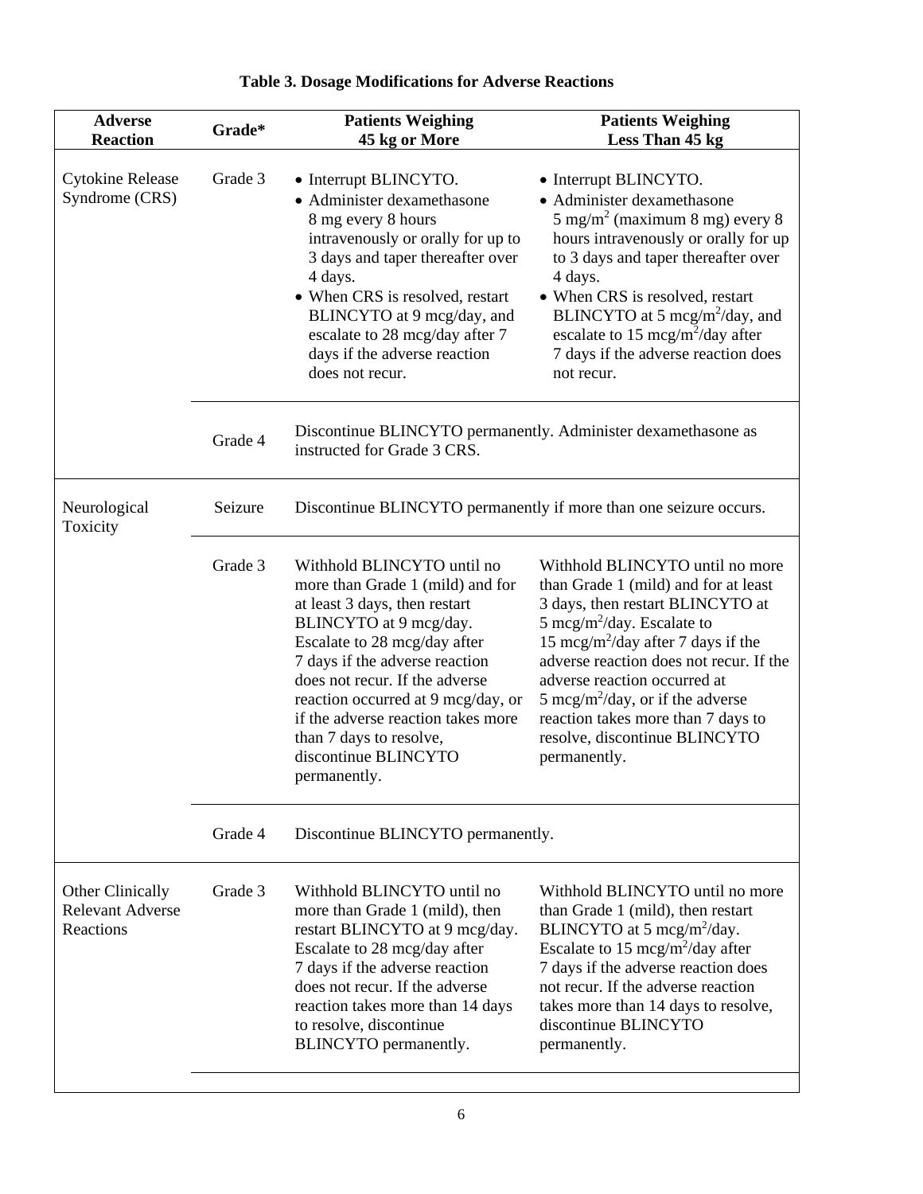**Table 3. Dosage Modifications for Adverse Reactions**

| Adverse Reaction | Grade* | Patients Weighing 45 kg or More | Patients Weighing Less Than 45 kg |
|---|---|---|---|
| Cytokine Release Syndrome (CRS) | Grade 3 | • Interrupt BLINCYTO.<br>• Administer dexamethasone 8 mg every 8 hours intravenously or orally for up to 3 days and taper thereafter over 4 days.<br>• When CRS is resolved, restart BLINCYTO at 9 mcg/day, and escalate to 28 mcg/day after 7 days if the adverse reaction does not recur. | • Interrupt BLINCYTO.<br>• Administer dexamethasone 5 mg/m$^2$ (maximum 8 mg) every 8 hours intravenously or orally for up to 3 days and taper thereafter over 4 days.<br>• When CRS is resolved, restart BLINCYTO at 5 mcg/m$^2$/day, and escalate to 15 mcg/m$^2$/day after 7 days if the adverse reaction does not recur. |
| | Grade 4 | Discontinue BLINCYTO permanently. Administer dexamethasone as instructed for Grade 3 CRS. | |
| Neurological Toxicity | Seizure | Discontinue BLINCYTO permanently if more than one seizure occurs. | |
| | Grade 3 | Withhold BLINCYTO until no more than Grade 1 (mild) and for at least 3 days, then restart BLINCYTO at 9 mcg/day. Escalate to 28 mcg/day after 7 days if the adverse reaction does not recur. If the adverse reaction occurred at 9 mcg/day, or if the adverse reaction takes more than 7 days to resolve, discontinue BLINCYTO permanently. | Withhold BLINCYTO until no more than Grade 1 (mild) and for at least 3 days, then restart BLINCYTO at 5 mcg/m$^2$/day. Escalate to 15 mcg/m$^2$/day after 7 days if the adverse reaction does not recur. If the adverse reaction occurred at 5 mcg/m$^2$/day, or if the adverse reaction takes more than 7 days to resolve, discontinue BLINCYTO permanently. |
| | Grade 4 | Discontinue BLINCYTO permanently. | |
| Other Clinically Relevant Adverse Reactions | Grade 3 | Withhold BLINCYTO until no more than Grade 1 (mild), then restart BLINCYTO at 9 mcg/day. Escalate to 28 mcg/day after 7 days if the adverse reaction does not recur. If the adverse reaction takes more than 14 days to resolve, discontinue BLINCYTO permanently. | Withhold BLINCYTO until no more than Grade 1 (mild), then restart BLINCYTO at 5 mcg/m$^2$/day. Escalate to 15 mcg/m$^2$/day after 7 days if the adverse reaction does not recur. If the adverse reaction takes more than 14 days to resolve, discontinue BLINCYTO permanently. |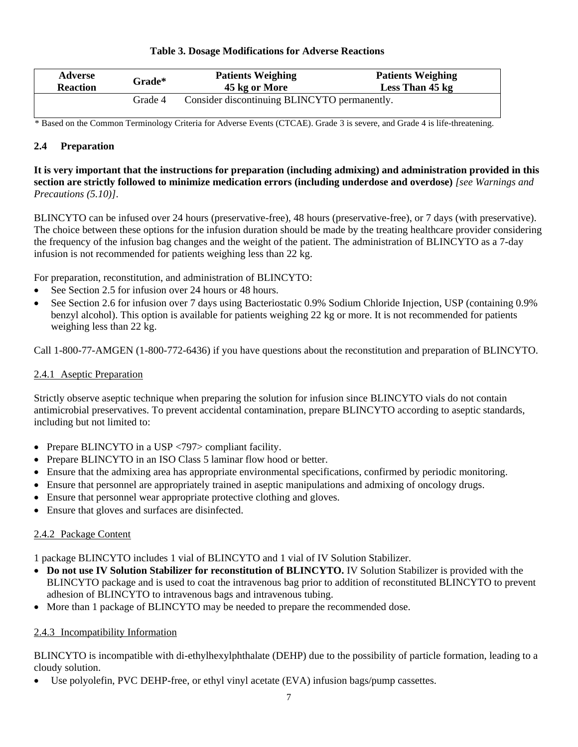**Table 3. Dosage Modifications for Adverse Reactions**

| Adverse Reaction | Grade* | Patients Weighing 45 kg or More | Patients Weighing Less Than 45 kg |
|---|---|---|---|
| | Grade 4 | Consider discontinuing BLINCYTO permanently. | |

\* Based on the Common Terminology Criteria for Adverse Events (CTCAE). Grade 3 is severe, and Grade 4 is life-threatening.

## 2.4 Preparation

**It is very important that the instructions for preparation (including admixing) and administration provided in this section are strictly followed to minimize medication errors (including underdose and overdose)** *[see Warnings and Precautions (5.10)]*.

BLINCYTO can be infused over 24 hours (preservative-free), 48 hours (preservative-free), or 7 days (with preservative). The choice between these options for the infusion duration should be made by the treating healthcare provider considering the frequency of the infusion bag changes and the weight of the patient. The administration of BLINCYTO as a 7-day infusion is not recommended for patients weighing less than 22 kg.

For preparation, reconstitution, and administration of BLINCYTO:

- See Section 2.5 for infusion over 24 hours or 48 hours.
- See Section 2.6 for infusion over 7 days using Bacteriostatic 0.9% Sodium Chloride Injection, USP (containing 0.9% benzyl alcohol). This option is available for patients weighing 22 kg or more. It is not recommended for patients weighing less than 22 kg.

Call 1-800-77-AMGEN (1-800-772-6436) if you have questions about the reconstitution and preparation of BLINCYTO.

### 2.4.1 Aseptic Preparation

Strictly observe aseptic technique when preparing the solution for infusion since BLINCYTO vials do not contain antimicrobial preservatives. To prevent accidental contamination, prepare BLINCYTO according to aseptic standards, including but not limited to:

- Prepare BLINCYTO in a USP <797> compliant facility.
- Prepare BLINCYTO in an ISO Class 5 laminar flow hood or better.
- Ensure that the admixing area has appropriate environmental specifications, confirmed by periodic monitoring.
- Ensure that personnel are appropriately trained in aseptic manipulations and admixing of oncology drugs.
- Ensure that personnel wear appropriate protective clothing and gloves.
- Ensure that gloves and surfaces are disinfected.

### 2.4.2 Package Content

1 package BLINCYTO includes 1 vial of BLINCYTO and 1 vial of IV Solution Stabilizer.

- **Do not use IV Solution Stabilizer for reconstitution of BLINCYTO.** IV Solution Stabilizer is provided with the BLINCYTO package and is used to coat the intravenous bag prior to addition of reconstituted BLINCYTO to prevent adhesion of BLINCYTO to intravenous bags and intravenous tubing.
- More than 1 package of BLINCYTO may be needed to prepare the recommended dose.

### 2.4.3 Incompatibility Information

BLINCYTO is incompatible with di-ethylhexylphthalate (DEHP) due to the possibility of particle formation, leading to a cloudy solution.

- Use polyolefin, PVC DEHP-free, or ethyl vinyl acetate (EVA) infusion bags/pump cassettes.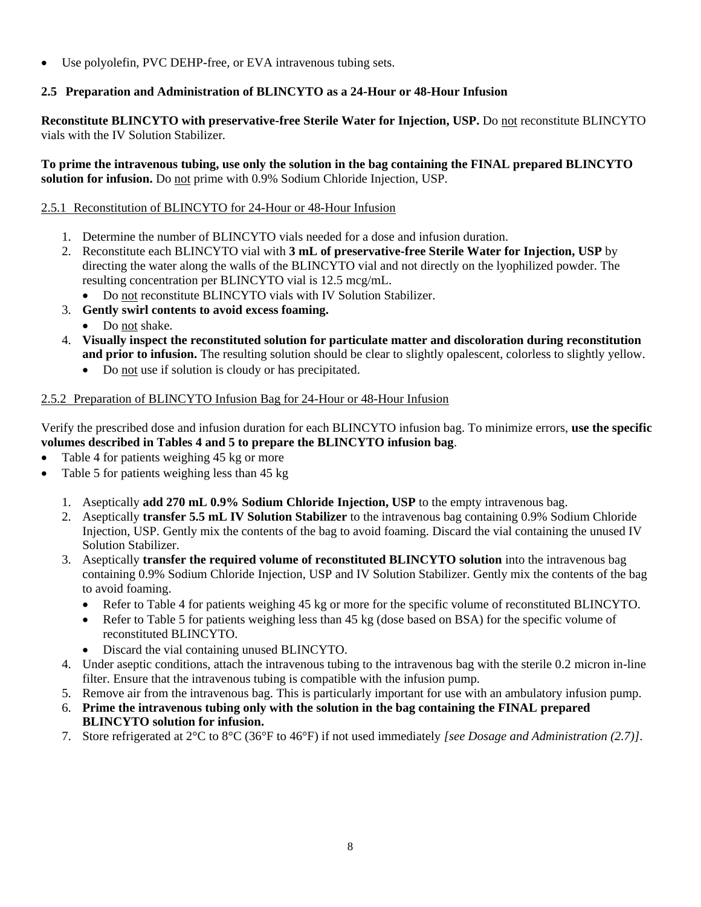- Use polyolefin, PVC DEHP-free, or EVA intravenous tubing sets.

### 2.5 Preparation and Administration of BLINCYTO as a 24-Hour or 48-Hour Infusion

**Reconstitute BLINCYTO with preservative-free Sterile Water for Injection, USP.** Do not reconstitute BLINCYTO vials with the IV Solution Stabilizer.

**To prime the intravenous tubing, use only the solution in the bag containing the FINAL prepared BLINCYTO solution for infusion.** Do not prime with 0.9% Sodium Chloride Injection, USP.

#### 2.5.1 Reconstitution of BLINCYTO for 24-Hour or 48-Hour Infusion

1. Determine the number of BLINCYTO vials needed for a dose and infusion duration.
2. Reconstitute each BLINCYTO vial with **3 mL of preservative-free Sterile Water for Injection, USP** by directing the water along the walls of the BLINCYTO vial and not directly on the lyophilized powder. The resulting concentration per BLINCYTO vial is 12.5 mcg/mL.
   - Do not reconstitute BLINCYTO vials with IV Solution Stabilizer.
3. **Gently swirl contents to avoid excess foaming.**
   - Do not shake.
4. **Visually inspect the reconstituted solution for particulate matter and discoloration during reconstitution and prior to infusion.** The resulting solution should be clear to slightly opalescent, colorless to slightly yellow.
   - Do not use if solution is cloudy or has precipitated.

#### 2.5.2 Preparation of BLINCYTO Infusion Bag for 24-Hour or 48-Hour Infusion

Verify the prescribed dose and infusion duration for each BLINCYTO infusion bag. To minimize errors, **use the specific volumes described in Tables 4 and 5 to prepare the BLINCYTO infusion bag**.

- Table 4 for patients weighing 45 kg or more
- Table 5 for patients weighing less than 45 kg

1. Aseptically **add 270 mL 0.9% Sodium Chloride Injection, USP** to the empty intravenous bag.
2. Aseptically **transfer 5.5 mL IV Solution Stabilizer** to the intravenous bag containing 0.9% Sodium Chloride Injection, USP. Gently mix the contents of the bag to avoid foaming. Discard the vial containing the unused IV Solution Stabilizer.
3. Aseptically **transfer the required volume of reconstituted BLINCYTO solution** into the intravenous bag containing 0.9% Sodium Chloride Injection, USP and IV Solution Stabilizer. Gently mix the contents of the bag to avoid foaming.
   - Refer to Table 4 for patients weighing 45 kg or more for the specific volume of reconstituted BLINCYTO.
   - Refer to Table 5 for patients weighing less than 45 kg (dose based on BSA) for the specific volume of reconstituted BLINCYTO.
   - Discard the vial containing unused BLINCYTO.
4. Under aseptic conditions, attach the intravenous tubing to the intravenous bag with the sterile 0.2 micron in-line filter. Ensure that the intravenous tubing is compatible with the infusion pump.
5. Remove air from the intravenous bag. This is particularly important for use with an ambulatory infusion pump.
6. **Prime the intravenous tubing only with the solution in the bag containing the FINAL prepared BLINCYTO solution for infusion.**
7. Store refrigerated at 2°C to 8°C (36°F to 46°F) if not used immediately *[see Dosage and Administration (2.7)]*.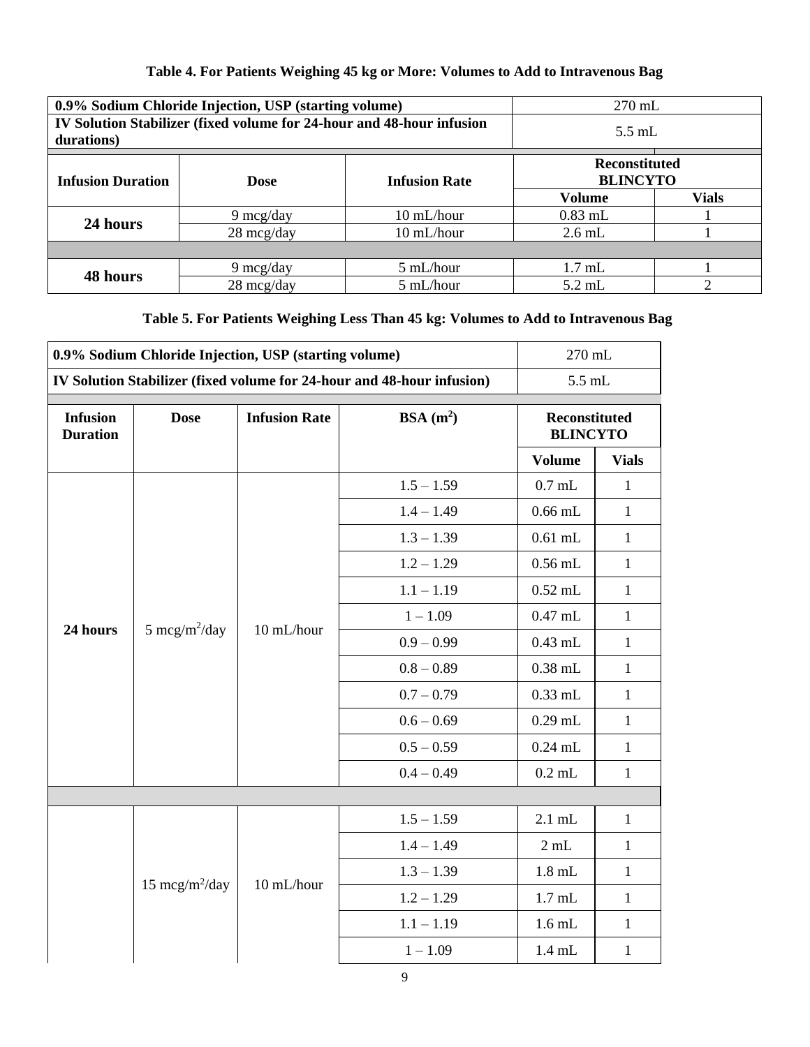**Table 4. For Patients Weighing 45 kg or More: Volumes to Add to Intravenous Bag**

| **0.9% Sodium Chloride Injection, USP (starting volume)** | | | 270 mL | |
|---|---|---|---|---|
| **IV Solution Stabilizer (fixed volume for 24-hour and 48-hour infusion durations)** | | | 5.5 mL | |
| **Infusion Duration** | **Dose** | **Infusion Rate** | **Reconstituted BLINCYTO** | |
| | | | **Volume** | **Vials** |
| **24 hours** | 9 mcg/day | 10 mL/hour | 0.83 mL | 1 |
| | 28 mcg/day | 10 mL/hour | 2.6 mL | 1 |
| **48 hours** | 9 mcg/day | 5 mL/hour | 1.7 mL | 1 |
| | 28 mcg/day | 5 mL/hour | 5.2 mL | 2 |

**Table 5. For Patients Weighing Less Than 45 kg: Volumes to Add to Intravenous Bag**

| **0.9% Sodium Chloride Injection, USP (starting volume)** | | | | 270 mL | |
|---|---|---|---|---|---|
| **IV Solution Stabilizer (fixed volume for 24-hour and 48-hour infusion)** | | | | 5.5 mL | |
| **Infusion Duration** | **Dose** | **Infusion Rate** | **BSA ($m^2$)** | **Reconstituted BLINCYTO** | |
| | | | | **Volume** | **Vials** |
| **24 hours** | 5 mcg/$m^2$/day | 10 mL/hour | 1.5 – 1.59 | 0.7 mL | 1 |
| | | | 1.4 – 1.49 | 0.66 mL | 1 |
| | | | 1.3 – 1.39 | 0.61 mL | 1 |
| | | | 1.2 – 1.29 | 0.56 mL | 1 |
| | | | 1.1 – 1.19 | 0.52 mL | 1 |
| | | | 1 – 1.09 | 0.47 mL | 1 |
| | | | 0.9 – 0.99 | 0.43 mL | 1 |
| | | | 0.8 – 0.89 | 0.38 mL | 1 |
| | | | 0.7 – 0.79 | 0.33 mL | 1 |
| | | | 0.6 – 0.69 | 0.29 mL | 1 |
| | | | 0.5 – 0.59 | 0.24 mL | 1 |
| | | | 0.4 – 0.49 | 0.2 mL | 1 |
| | 15 mcg/$m^2$/day | 10 mL/hour | 1.5 – 1.59 | 2.1 mL | 1 |
| | | | 1.4 – 1.49 | 2 mL | 1 |
| | | | 1.3 – 1.39 | 1.8 mL | 1 |
| | | | 1.2 – 1.29 | 1.7 mL | 1 |
| | | | 1.1 – 1.19 | 1.6 mL | 1 |
| | | | 1 – 1.09 | 1.4 mL | 1 |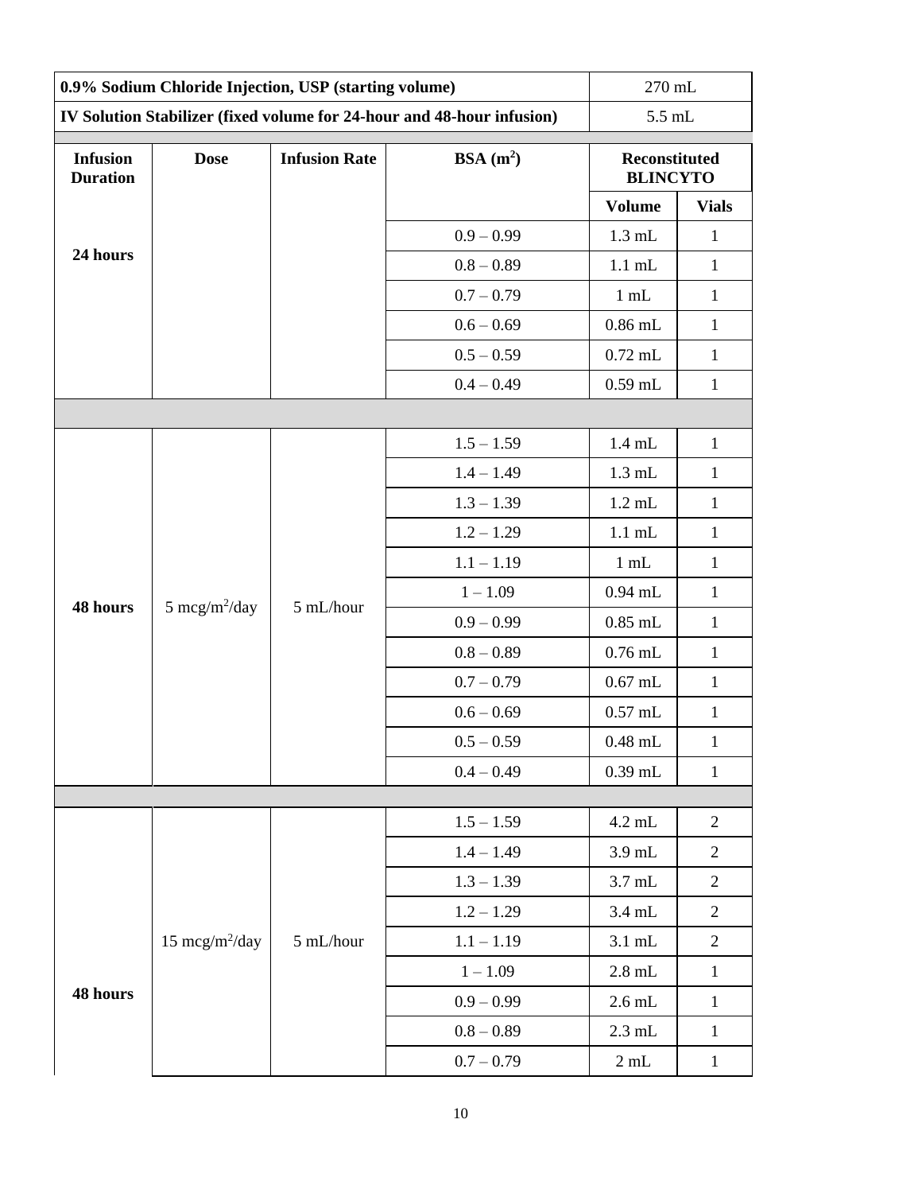| 0.9% Sodium Chloride Injection, USP (starting volume) | | | | 270 mL | |
|---|---|---|---|---|---|
| **IV Solution Stabilizer (fixed volume for 24-hour and 48-hour infusion)** | | | | 5.5 mL | |
| **Infusion Duration** | **Dose** | **Infusion Rate** | **BSA ($m^2$)** | **Reconstituted BLINCYTO** | |
| | | | | **Volume** | **Vials** |
| **24 hours** | | | 0.9 – 0.99 | 1.3 mL | 1 |
| | | | 0.8 – 0.89 | 1.1 mL | 1 |
| | | | 0.7 – 0.79 | 1 mL | 1 |
| | | | 0.6 – 0.69 | 0.86 mL | 1 |
| | | | 0.5 – 0.59 | 0.72 mL | 1 |
| | | | 0.4 – 0.49 | 0.59 mL | 1 |
| | | | | | |
| **48 hours** | 5 mcg/$m^2$/day | 5 mL/hour | 1.5 – 1.59 | 1.4 mL | 1 |
| | | | 1.4 – 1.49 | 1.3 mL | 1 |
| | | | 1.3 – 1.39 | 1.2 mL | 1 |
| | | | 1.2 – 1.29 | 1.1 mL | 1 |
| | | | 1.1 – 1.19 | 1 mL | 1 |
| | | | 1 – 1.09 | 0.94 mL | 1 |
| | | | 0.9 – 0.99 | 0.85 mL | 1 |
| | | | 0.8 – 0.89 | 0.76 mL | 1 |
| | | | 0.7 – 0.79 | 0.67 mL | 1 |
| | | | 0.6 – 0.69 | 0.57 mL | 1 |
| | | | 0.5 – 0.59 | 0.48 mL | 1 |
| | | | 0.4 – 0.49 | 0.39 mL | 1 |
| | | | | | |
| **48 hours** | 15 mcg/$m^2$/day | 5 mL/hour | 1.5 – 1.59 | 4.2 mL | 2 |
| | | | 1.4 – 1.49 | 3.9 mL | 2 |
| | | | 1.3 – 1.39 | 3.7 mL | 2 |
| | | | 1.2 – 1.29 | 3.4 mL | 2 |
| | | | 1.1 – 1.19 | 3.1 mL | 2 |
| | | | 1 – 1.09 | 2.8 mL | 1 |
| | | | 0.9 – 0.99 | 2.6 mL | 1 |
| | | | 0.8 – 0.89 | 2.3 mL | 1 |
| | | | 0.7 – 0.79 | 2 mL | 1 |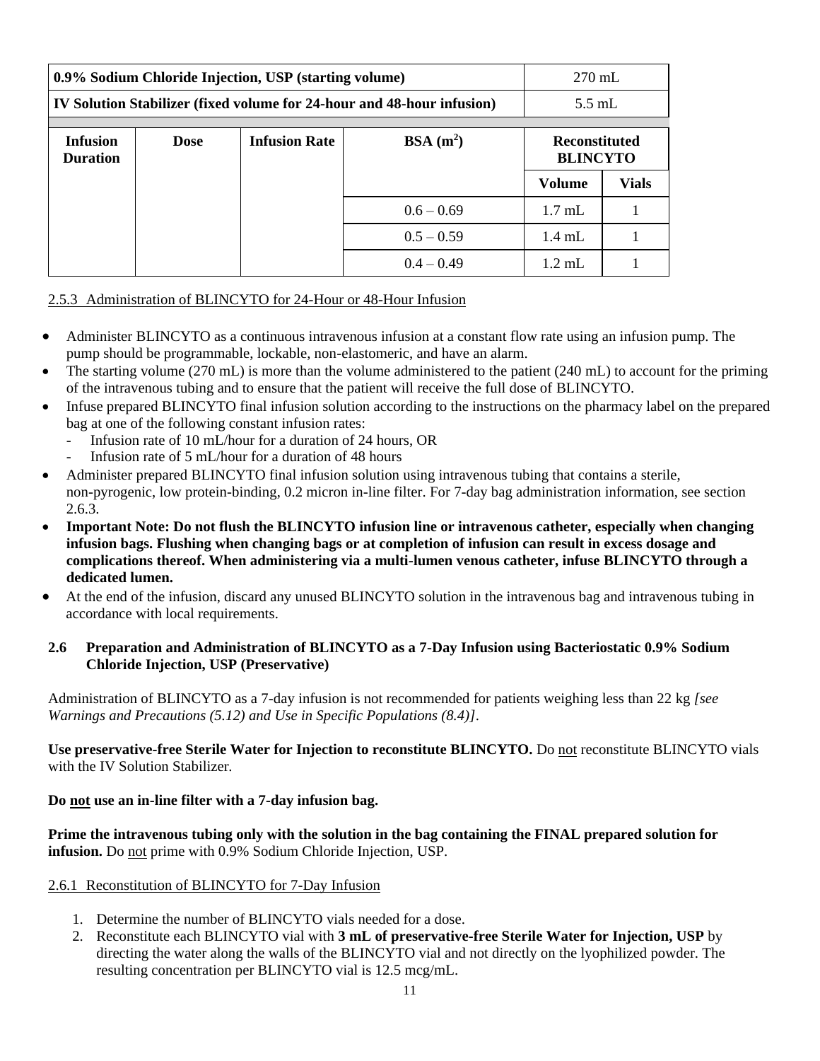| 0.9% Sodium Chloride Injection, USP (starting volume) | | | | 270 mL | |
|---|---|---|---|---|---|
| IV Solution Stabilizer (fixed volume for 24-hour and 48-hour infusion) | | | | 5.5 mL | |
| **Infusion Duration** | **Dose** | **Infusion Rate** | **BSA ($m^2$)** | **Reconstituted BLINCYTO** | |
| | | | | **Volume** | **Vials** |
| | | | 0.6 – 0.69 | 1.7 mL | 1 |
| | | | 0.5 – 0.59 | 1.4 mL | 1 |
| | | | 0.4 – 0.49 | 1.2 mL | 1 |

2.5.3 Administration of BLINCYTO for 24-Hour or 48-Hour Infusion

- Administer BLINCYTO as a continuous intravenous infusion at a constant flow rate using an infusion pump. The pump should be programmable, lockable, non-elastomeric, and have an alarm.
- The starting volume (270 mL) is more than the volume administered to the patient (240 mL) to account for the priming of the intravenous tubing and to ensure that the patient will receive the full dose of BLINCYTO.
- Infuse prepared BLINCYTO final infusion solution according to the instructions on the pharmacy label on the prepared bag at one of the following constant infusion rates:
  - Infusion rate of 10 mL/hour for a duration of 24 hours, OR
  - Infusion rate of 5 mL/hour for a duration of 48 hours
- Administer prepared BLINCYTO final infusion solution using intravenous tubing that contains a sterile, non-pyrogenic, low protein-binding, 0.2 micron in-line filter. For 7-day bag administration information, see section 2.6.3.
- **Important Note: Do not flush the BLINCYTO infusion line or intravenous catheter, especially when changing infusion bags. Flushing when changing bags or at completion of infusion can result in excess dosage and complications thereof. When administering via a multi-lumen venous catheter, infuse BLINCYTO through a dedicated lumen.**
- At the end of the infusion, discard any unused BLINCYTO solution in the intravenous bag and intravenous tubing in accordance with local requirements.

## 2.6 Preparation and Administration of BLINCYTO as a 7-Day Infusion using Bacteriostatic 0.9% Sodium Chloride Injection, USP (Preservative)

Administration of BLINCYTO as a 7-day infusion is not recommended for patients weighing less than 22 kg *[see Warnings and Precautions (5.12) and Use in Specific Populations (8.4)]*.

**Use preservative-free Sterile Water for Injection to reconstitute BLINCYTO.** Do not reconstitute BLINCYTO vials with the IV Solution Stabilizer.

**Do not use an in-line filter with a 7-day infusion bag.**

**Prime the intravenous tubing only with the solution in the bag containing the FINAL prepared solution for infusion.** Do not prime with 0.9% Sodium Chloride Injection, USP.

2.6.1 Reconstitution of BLINCYTO for 7-Day Infusion

1. Determine the number of BLINCYTO vials needed for a dose.
2. Reconstitute each BLINCYTO vial with **3 mL of preservative-free Sterile Water for Injection, USP** by directing the water along the walls of the BLINCYTO vial and not directly on the lyophilized powder. The resulting concentration per BLINCYTO vial is 12.5 mcg/mL.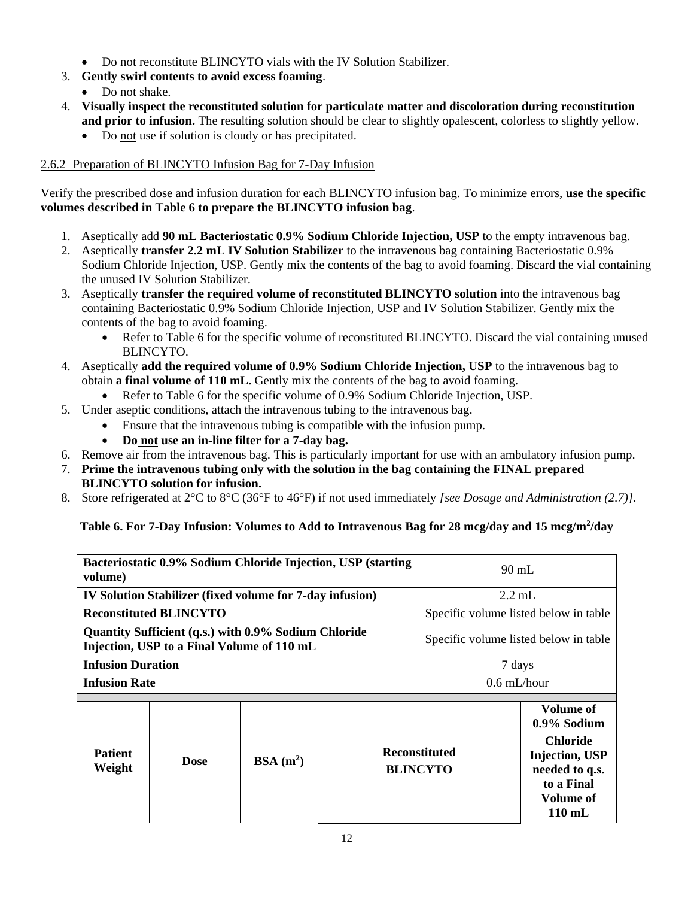- Do not reconstitute BLINCYTO vials with the IV Solution Stabilizer.

3. **Gently swirl contents to avoid excess foaming**.
   - Do not shake.
4. **Visually inspect the reconstituted solution for particulate matter and discoloration during reconstitution and prior to infusion.** The resulting solution should be clear to slightly opalescent, colorless to slightly yellow.
   - Do not use if solution is cloudy or has precipitated.

### 2.6.2 Preparation of BLINCYTO Infusion Bag for 7-Day Infusion

Verify the prescribed dose and infusion duration for each BLINCYTO infusion bag. To minimize errors, **use the specific volumes described in Table 6 to prepare the BLINCYTO infusion bag**.

1. Aseptically add **90 mL Bacteriostatic 0.9% Sodium Chloride Injection, USP** to the empty intravenous bag.
2. Aseptically **transfer 2.2 mL IV Solution Stabilizer** to the intravenous bag containing Bacteriostatic 0.9% Sodium Chloride Injection, USP. Gently mix the contents of the bag to avoid foaming. Discard the vial containing the unused IV Solution Stabilizer.
3. Aseptically **transfer the required volume of reconstituted BLINCYTO solution** into the intravenous bag containing Bacteriostatic 0.9% Sodium Chloride Injection, USP and IV Solution Stabilizer. Gently mix the contents of the bag to avoid foaming.
   - Refer to Table 6 for the specific volume of reconstituted BLINCYTO. Discard the vial containing unused BLINCYTO.
4. Aseptically **add the required volume of 0.9% Sodium Chloride Injection, USP** to the intravenous bag to obtain **a final volume of 110 mL.** Gently mix the contents of the bag to avoid foaming.
   - Refer to Table 6 for the specific volume of 0.9% Sodium Chloride Injection, USP.
5. Under aseptic conditions, attach the intravenous tubing to the intravenous bag.
   - Ensure that the intravenous tubing is compatible with the infusion pump.
   - **Do not use an in-line filter for a 7-day bag.**
6. Remove air from the intravenous bag. This is particularly important for use with an ambulatory infusion pump.
7. **Prime the intravenous tubing only with the solution in the bag containing the FINAL prepared BLINCYTO solution for infusion.**
8. Store refrigerated at 2°C to 8°C (36°F to 46°F) if not used immediately *[see Dosage and Administration (2.7)]*.

**Table 6. For 7-Day Infusion: Volumes to Add to Intravenous Bag for 28 mcg/day and 15 mcg/m²/day**

| **Bacteriostatic 0.9% Sodium Chloride Injection, USP (starting volume)** | 90 mL |
|---|---|
| **IV Solution Stabilizer (fixed volume for 7-day infusion)** | 2.2 mL |
| **Reconstituted BLINCYTO** | Specific volume listed below in table |
| **Quantity Sufficient (q.s.) with 0.9% Sodium Chloride Injection, USP to a Final Volume of 110 mL** | Specific volume listed below in table |
| **Infusion Duration** | 7 days |
| **Infusion Rate** | 0.6 mL/hour |

| **Patient Weight** | **Dose** | **BSA ($m^2$)** | **Reconstituted BLINCYTO** | **Volume of 0.9% Sodium Chloride Injection, USP needed to q.s. to a Final Volume of 110 mL** |
|---|---|---|---|---|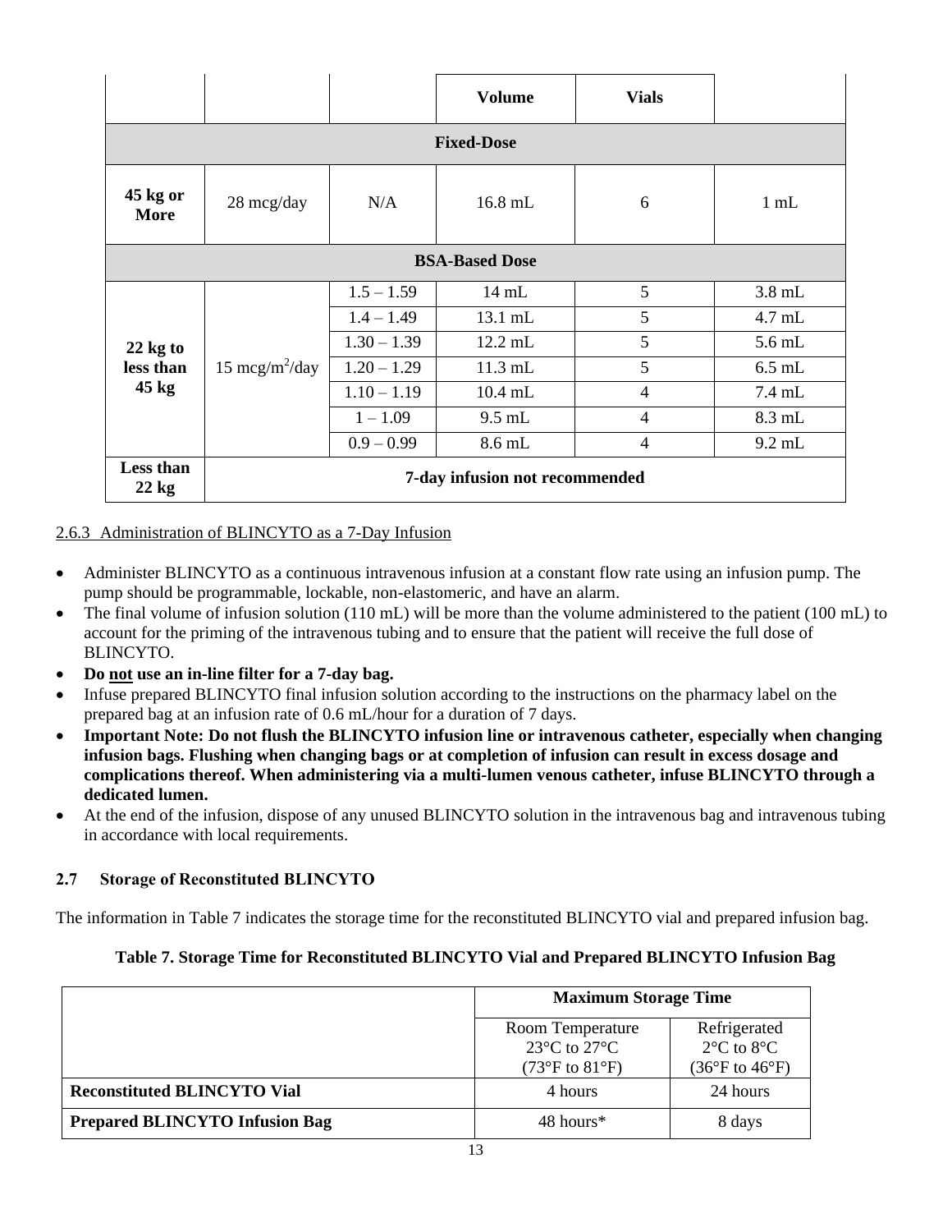| | | | Volume | Vials | |
|---|---|---|---|---|---|
| **Fixed-Dose** | | | | | |
| **45 kg or More** | 28 mcg/day | N/A | 16.8 mL | 6 | 1 mL |
| **BSA-Based Dose** | | | | | |
| **22 kg to less than 45 kg** | 15 mcg/m$^2$/day | 1.5 – 1.59 | 14 mL | 5 | 3.8 mL |
| | | 1.4 – 1.49 | 13.1 mL | 5 | 4.7 mL |
| | | 1.30 – 1.39 | 12.2 mL | 5 | 5.6 mL |
| | | 1.20 – 1.29 | 11.3 mL | 5 | 6.5 mL |
| | | 1.10 – 1.19 | 10.4 mL | 4 | 7.4 mL |
| | | 1 – 1.09 | 9.5 mL | 4 | 8.3 mL |
| | | 0.9 – 0.99 | 8.6 mL | 4 | 9.2 mL |
| **Less than 22 kg** | **7-day infusion not recommended** | | | | |

2.6.3 Administration of BLINCYTO as a 7-Day Infusion

- Administer BLINCYTO as a continuous intravenous infusion at a constant flow rate using an infusion pump. The pump should be programmable, lockable, non-elastomeric, and have an alarm.
- The final volume of infusion solution (110 mL) will be more than the volume administered to the patient (100 mL) to account for the priming of the intravenous tubing and to ensure that the patient will receive the full dose of BLINCYTO.
- **Do not use an in-line filter for a 7-day bag.**
- Infuse prepared BLINCYTO final infusion solution according to the instructions on the pharmacy label on the prepared bag at an infusion rate of 0.6 mL/hour for a duration of 7 days.
- **Important Note: Do not flush the BLINCYTO infusion line or intravenous catheter, especially when changing infusion bags. Flushing when changing bags or at completion of infusion can result in excess dosage and complications thereof. When administering via a multi-lumen venous catheter, infuse BLINCYTO through a dedicated lumen.**
- At the end of the infusion, dispose of any unused BLINCYTO solution in the intravenous bag and intravenous tubing in accordance with local requirements.

## 2.7 Storage of Reconstituted BLINCYTO

The information in Table 7 indicates the storage time for the reconstituted BLINCYTO vial and prepared infusion bag.

**Table 7. Storage Time for Reconstituted BLINCYTO Vial and Prepared BLINCYTO Infusion Bag**

| | Maximum Storage Time | |
|---|---|---|
| | Room Temperature 23°C to 27°C (73°F to 81°F) | Refrigerated 2°C to 8°C (36°F to 46°F) |
| **Reconstituted BLINCYTO Vial** | 4 hours | 24 hours |
| **Prepared BLINCYTO Infusion Bag** | 48 hours* | 8 days |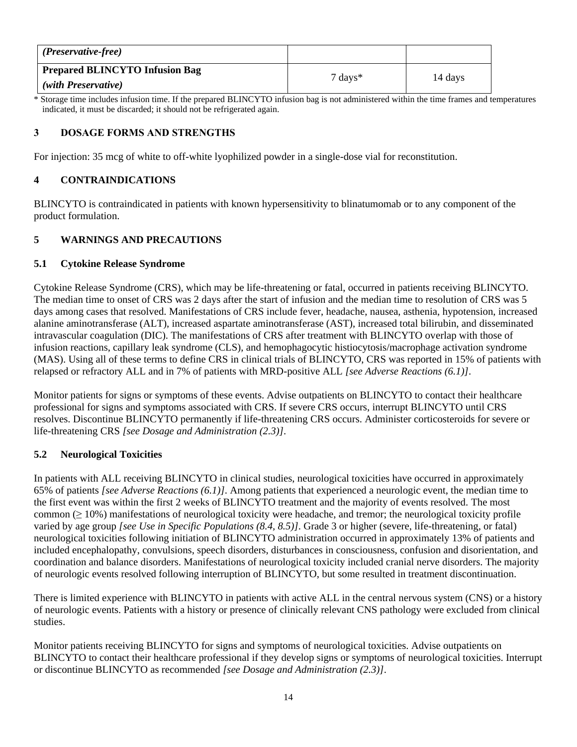| *(Preservative-free)* | | |
|---|---|---|
| **Prepared BLINCYTO Infusion Bag** *(with Preservative)* | 7 days* | 14 days |

* Storage time includes infusion time. If the prepared BLINCYTO infusion bag is not administered within the time frames and temperatures indicated, it must be discarded; it should not be refrigerated again.

## 3 DOSAGE FORMS AND STRENGTHS

For injection: 35 mcg of white to off-white lyophilized powder in a single-dose vial for reconstitution.

## 4 CONTRAINDICATIONS

BLINCYTO is contraindicated in patients with known hypersensitivity to blinatumomab or to any component of the product formulation.

## 5 WARNINGS AND PRECAUTIONS

### 5.1 Cytokine Release Syndrome

Cytokine Release Syndrome (CRS), which may be life-threatening or fatal, occurred in patients receiving BLINCYTO. The median time to onset of CRS was 2 days after the start of infusion and the median time to resolution of CRS was 5 days among cases that resolved. Manifestations of CRS include fever, headache, nausea, asthenia, hypotension, increased alanine aminotransferase (ALT), increased aspartate aminotransferase (AST), increased total bilirubin, and disseminated intravascular coagulation (DIC). The manifestations of CRS after treatment with BLINCYTO overlap with those of infusion reactions, capillary leak syndrome (CLS), and hemophagocytic histiocytosis/macrophage activation syndrome (MAS). Using all of these terms to define CRS in clinical trials of BLINCYTO, CRS was reported in 15% of patients with relapsed or refractory ALL and in 7% of patients with MRD-positive ALL *[see Adverse Reactions (6.1)]*.

Monitor patients for signs or symptoms of these events. Advise outpatients on BLINCYTO to contact their healthcare professional for signs and symptoms associated with CRS. If severe CRS occurs, interrupt BLINCYTO until CRS resolves. Discontinue BLINCYTO permanently if life-threatening CRS occurs. Administer corticosteroids for severe or life-threatening CRS *[see Dosage and Administration (2.3)]*.

### 5.2 Neurological Toxicities

In patients with ALL receiving BLINCYTO in clinical studies, neurological toxicities have occurred in approximately 65% of patients *[see Adverse Reactions (6.1)]*. Among patients that experienced a neurologic event, the median time to the first event was within the first 2 weeks of BLINCYTO treatment and the majority of events resolved. The most common (≥ 10%) manifestations of neurological toxicity were headache, and tremor; the neurological toxicity profile varied by age group *[see Use in Specific Populations (8.4, 8.5)]*. Grade 3 or higher (severe, life-threatening, or fatal) neurological toxicities following initiation of BLINCYTO administration occurred in approximately 13% of patients and included encephalopathy, convulsions, speech disorders, disturbances in consciousness, confusion and disorientation, and coordination and balance disorders. Manifestations of neurological toxicity included cranial nerve disorders. The majority of neurologic events resolved following interruption of BLINCYTO, but some resulted in treatment discontinuation.

There is limited experience with BLINCYTO in patients with active ALL in the central nervous system (CNS) or a history of neurologic events. Patients with a history or presence of clinically relevant CNS pathology were excluded from clinical studies.

Monitor patients receiving BLINCYTO for signs and symptoms of neurological toxicities. Advise outpatients on BLINCYTO to contact their healthcare professional if they develop signs or symptoms of neurological toxicities. Interrupt or discontinue BLINCYTO as recommended *[see Dosage and Administration (2.3)]*.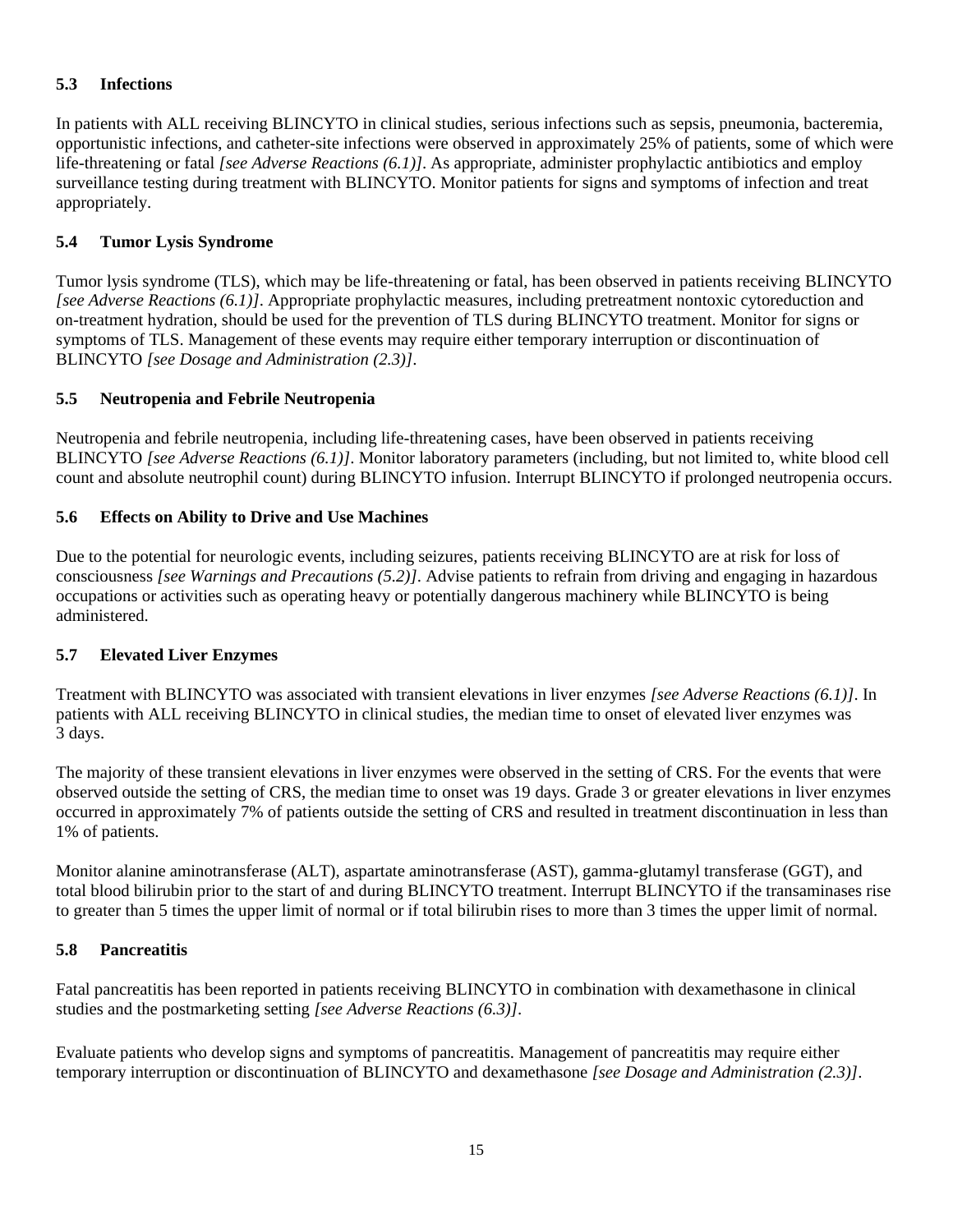### 5.3 Infections

In patients with ALL receiving BLINCYTO in clinical studies, serious infections such as sepsis, pneumonia, bacteremia, opportunistic infections, and catheter-site infections were observed in approximately 25% of patients, some of which were life-threatening or fatal *[see Adverse Reactions (6.1)]*. As appropriate, administer prophylactic antibiotics and employ surveillance testing during treatment with BLINCYTO. Monitor patients for signs and symptoms of infection and treat appropriately.

### 5.4 Tumor Lysis Syndrome

Tumor lysis syndrome (TLS), which may be life-threatening or fatal, has been observed in patients receiving BLINCYTO *[see Adverse Reactions (6.1)]*. Appropriate prophylactic measures, including pretreatment nontoxic cytoreduction and on-treatment hydration, should be used for the prevention of TLS during BLINCYTO treatment. Monitor for signs or symptoms of TLS. Management of these events may require either temporary interruption or discontinuation of BLINCYTO *[see Dosage and Administration (2.3)]*.

### 5.5 Neutropenia and Febrile Neutropenia

Neutropenia and febrile neutropenia, including life-threatening cases, have been observed in patients receiving BLINCYTO *[see Adverse Reactions (6.1)]*. Monitor laboratory parameters (including, but not limited to, white blood cell count and absolute neutrophil count) during BLINCYTO infusion. Interrupt BLINCYTO if prolonged neutropenia occurs.

### 5.6 Effects on Ability to Drive and Use Machines

Due to the potential for neurologic events, including seizures, patients receiving BLINCYTO are at risk for loss of consciousness *[see Warnings and Precautions (5.2)]*. Advise patients to refrain from driving and engaging in hazardous occupations or activities such as operating heavy or potentially dangerous machinery while BLINCYTO is being administered.

### 5.7 Elevated Liver Enzymes

Treatment with BLINCYTO was associated with transient elevations in liver enzymes *[see Adverse Reactions (6.1)]*. In patients with ALL receiving BLINCYTO in clinical studies, the median time to onset of elevated liver enzymes was 3 days.

The majority of these transient elevations in liver enzymes were observed in the setting of CRS. For the events that were observed outside the setting of CRS, the median time to onset was 19 days. Grade 3 or greater elevations in liver enzymes occurred in approximately 7% of patients outside the setting of CRS and resulted in treatment discontinuation in less than 1% of patients.

Monitor alanine aminotransferase (ALT), aspartate aminotransferase (AST), gamma-glutamyl transferase (GGT), and total blood bilirubin prior to the start of and during BLINCYTO treatment. Interrupt BLINCYTO if the transaminases rise to greater than 5 times the upper limit of normal or if total bilirubin rises to more than 3 times the upper limit of normal.

### 5.8 Pancreatitis

Fatal pancreatitis has been reported in patients receiving BLINCYTO in combination with dexamethasone in clinical studies and the postmarketing setting *[see Adverse Reactions (6.3)]*.

Evaluate patients who develop signs and symptoms of pancreatitis. Management of pancreatitis may require either temporary interruption or discontinuation of BLINCYTO and dexamethasone *[see Dosage and Administration (2.3)]*.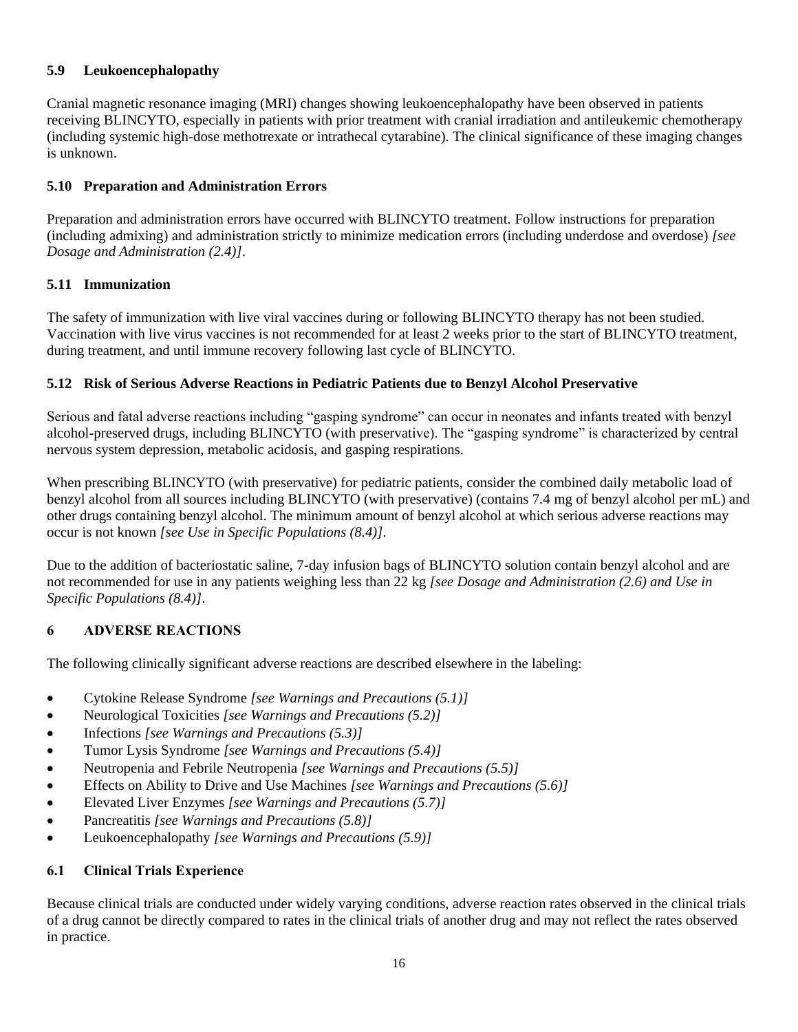### 5.9 Leukoencephalopathy

Cranial magnetic resonance imaging (MRI) changes showing leukoencephalopathy have been observed in patients receiving BLINCYTO, especially in patients with prior treatment with cranial irradiation and antileukemic chemotherapy (including systemic high-dose methotrexate or intrathecal cytarabine). The clinical significance of these imaging changes is unknown.

### 5.10 Preparation and Administration Errors

Preparation and administration errors have occurred with BLINCYTO treatment. Follow instructions for preparation (including admixing) and administration strictly to minimize medication errors (including underdose and overdose) *[see Dosage and Administration (2.4)]*.

### 5.11 Immunization

The safety of immunization with live viral vaccines during or following BLINCYTO therapy has not been studied. Vaccination with live virus vaccines is not recommended for at least 2 weeks prior to the start of BLINCYTO treatment, during treatment, and until immune recovery following last cycle of BLINCYTO.

### 5.12 Risk of Serious Adverse Reactions in Pediatric Patients due to Benzyl Alcohol Preservative

Serious and fatal adverse reactions including "gasping syndrome" can occur in neonates and infants treated with benzyl alcohol-preserved drugs, including BLINCYTO (with preservative). The "gasping syndrome" is characterized by central nervous system depression, metabolic acidosis, and gasping respirations.

When prescribing BLINCYTO (with preservative) for pediatric patients, consider the combined daily metabolic load of benzyl alcohol from all sources including BLINCYTO (with preservative) (contains 7.4 mg of benzyl alcohol per mL) and other drugs containing benzyl alcohol. The minimum amount of benzyl alcohol at which serious adverse reactions may occur is not known *[see Use in Specific Populations (8.4)]*.

Due to the addition of bacteriostatic saline, 7-day infusion bags of BLINCYTO solution contain benzyl alcohol and are not recommended for use in any patients weighing less than 22 kg *[see Dosage and Administration (2.6) and Use in Specific Populations (8.4)]*.

## 6 ADVERSE REACTIONS

The following clinically significant adverse reactions are described elsewhere in the labeling:

- Cytokine Release Syndrome *[see Warnings and Precautions (5.1)]*
- Neurological Toxicities *[see Warnings and Precautions (5.2)]*
- Infections *[see Warnings and Precautions (5.3)]*
- Tumor Lysis Syndrome *[see Warnings and Precautions (5.4)]*
- Neutropenia and Febrile Neutropenia *[see Warnings and Precautions (5.5)]*
- Effects on Ability to Drive and Use Machines *[see Warnings and Precautions (5.6)]*
- Elevated Liver Enzymes *[see Warnings and Precautions (5.7)]*
- Pancreatitis *[see Warnings and Precautions (5.8)]*
- Leukoencephalopathy *[see Warnings and Precautions (5.9)]*

### 6.1 Clinical Trials Experience

Because clinical trials are conducted under widely varying conditions, adverse reaction rates observed in the clinical trials of a drug cannot be directly compared to rates in the clinical trials of another drug and may not reflect the rates observed in practice.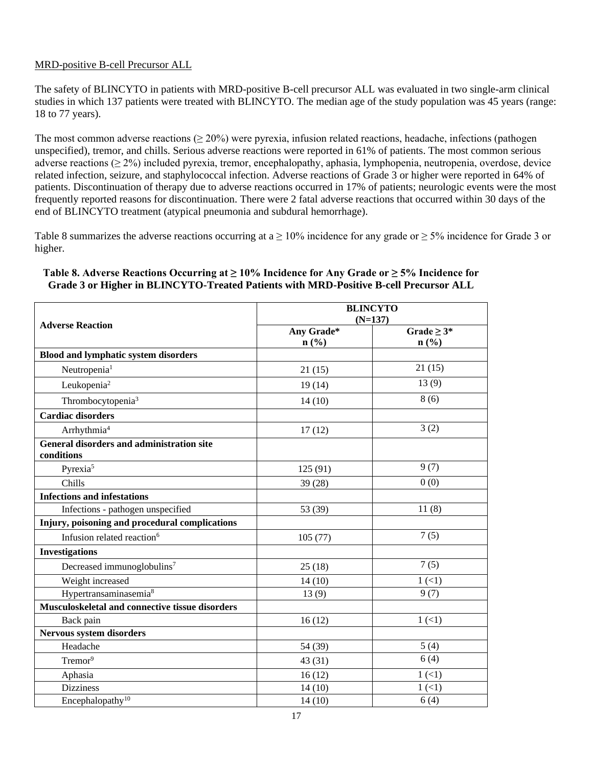MRD-positive B-cell Precursor ALL

The safety of BLINCYTO in patients with MRD-positive B-cell precursor ALL was evaluated in two single-arm clinical studies in which 137 patients were treated with BLINCYTO. The median age of the study population was 45 years (range: 18 to 77 years).

The most common adverse reactions (≥ 20%) were pyrexia, infusion related reactions, headache, infections (pathogen unspecified), tremor, and chills. Serious adverse reactions were reported in 61% of patients. The most common serious adverse reactions (≥ 2%) included pyrexia, tremor, encephalopathy, aphasia, lymphopenia, neutropenia, overdose, device related infection, seizure, and staphylococcal infection. Adverse reactions of Grade 3 or higher were reported in 64% of patients. Discontinuation of therapy due to adverse reactions occurred in 17% of patients; neurologic events were the most frequently reported reasons for discontinuation. There were 2 fatal adverse reactions that occurred within 30 days of the end of BLINCYTO treatment (atypical pneumonia and subdural hemorrhage).

Table 8 summarizes the adverse reactions occurring at a ≥ 10% incidence for any grade or ≥ 5% incidence for Grade 3 or higher.

**Table 8. Adverse Reactions Occurring at ≥ 10% Incidence for Any Grade or ≥ 5% Incidence for Grade 3 or Higher in BLINCYTO-Treated Patients with MRD-Positive B-cell Precursor ALL**

| Adverse Reaction | BLINCYTO (N=137) | |
|---|---|---|
| | Any Grade* n (%) | Grade ≥ 3* n (%) |
| **Blood and lymphatic system disorders** | | |
| Neutropenia[1] | 21 (15) | 21 (15) |
| Leukopenia[2] | 19 (14) | 13 (9) |
| Thrombocytopenia[3] | 14 (10) | 8 (6) |
| **Cardiac disorders** | | |
| Arrhythmia[4] | 17 (12) | 3 (2) |
| **General disorders and administration site conditions** | | |
| Pyrexia[5] | 125 (91) | 9 (7) |
| Chills | 39 (28) | 0 (0) |
| **Infections and infestations** | | |
| Infections - pathogen unspecified | 53 (39) | 11 (8) |
| **Injury, poisoning and procedural complications** | | |
| Infusion related reaction[6] | 105 (77) | 7 (5) |
| **Investigations** | | |
| Decreased immunoglobulins[7] | 25 (18) | 7 (5) |
| Weight increased | 14 (10) | 1 (<1) |
| Hypertransaminasemia[8] | 13 (9) | 9 (7) |
| **Musculoskeletal and connective tissue disorders** | | |
| Back pain | 16 (12) | 1 (<1) |
| **Nervous system disorders** | | |
| Headache | 54 (39) | 5 (4) |
| Tremor[9] | 43 (31) | 6 (4) |
| Aphasia | 16 (12) | 1 (<1) |
| Dizziness | 14 (10) | 1 (<1) |
| Encephalopathy[10] | 14 (10) | 6 (4) |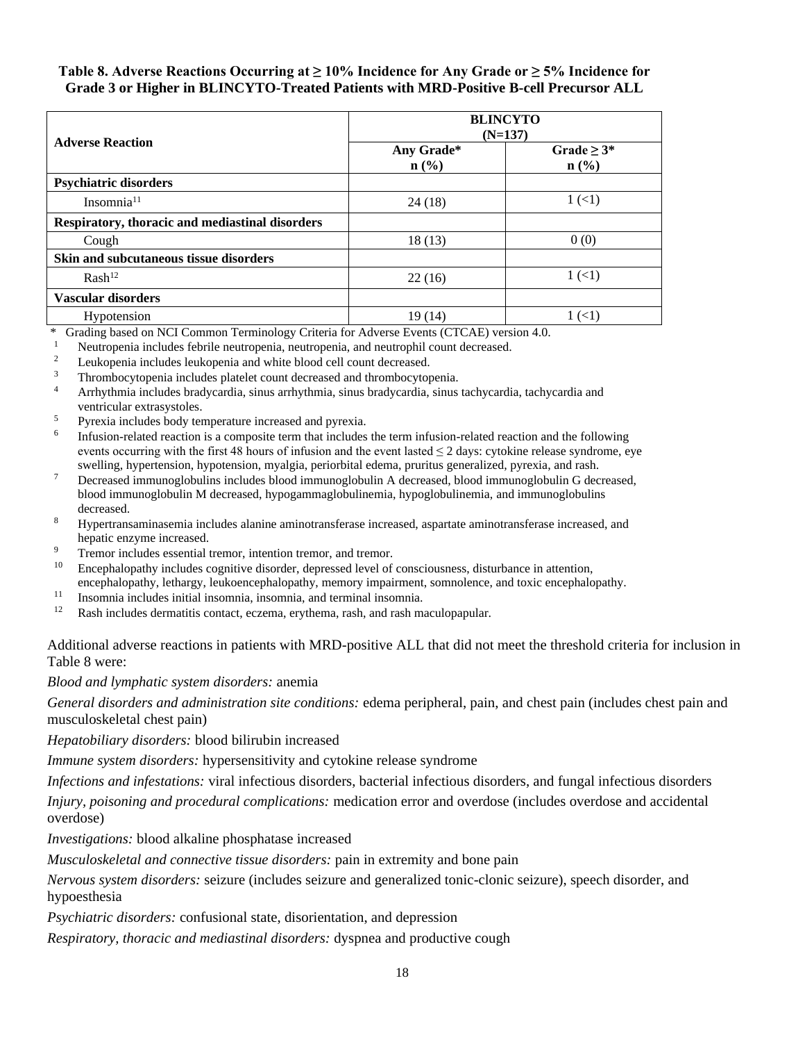**Table 8. Adverse Reactions Occurring at ≥ 10% Incidence for Any Grade or ≥ 5% Incidence for Grade 3 or Higher in BLINCYTO-Treated Patients with MRD-Positive B-cell Precursor ALL**

| Adverse Reaction | BLINCYTO (N=137) | |
|---|---|---|
| | **Any Grade* n (%)** | **Grade ≥ 3* n (%)** |
| **Psychiatric disorders** | | |
| Insomnia[11] | 24 (18) | 1 (<1) |
| **Respiratory, thoracic and mediastinal disorders** | | |
| Cough | 18 (13) | 0 (0) |
| **Skin and subcutaneous tissue disorders** | | |
| Rash[12] | 22 (16) | 1 (<1) |
| **Vascular disorders** | | |
| Hypotension | 19 (14) | 1 (<1) |

\* Grading based on NCI Common Terminology Criteria for Adverse Events (CTCAE) version 4.0.

[1] Neutropenia includes febrile neutropenia, neutropenia, and neutrophil count decreased.

[2] Leukopenia includes leukopenia and white blood cell count decreased.

[3] Thrombocytopenia includes platelet count decreased and thrombocytopenia.

[4] Arrhythmia includes bradycardia, sinus arrhythmia, sinus bradycardia, sinus tachycardia, tachycardia and ventricular extrasystoles.

[5] Pyrexia includes body temperature increased and pyrexia.

[6] Infusion-related reaction is a composite term that includes the term infusion-related reaction and the following events occurring with the first 48 hours of infusion and the event lasted ≤ 2 days: cytokine release syndrome, eye swelling, hypertension, hypotension, myalgia, periorbital edema, pruritus generalized, pyrexia, and rash.

[7] Decreased immunoglobulins includes blood immunoglobulin A decreased, blood immunoglobulin G decreased, blood immunoglobulin M decreased, hypogammaglobulinemia, hypoglobulinemia, and immunoglobulins decreased.

[8] Hypertransaminasemia includes alanine aminotransferase increased, aspartate aminotransferase increased, and hepatic enzyme increased.

[9] Tremor includes essential tremor, intention tremor, and tremor.

[10] Encephalopathy includes cognitive disorder, depressed level of consciousness, disturbance in attention, encephalopathy, lethargy, leukoencephalopathy, memory impairment, somnolence, and toxic encephalopathy.

[11] Insomnia includes initial insomnia, insomnia, and terminal insomnia.

[12] Rash includes dermatitis contact, eczema, erythema, rash, and rash maculopapular.

Additional adverse reactions in patients with MRD-positive ALL that did not meet the threshold criteria for inclusion in Table 8 were:

*Blood and lymphatic system disorders:* anemia

*General disorders and administration site conditions:* edema peripheral, pain, and chest pain (includes chest pain and musculoskeletal chest pain)

*Hepatobiliary disorders:* blood bilirubin increased

*Immune system disorders:* hypersensitivity and cytokine release syndrome

*Infections and infestations:* viral infectious disorders, bacterial infectious disorders, and fungal infectious disorders

*Injury, poisoning and procedural complications:* medication error and overdose (includes overdose and accidental overdose)

*Investigations:* blood alkaline phosphatase increased

*Musculoskeletal and connective tissue disorders:* pain in extremity and bone pain

*Nervous system disorders:* seizure (includes seizure and generalized tonic-clonic seizure), speech disorder, and hypoesthesia

*Psychiatric disorders:* confusional state, disorientation, and depression

*Respiratory, thoracic and mediastinal disorders:* dyspnea and productive cough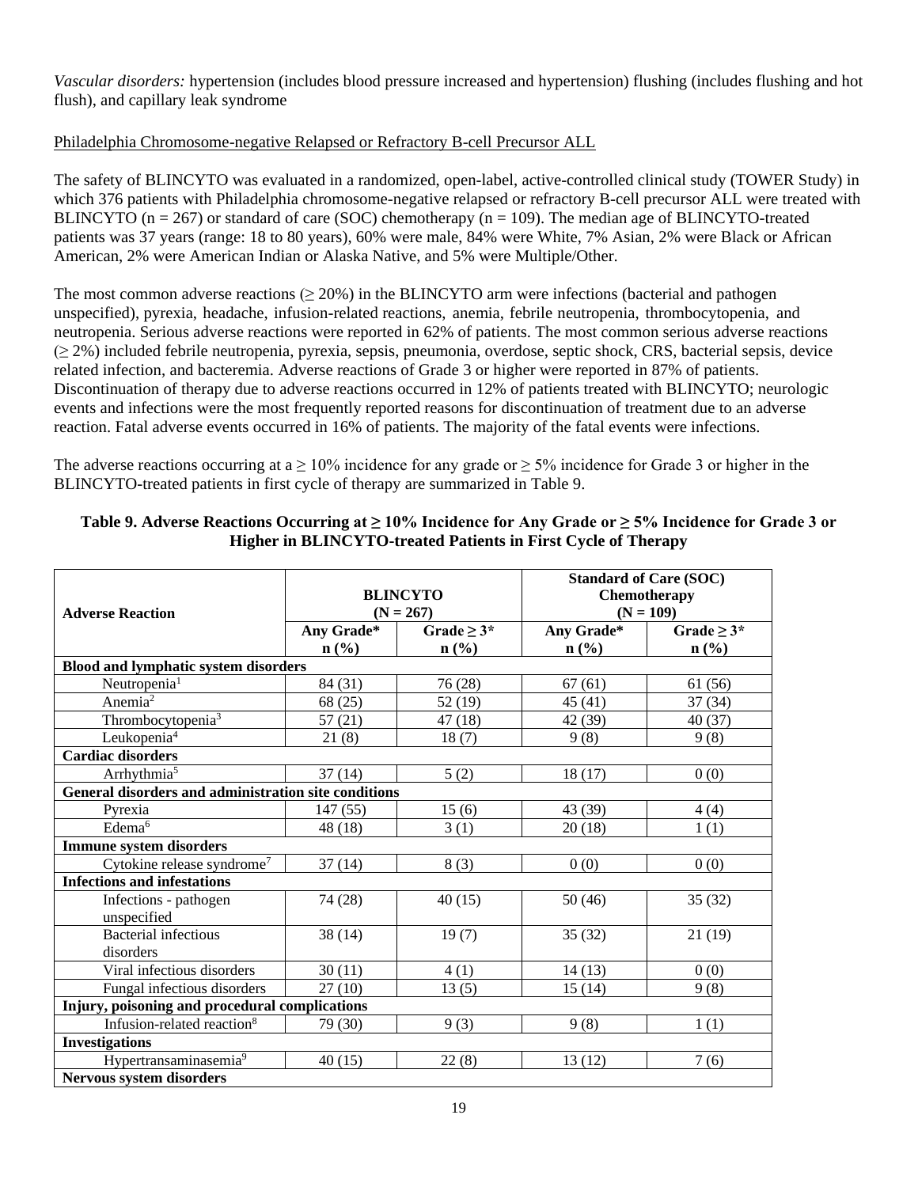*Vascular disorders:* hypertension (includes blood pressure increased and hypertension) flushing (includes flushing and hot flush), and capillary leak syndrome

Philadelphia Chromosome-negative Relapsed or Refractory B-cell Precursor ALL

The safety of BLINCYTO was evaluated in a randomized, open-label, active-controlled clinical study (TOWER Study) in which 376 patients with Philadelphia chromosome-negative relapsed or refractory B-cell precursor ALL were treated with BLINCYTO (n = 267) or standard of care (SOC) chemotherapy (n = 109). The median age of BLINCYTO-treated patients was 37 years (range: 18 to 80 years), 60% were male, 84% were White, 7% Asian, 2% were Black or African American, 2% were American Indian or Alaska Native, and 5% were Multiple/Other.

The most common adverse reactions (≥ 20%) in the BLINCYTO arm were infections (bacterial and pathogen unspecified), pyrexia, headache, infusion-related reactions, anemia, febrile neutropenia, thrombocytopenia, and neutropenia. Serious adverse reactions were reported in 62% of patients. The most common serious adverse reactions (≥ 2%) included febrile neutropenia, pyrexia, sepsis, pneumonia, overdose, septic shock, CRS, bacterial sepsis, device related infection, and bacteremia. Adverse reactions of Grade 3 or higher were reported in 87% of patients. Discontinuation of therapy due to adverse reactions occurred in 12% of patients treated with BLINCYTO; neurologic events and infections were the most frequently reported reasons for discontinuation of treatment due to an adverse reaction. Fatal adverse events occurred in 16% of patients. The majority of the fatal events were infections.

The adverse reactions occurring at a ≥ 10% incidence for any grade or ≥ 5% incidence for Grade 3 or higher in the BLINCYTO-treated patients in first cycle of therapy are summarized in Table 9.

**Table 9. Adverse Reactions Occurring at ≥ 10% Incidence for Any Grade or ≥ 5% Incidence for Grade 3 or Higher in BLINCYTO-treated Patients in First Cycle of Therapy**

| Adverse Reaction | BLINCYTO (N = 267) | | Standard of Care (SOC) Chemotherapy (N = 109) | |
|---|---|---|---|---|
| | Any Grade* n (%) | Grade ≥ 3* n (%) | Any Grade* n (%) | Grade ≥ 3* n (%) |
| **Blood and lymphatic system disorders** | | | | |
| Neutropenia[1] | 84 (31) | 76 (28) | 67 (61) | 61 (56) |
| Anemia[2] | 68 (25) | 52 (19) | 45 (41) | 37 (34) |
| Thrombocytopenia[3] | 57 (21) | 47 (18) | 42 (39) | 40 (37) |
| Leukopenia[4] | 21 (8) | 18 (7) | 9 (8) | 9 (8) |
| **Cardiac disorders** | | | | |
| Arrhythmia[5] | 37 (14) | 5 (2) | 18 (17) | 0 (0) |
| **General disorders and administration site conditions** | | | | |
| Pyrexia | 147 (55) | 15 (6) | 43 (39) | 4 (4) |
| Edema[6] | 48 (18) | 3 (1) | 20 (18) | 1 (1) |
| **Immune system disorders** | | | | |
| Cytokine release syndrome[7] | 37 (14) | 8 (3) | 0 (0) | 0 (0) |
| **Infections and infestations** | | | | |
| Infections - pathogen unspecified | 74 (28) | 40 (15) | 50 (46) | 35 (32) |
| Bacterial infectious disorders | 38 (14) | 19 (7) | 35 (32) | 21 (19) |
| Viral infectious disorders | 30 (11) | 4 (1) | 14 (13) | 0 (0) |
| Fungal infectious disorders | 27 (10) | 13 (5) | 15 (14) | 9 (8) |
| **Injury, poisoning and procedural complications** | | | | |
| Infusion-related reaction[8] | 79 (30) | 9 (3) | 9 (8) | 1 (1) |
| **Investigations** | | | | |
| Hypertransaminasemia[9] | 40 (15) | 22 (8) | 13 (12) | 7 (6) |
| **Nervous system disorders** | | | | |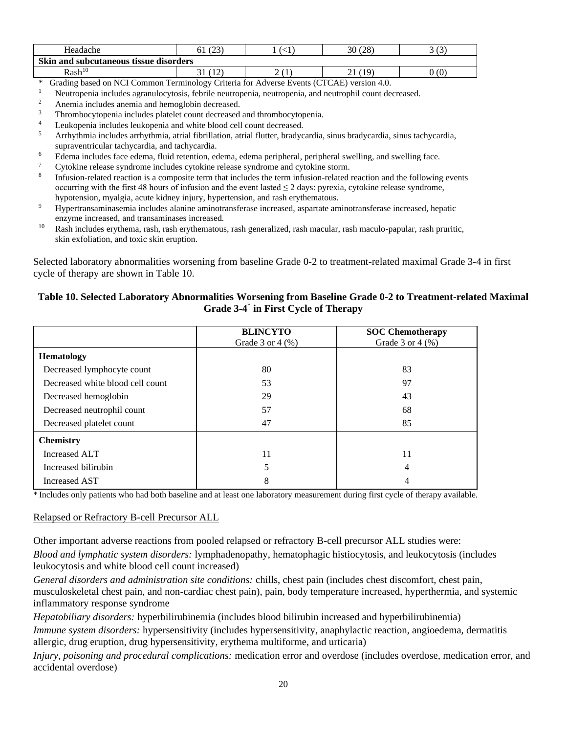| Headache | 61 (23) | 1 (<1) | 30 (28) | 3 (3) |
|---|---|---|---|---|
| **Skin and subcutaneous tissue disorders** | | | | |
| Rash[10] | 31 (12) | 2 (1) | 21 (19) | 0 (0) |

\* Grading based on NCI Common Terminology Criteria for Adverse Events (CTCAE) version 4.0.

[1] Neutropenia includes agranulocytosis, febrile neutropenia, neutropenia, and neutrophil count decreased.

[2] Anemia includes anemia and hemoglobin decreased.

[3] Thrombocytopenia includes platelet count decreased and thrombocytopenia.

[4] Leukopenia includes leukopenia and white blood cell count decreased.

[5] Arrhythmia includes arrhythmia, atrial fibrillation, atrial flutter, bradycardia, sinus bradycardia, sinus tachycardia, supraventricular tachycardia, and tachycardia.

[6] Edema includes face edema, fluid retention, edema, edema peripheral, peripheral swelling, and swelling face.

[7] Cytokine release syndrome includes cytokine release syndrome and cytokine storm.

[8] Infusion-related reaction is a composite term that includes the term infusion-related reaction and the following events occurring with the first 48 hours of infusion and the event lasted ≤ 2 days: pyrexia, cytokine release syndrome, hypotension, myalgia, acute kidney injury, hypertension, and rash erythematous.

[9] Hypertransaminasemia includes alanine aminotransferase increased, aspartate aminotransferase increased, hepatic enzyme increased, and transaminases increased.

[10] Rash includes erythema, rash, rash erythematous, rash generalized, rash macular, rash maculo-papular, rash pruritic, skin exfoliation, and toxic skin eruption.

Selected laboratory abnormalities worsening from baseline Grade 0-2 to treatment-related maximal Grade 3-4 in first cycle of therapy are shown in Table 10.

**Table 10. Selected Laboratory Abnormalities Worsening from Baseline Grade 0-2 to Treatment-related Maximal Grade 3-4\* in First Cycle of Therapy**

| | **BLINCYTO** Grade 3 or 4 (%) | **SOC Chemotherapy** Grade 3 or 4 (%) |
|---|---|---|
| **Hematology** | | |
| Decreased lymphocyte count | 80 | 83 |
| Decreased white blood cell count | 53 | 97 |
| Decreased hemoglobin | 29 | 43 |
| Decreased neutrophil count | 57 | 68 |
| Decreased platelet count | 47 | 85 |
| **Chemistry** | | |
| Increased ALT | 11 | 11 |
| Increased bilirubin | 5 | 4 |
| Increased AST | 8 | 4 |

\* Includes only patients who had both baseline and at least one laboratory measurement during first cycle of therapy available.

Relapsed or Refractory B-cell Precursor ALL

Other important adverse reactions from pooled relapsed or refractory B-cell precursor ALL studies were:

*Blood and lymphatic system disorders:* lymphadenopathy, hematophagic histiocytosis, and leukocytosis (includes leukocytosis and white blood cell count increased)

*General disorders and administration site conditions:* chills, chest pain (includes chest discomfort, chest pain, musculoskeletal chest pain, and non-cardiac chest pain), pain, body temperature increased, hyperthermia, and systemic inflammatory response syndrome

*Hepatobiliary disorders:* hyperbilirubinemia (includes blood bilirubin increased and hyperbilirubinemia)

*Immune system disorders:* hypersensitivity (includes hypersensitivity, anaphylactic reaction, angioedema, dermatitis allergic, drug eruption, drug hypersensitivity, erythema multiforme, and urticaria)

*Injury, poisoning and procedural complications:* medication error and overdose (includes overdose, medication error, and accidental overdose)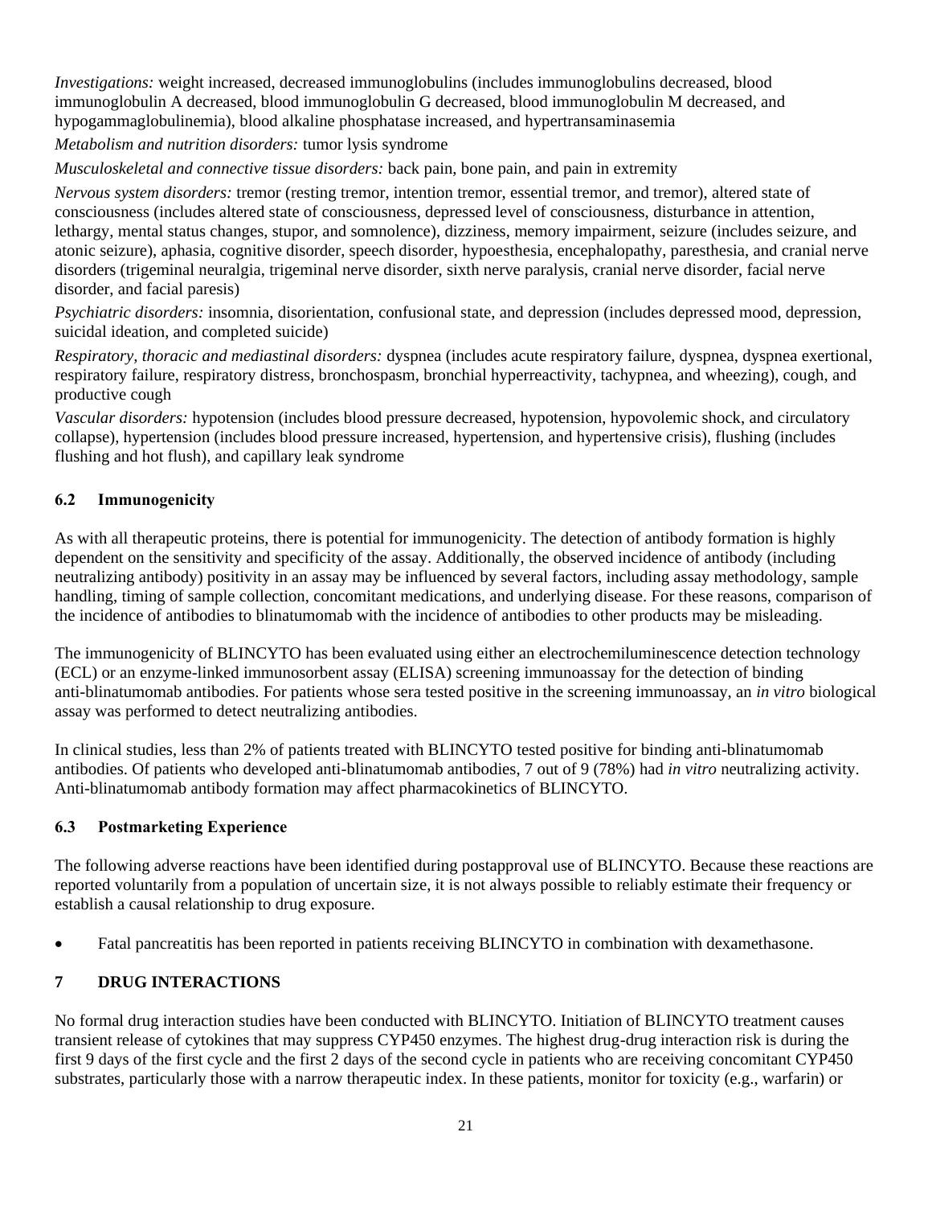*Investigations:* weight increased, decreased immunoglobulins (includes immunoglobulins decreased, blood immunoglobulin A decreased, blood immunoglobulin G decreased, blood immunoglobulin M decreased, and hypogammaglobulinemia), blood alkaline phosphatase increased, and hypertransaminasemia

*Metabolism and nutrition disorders:* tumor lysis syndrome

*Musculoskeletal and connective tissue disorders:* back pain, bone pain, and pain in extremity

*Nervous system disorders:* tremor (resting tremor, intention tremor, essential tremor, and tremor), altered state of consciousness (includes altered state of consciousness, depressed level of consciousness, disturbance in attention, lethargy, mental status changes, stupor, and somnolence), dizziness, memory impairment, seizure (includes seizure, and atonic seizure), aphasia, cognitive disorder, speech disorder, hypoesthesia, encephalopathy, paresthesia, and cranial nerve disorders (trigeminal neuralgia, trigeminal nerve disorder, sixth nerve paralysis, cranial nerve disorder, facial nerve disorder, and facial paresis)

*Psychiatric disorders:* insomnia, disorientation, confusional state, and depression (includes depressed mood, depression, suicidal ideation, and completed suicide)

*Respiratory, thoracic and mediastinal disorders:* dyspnea (includes acute respiratory failure, dyspnea, dyspnea exertional, respiratory failure, respiratory distress, bronchospasm, bronchial hyperreactivity, tachypnea, and wheezing), cough, and productive cough

*Vascular disorders:* hypotension (includes blood pressure decreased, hypotension, hypovolemic shock, and circulatory collapse), hypertension (includes blood pressure increased, hypertension, and hypertensive crisis), flushing (includes flushing and hot flush), and capillary leak syndrome

### 6.2 Immunogenicity

As with all therapeutic proteins, there is potential for immunogenicity. The detection of antibody formation is highly dependent on the sensitivity and specificity of the assay. Additionally, the observed incidence of antibody (including neutralizing antibody) positivity in an assay may be influenced by several factors, including assay methodology, sample handling, timing of sample collection, concomitant medications, and underlying disease. For these reasons, comparison of the incidence of antibodies to blinatumomab with the incidence of antibodies to other products may be misleading.

The immunogenicity of BLINCYTO has been evaluated using either an electrochemiluminescence detection technology (ECL) or an enzyme-linked immunosorbent assay (ELISA) screening immunoassay for the detection of binding anti-blinatumomab antibodies. For patients whose sera tested positive in the screening immunoassay, an *in vitro* biological assay was performed to detect neutralizing antibodies.

In clinical studies, less than 2% of patients treated with BLINCYTO tested positive for binding anti-blinatumomab antibodies. Of patients who developed anti-blinatumomab antibodies, 7 out of 9 (78%) had *in vitro* neutralizing activity. Anti-blinatumomab antibody formation may affect pharmacokinetics of BLINCYTO.

### 6.3 Postmarketing Experience

The following adverse reactions have been identified during postapproval use of BLINCYTO. Because these reactions are reported voluntarily from a population of uncertain size, it is not always possible to reliably estimate their frequency or establish a causal relationship to drug exposure.

- Fatal pancreatitis has been reported in patients receiving BLINCYTO in combination with dexamethasone.

## 7 DRUG INTERACTIONS

No formal drug interaction studies have been conducted with BLINCYTO. Initiation of BLINCYTO treatment causes transient release of cytokines that may suppress CYP450 enzymes. The highest drug-drug interaction risk is during the first 9 days of the first cycle and the first 2 days of the second cycle in patients who are receiving concomitant CYP450 substrates, particularly those with a narrow therapeutic index. In these patients, monitor for toxicity (e.g., warfarin) or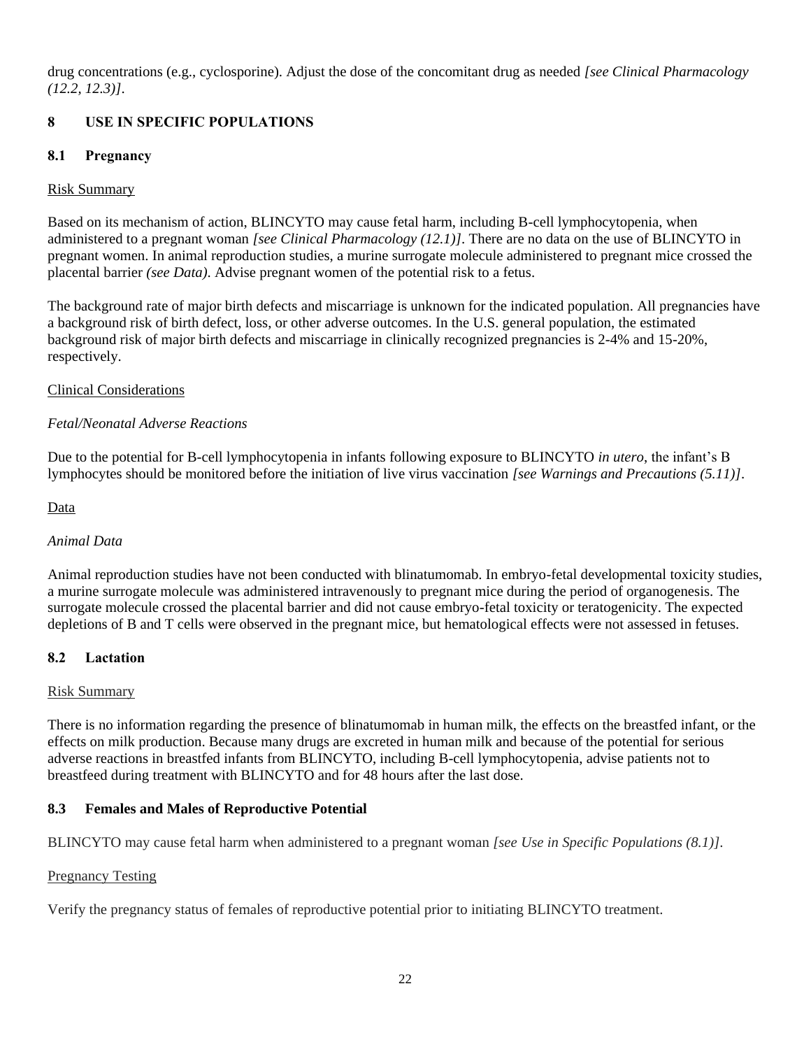drug concentrations (e.g., cyclosporine). Adjust the dose of the concomitant drug as needed *[see Clinical Pharmacology (12.2, 12.3)]*.

## 8 USE IN SPECIFIC POPULATIONS

### 8.1 Pregnancy

Risk Summary

Based on its mechanism of action, BLINCYTO may cause fetal harm, including B-cell lymphocytopenia, when administered to a pregnant woman *[see Clinical Pharmacology (12.1)]*. There are no data on the use of BLINCYTO in pregnant women. In animal reproduction studies, a murine surrogate molecule administered to pregnant mice crossed the placental barrier *(see Data)*. Advise pregnant women of the potential risk to a fetus.

The background rate of major birth defects and miscarriage is unknown for the indicated population. All pregnancies have a background risk of birth defect, loss, or other adverse outcomes. In the U.S. general population, the estimated background risk of major birth defects and miscarriage in clinically recognized pregnancies is 2-4% and 15-20%, respectively.

Clinical Considerations

*Fetal/Neonatal Adverse Reactions*

Due to the potential for B-cell lymphocytopenia in infants following exposure to BLINCYTO *in utero*, the infant's B lymphocytes should be monitored before the initiation of live virus vaccination *[see Warnings and Precautions (5.11)]*.

Data

*Animal Data*

Animal reproduction studies have not been conducted with blinatumomab. In embryo-fetal developmental toxicity studies, a murine surrogate molecule was administered intravenously to pregnant mice during the period of organogenesis. The surrogate molecule crossed the placental barrier and did not cause embryo-fetal toxicity or teratogenicity. The expected depletions of B and T cells were observed in the pregnant mice, but hematological effects were not assessed in fetuses.

### 8.2 Lactation

Risk Summary

There is no information regarding the presence of blinatumomab in human milk, the effects on the breastfed infant, or the effects on milk production. Because many drugs are excreted in human milk and because of the potential for serious adverse reactions in breastfed infants from BLINCYTO, including B-cell lymphocytopenia, advise patients not to breastfeed during treatment with BLINCYTO and for 48 hours after the last dose.

### 8.3 Females and Males of Reproductive Potential

BLINCYTO may cause fetal harm when administered to a pregnant woman *[see Use in Specific Populations (8.1)]*.

Pregnancy Testing

Verify the pregnancy status of females of reproductive potential prior to initiating BLINCYTO treatment.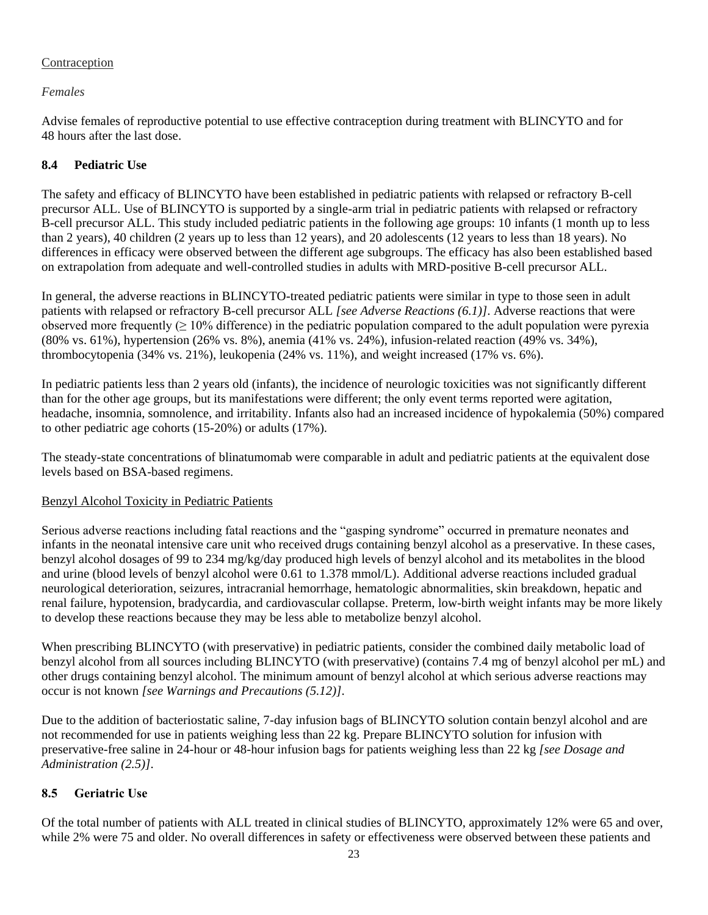Contraception

*Females*

Advise females of reproductive potential to use effective contraception during treatment with BLINCYTO and for 48 hours after the last dose.

### 8.4 Pediatric Use

The safety and efficacy of BLINCYTO have been established in pediatric patients with relapsed or refractory B-cell precursor ALL. Use of BLINCYTO is supported by a single-arm trial in pediatric patients with relapsed or refractory B-cell precursor ALL. This study included pediatric patients in the following age groups: 10 infants (1 month up to less than 2 years), 40 children (2 years up to less than 12 years), and 20 adolescents (12 years to less than 18 years). No differences in efficacy were observed between the different age subgroups. The efficacy has also been established based on extrapolation from adequate and well-controlled studies in adults with MRD-positive B-cell precursor ALL.

In general, the adverse reactions in BLINCYTO-treated pediatric patients were similar in type to those seen in adult patients with relapsed or refractory B-cell precursor ALL *[see Adverse Reactions (6.1)]*. Adverse reactions that were observed more frequently (≥ 10% difference) in the pediatric population compared to the adult population were pyrexia (80% vs. 61%), hypertension (26% vs. 8%), anemia (41% vs. 24%), infusion-related reaction (49% vs. 34%), thrombocytopenia (34% vs. 21%), leukopenia (24% vs. 11%), and weight increased (17% vs. 6%).

In pediatric patients less than 2 years old (infants), the incidence of neurologic toxicities was not significantly different than for the other age groups, but its manifestations were different; the only event terms reported were agitation, headache, insomnia, somnolence, and irritability. Infants also had an increased incidence of hypokalemia (50%) compared to other pediatric age cohorts (15-20%) or adults (17%).

The steady-state concentrations of blinatumomab were comparable in adult and pediatric patients at the equivalent dose levels based on BSA-based regimens.

Benzyl Alcohol Toxicity in Pediatric Patients

Serious adverse reactions including fatal reactions and the "gasping syndrome" occurred in premature neonates and infants in the neonatal intensive care unit who received drugs containing benzyl alcohol as a preservative. In these cases, benzyl alcohol dosages of 99 to 234 mg/kg/day produced high levels of benzyl alcohol and its metabolites in the blood and urine (blood levels of benzyl alcohol were 0.61 to 1.378 mmol/L). Additional adverse reactions included gradual neurological deterioration, seizures, intracranial hemorrhage, hematologic abnormalities, skin breakdown, hepatic and renal failure, hypotension, bradycardia, and cardiovascular collapse. Preterm, low-birth weight infants may be more likely to develop these reactions because they may be less able to metabolize benzyl alcohol.

When prescribing BLINCYTO (with preservative) in pediatric patients, consider the combined daily metabolic load of benzyl alcohol from all sources including BLINCYTO (with preservative) (contains 7.4 mg of benzyl alcohol per mL) and other drugs containing benzyl alcohol. The minimum amount of benzyl alcohol at which serious adverse reactions may occur is not known *[see Warnings and Precautions (5.12)]*.

Due to the addition of bacteriostatic saline, 7-day infusion bags of BLINCYTO solution contain benzyl alcohol and are not recommended for use in patients weighing less than 22 kg. Prepare BLINCYTO solution for infusion with preservative-free saline in 24-hour or 48-hour infusion bags for patients weighing less than 22 kg *[see Dosage and Administration (2.5)]*.

### 8.5 Geriatric Use

Of the total number of patients with ALL treated in clinical studies of BLINCYTO, approximately 12% were 65 and over, while 2% were 75 and older. No overall differences in safety or effectiveness were observed between these patients and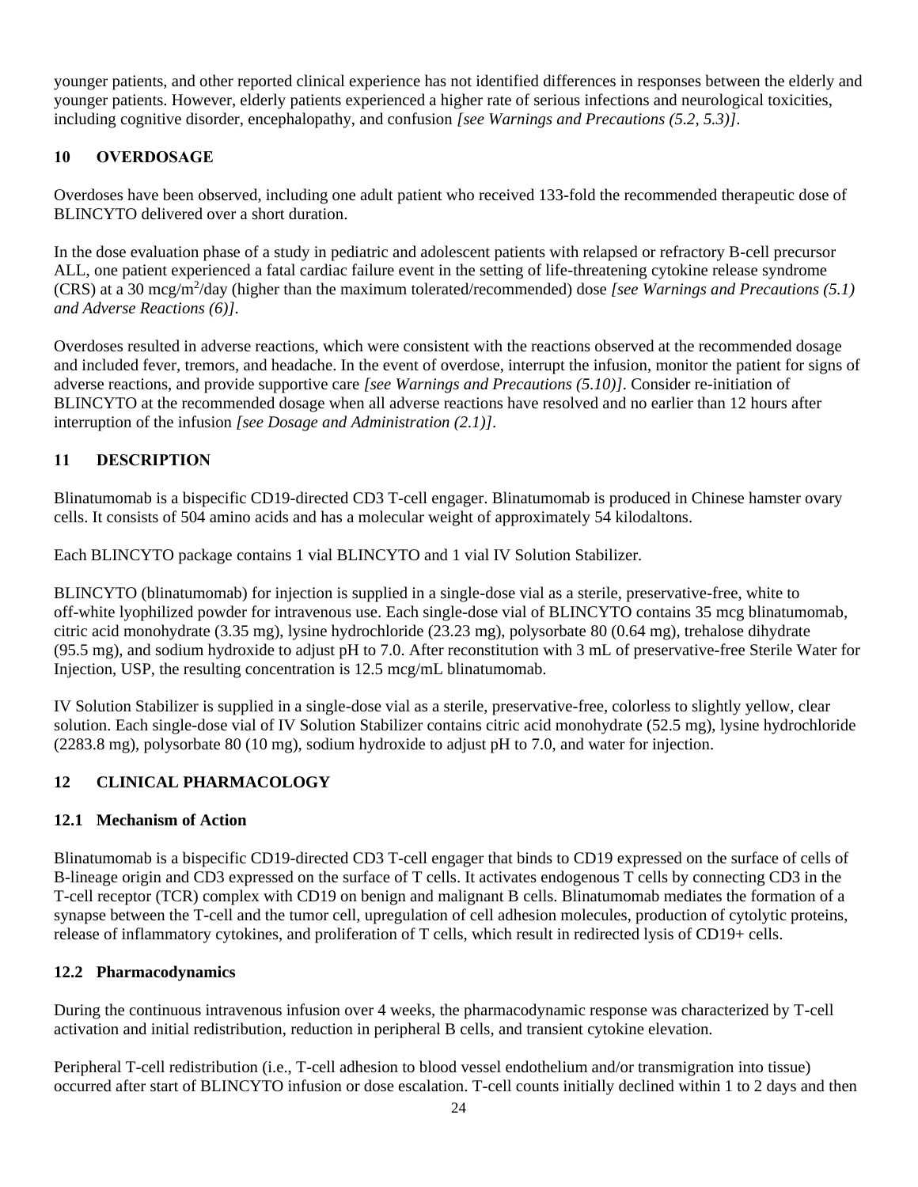younger patients, and other reported clinical experience has not identified differences in responses between the elderly and younger patients. However, elderly patients experienced a higher rate of serious infections and neurological toxicities, including cognitive disorder, encephalopathy, and confusion *[see Warnings and Precautions (5.2, 5.3)]*.

## 10 OVERDOSAGE

Overdoses have been observed, including one adult patient who received 133-fold the recommended therapeutic dose of BLINCYTO delivered over a short duration.

In the dose evaluation phase of a study in pediatric and adolescent patients with relapsed or refractory B-cell precursor ALL, one patient experienced a fatal cardiac failure event in the setting of life-threatening cytokine release syndrome (CRS) at a 30 mcg/$m^2$/day (higher than the maximum tolerated/recommended) dose *[see Warnings and Precautions (5.1) and Adverse Reactions (6)]*.

Overdoses resulted in adverse reactions, which were consistent with the reactions observed at the recommended dosage and included fever, tremors, and headache. In the event of overdose, interrupt the infusion, monitor the patient for signs of adverse reactions, and provide supportive care *[see Warnings and Precautions (5.10)]*. Consider re-initiation of BLINCYTO at the recommended dosage when all adverse reactions have resolved and no earlier than 12 hours after interruption of the infusion *[see Dosage and Administration (2.1)]*.

## 11 DESCRIPTION

Blinatumomab is a bispecific CD19-directed CD3 T-cell engager. Blinatumomab is produced in Chinese hamster ovary cells. It consists of 504 amino acids and has a molecular weight of approximately 54 kilodaltons.

Each BLINCYTO package contains 1 vial BLINCYTO and 1 vial IV Solution Stabilizer.

BLINCYTO (blinatumomab) for injection is supplied in a single-dose vial as a sterile, preservative-free, white to off-white lyophilized powder for intravenous use. Each single-dose vial of BLINCYTO contains 35 mcg blinatumomab, citric acid monohydrate (3.35 mg), lysine hydrochloride (23.23 mg), polysorbate 80 (0.64 mg), trehalose dihydrate (95.5 mg), and sodium hydroxide to adjust pH to 7.0. After reconstitution with 3 mL of preservative-free Sterile Water for Injection, USP, the resulting concentration is 12.5 mcg/mL blinatumomab.

IV Solution Stabilizer is supplied in a single-dose vial as a sterile, preservative-free, colorless to slightly yellow, clear solution. Each single-dose vial of IV Solution Stabilizer contains citric acid monohydrate (52.5 mg), lysine hydrochloride (2283.8 mg), polysorbate 80 (10 mg), sodium hydroxide to adjust pH to 7.0, and water for injection.

## 12 CLINICAL PHARMACOLOGY

### 12.1 Mechanism of Action

Blinatumomab is a bispecific CD19-directed CD3 T-cell engager that binds to CD19 expressed on the surface of cells of B-lineage origin and CD3 expressed on the surface of T cells. It activates endogenous T cells by connecting CD3 in the T-cell receptor (TCR) complex with CD19 on benign and malignant B cells. Blinatumomab mediates the formation of a synapse between the T-cell and the tumor cell, upregulation of cell adhesion molecules, production of cytolytic proteins, release of inflammatory cytokines, and proliferation of T cells, which result in redirected lysis of CD19+ cells.

### 12.2 Pharmacodynamics

During the continuous intravenous infusion over 4 weeks, the pharmacodynamic response was characterized by T-cell activation and initial redistribution, reduction in peripheral B cells, and transient cytokine elevation.

Peripheral T-cell redistribution (i.e., T-cell adhesion to blood vessel endothelium and/or transmigration into tissue) occurred after start of BLINCYTO infusion or dose escalation. T-cell counts initially declined within 1 to 2 days and then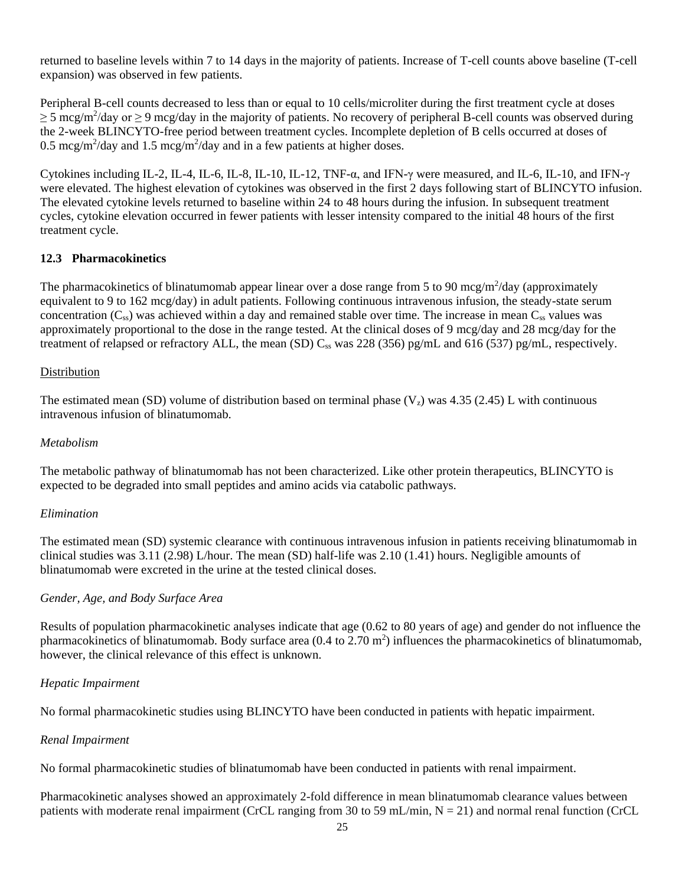returned to baseline levels within 7 to 14 days in the majority of patients. Increase of T-cell counts above baseline (T-cell expansion) was observed in few patients.

Peripheral B-cell counts decreased to less than or equal to 10 cells/microliter during the first treatment cycle at doses ≥ 5 mcg/m$^2$/day or ≥ 9 mcg/day in the majority of patients. No recovery of peripheral B-cell counts was observed during the 2-week BLINCYTO-free period between treatment cycles. Incomplete depletion of B cells occurred at doses of 0.5 mcg/m$^2$/day and 1.5 mcg/m$^2$/day and in a few patients at higher doses.

Cytokines including IL-2, IL-4, IL-6, IL-8, IL-10, IL-12, TNF-α, and IFN-γ were measured, and IL-6, IL-10, and IFN-γ were elevated. The highest elevation of cytokines was observed in the first 2 days following start of BLINCYTO infusion. The elevated cytokine levels returned to baseline within 24 to 48 hours during the infusion. In subsequent treatment cycles, cytokine elevation occurred in fewer patients with lesser intensity compared to the initial 48 hours of the first treatment cycle.

### 12.3 Pharmacokinetics

The pharmacokinetics of blinatumomab appear linear over a dose range from 5 to 90 mcg/m$^2$/day (approximately equivalent to 9 to 162 mcg/day) in adult patients. Following continuous intravenous infusion, the steady-state serum concentration ($C_{ss}$) was achieved within a day and remained stable over time. The increase in mean $C_{ss}$ values was approximately proportional to the dose in the range tested. At the clinical doses of 9 mcg/day and 28 mcg/day for the treatment of relapsed or refractory ALL, the mean (SD) $C_{ss}$ was 228 (356) pg/mL and 616 (537) pg/mL, respectively.

Distribution

The estimated mean (SD) volume of distribution based on terminal phase ($V_z$) was 4.35 (2.45) L with continuous intravenous infusion of blinatumomab.

*Metabolism*

The metabolic pathway of blinatumomab has not been characterized. Like other protein therapeutics, BLINCYTO is expected to be degraded into small peptides and amino acids via catabolic pathways.

*Elimination*

The estimated mean (SD) systemic clearance with continuous intravenous infusion in patients receiving blinatumomab in clinical studies was 3.11 (2.98) L/hour. The mean (SD) half-life was 2.10 (1.41) hours. Negligible amounts of blinatumomab were excreted in the urine at the tested clinical doses.

*Gender, Age, and Body Surface Area*

Results of population pharmacokinetic analyses indicate that age (0.62 to 80 years of age) and gender do not influence the pharmacokinetics of blinatumomab. Body surface area (0.4 to 2.70 m$^2$) influences the pharmacokinetics of blinatumomab, however, the clinical relevance of this effect is unknown.

*Hepatic Impairment*

No formal pharmacokinetic studies using BLINCYTO have been conducted in patients with hepatic impairment.

*Renal Impairment*

No formal pharmacokinetic studies of blinatumomab have been conducted in patients with renal impairment.

Pharmacokinetic analyses showed an approximately 2-fold difference in mean blinatumomab clearance values between patients with moderate renal impairment (CrCL ranging from 30 to 59 mL/min, N = 21) and normal renal function (CrCL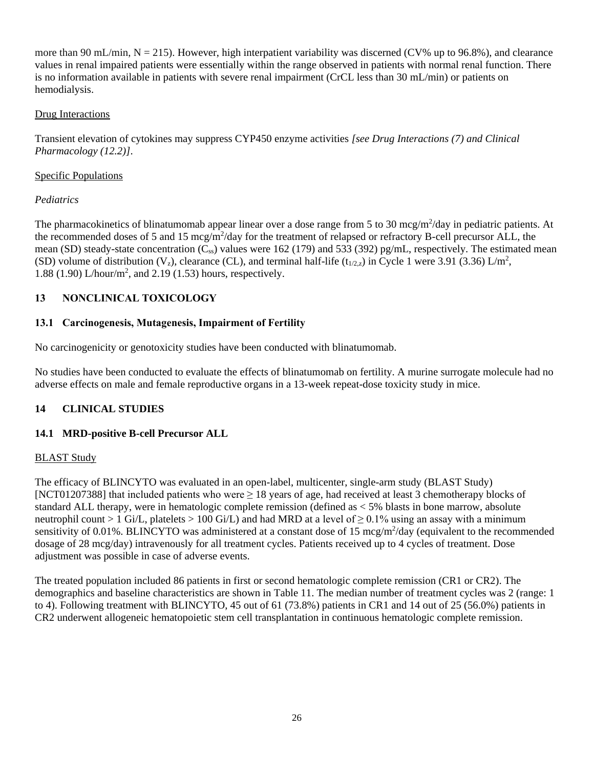more than 90 mL/min, N = 215). However, high interpatient variability was discerned (CV% up to 96.8%), and clearance values in renal impaired patients were essentially within the range observed in patients with normal renal function. There is no information available in patients with severe renal impairment (CrCL less than 30 mL/min) or patients on hemodialysis.

Drug Interactions

Transient elevation of cytokines may suppress CYP450 enzyme activities *[see Drug Interactions (7) and Clinical Pharmacology (12.2)]*.

Specific Populations

*Pediatrics*

The pharmacokinetics of blinatumomab appear linear over a dose range from 5 to 30 mcg/m$^2$/day in pediatric patients. At the recommended doses of 5 and 15 mcg/m$^2$/day for the treatment of relapsed or refractory B-cell precursor ALL, the mean (SD) steady-state concentration ($C_{ss}$) values were 162 (179) and 533 (392) pg/mL, respectively. The estimated mean (SD) volume of distribution ($V_z$), clearance (CL), and terminal half-life ($t_{1/2,z}$) in Cycle 1 were 3.91 (3.36) L/m$^2$, 1.88 (1.90) L/hour/m$^2$, and 2.19 (1.53) hours, respectively.

## 13 NONCLINICAL TOXICOLOGY

### 13.1 Carcinogenesis, Mutagenesis, Impairment of Fertility

No carcinogenicity or genotoxicity studies have been conducted with blinatumomab.

No studies have been conducted to evaluate the effects of blinatumomab on fertility. A murine surrogate molecule had no adverse effects on male and female reproductive organs in a 13-week repeat-dose toxicity study in mice.

## 14 CLINICAL STUDIES

### 14.1 MRD-positive B-cell Precursor ALL

BLAST Study

The efficacy of BLINCYTO was evaluated in an open-label, multicenter, single-arm study (BLAST Study) [NCT01207388] that included patients who were ≥ 18 years of age, had received at least 3 chemotherapy blocks of standard ALL therapy, were in hematologic complete remission (defined as < 5% blasts in bone marrow, absolute neutrophil count > 1 Gi/L, platelets > 100 Gi/L) and had MRD at a level of ≥ 0.1% using an assay with a minimum sensitivity of 0.01%. BLINCYTO was administered at a constant dose of 15 mcg/m$^2$/day (equivalent to the recommended dosage of 28 mcg/day) intravenously for all treatment cycles. Patients received up to 4 cycles of treatment. Dose adjustment was possible in case of adverse events.

The treated population included 86 patients in first or second hematologic complete remission (CR1 or CR2). The demographics and baseline characteristics are shown in Table 11. The median number of treatment cycles was 2 (range: 1 to 4). Following treatment with BLINCYTO, 45 out of 61 (73.8%) patients in CR1 and 14 out of 25 (56.0%) patients in CR2 underwent allogeneic hematopoietic stem cell transplantation in continuous hematologic complete remission.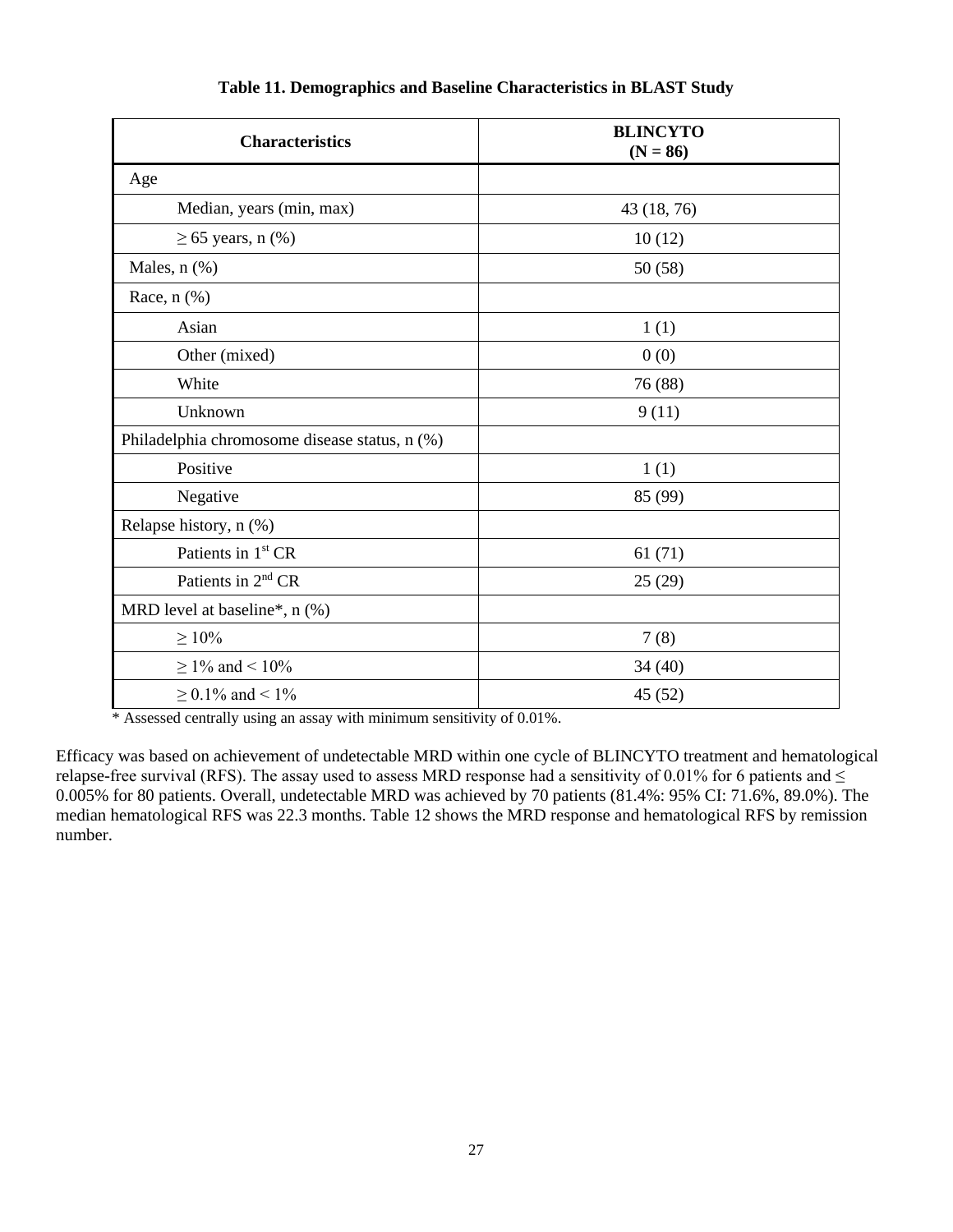**Table 11. Demographics and Baseline Characteristics in BLAST Study**

| Characteristics | BLINCYTO (N = 86) |
|---|---|
| Age | |
| Median, years (min, max) | 43 (18, 76) |
| ≥ 65 years, n (%) | 10 (12) |
| Males, n (%) | 50 (58) |
| Race, n (%) | |
| Asian | 1 (1) |
| Other (mixed) | 0 (0) |
| White | 76 (88) |
| Unknown | 9 (11) |
| Philadelphia chromosome disease status, n (%) | |
| Positive | 1 (1) |
| Negative | 85 (99) |
| Relapse history, n (%) | |
| Patients in 1st CR | 61 (71) |
| Patients in 2nd CR | 25 (29) |
| MRD level at baseline*, n (%) | |
| ≥ 10% | 7 (8) |
| ≥ 1% and < 10% | 34 (40) |
| ≥ 0.1% and < 1% | 45 (52) |

\* Assessed centrally using an assay with minimum sensitivity of 0.01%.

Efficacy was based on achievement of undetectable MRD within one cycle of BLINCYTO treatment and hematological relapse-free survival (RFS). The assay used to assess MRD response had a sensitivity of 0.01% for 6 patients and ≤ 0.005% for 80 patients. Overall, undetectable MRD was achieved by 70 patients (81.4%: 95% CI: 71.6%, 89.0%). The median hematological RFS was 22.3 months. Table 12 shows the MRD response and hematological RFS by remission number.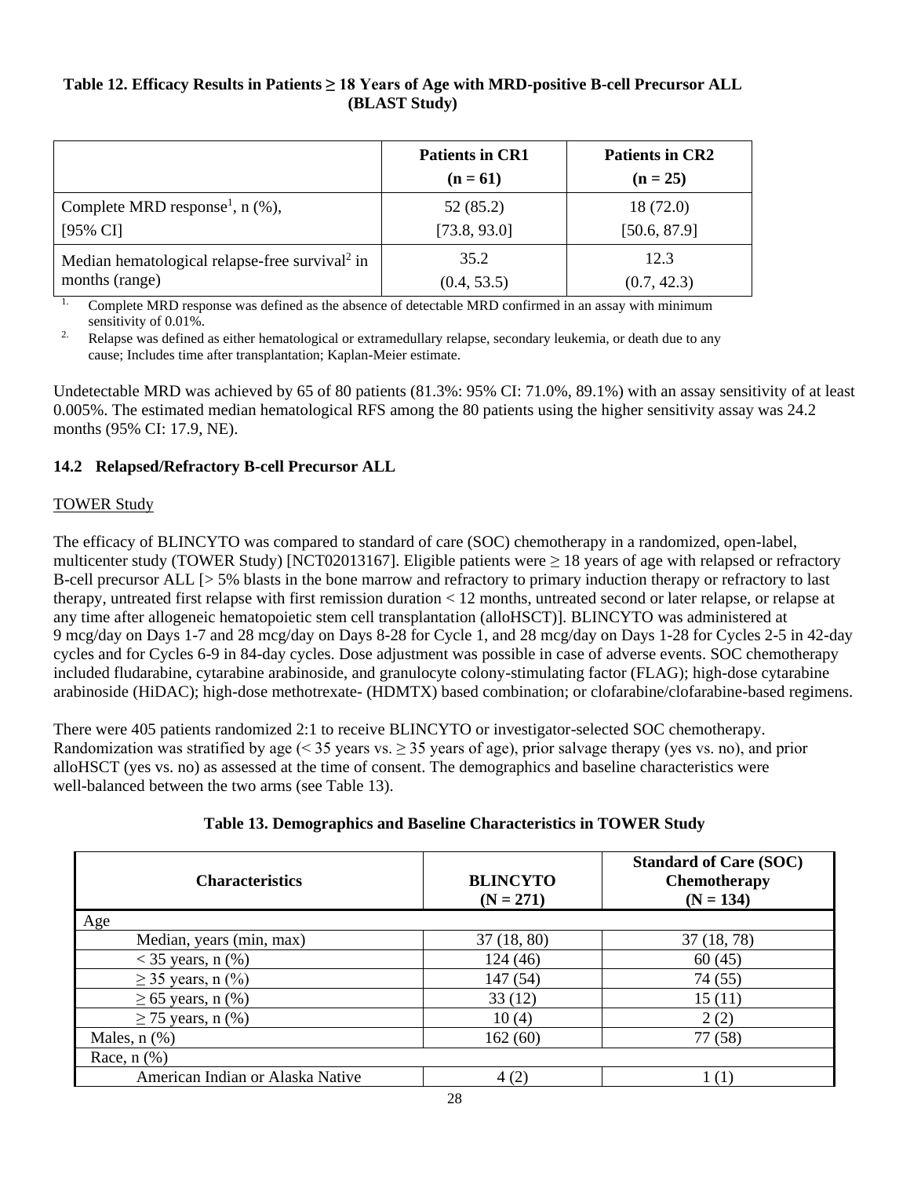**Table 12. Efficacy Results in Patients ≥ 18 Years of Age with MRD-positive B-cell Precursor ALL (BLAST Study)**

| | Patients in CR1 (n = 61) | Patients in CR2 (n = 25) |
|---|---|---|
| Complete MRD response[1], n (%), [95% CI] | 52 (85.2) [73.8, 93.0] | 18 (72.0) [50.6, 87.9] |
| Median hematological relapse-free survival[2] in months (range) | 35.2 (0.4, 53.5) | 12.3 (0.7, 42.3) |

1. Complete MRD response was defined as the absence of detectable MRD confirmed in an assay with minimum sensitivity of 0.01%.
2. Relapse was defined as either hematological or extramedullary relapse, secondary leukemia, or death due to any cause; Includes time after transplantation; Kaplan-Meier estimate.

Undetectable MRD was achieved by 65 of 80 patients (81.3%: 95% CI: 71.0%, 89.1%) with an assay sensitivity of at least 0.005%. The estimated median hematological RFS among the 80 patients using the higher sensitivity assay was 24.2 months (95% CI: 17.9, NE).

### 14.2 Relapsed/Refractory B-cell Precursor ALL

TOWER Study

The efficacy of BLINCYTO was compared to standard of care (SOC) chemotherapy in a randomized, open-label, multicenter study (TOWER Study) [NCT02013167]. Eligible patients were ≥ 18 years of age with relapsed or refractory B-cell precursor ALL [> 5% blasts in the bone marrow and refractory to primary induction therapy or refractory to last therapy, untreated first relapse with first remission duration < 12 months, untreated second or later relapse, or relapse at any time after allogeneic hematopoietic stem cell transplantation (alloHSCT)]. BLINCYTO was administered at 9 mcg/day on Days 1-7 and 28 mcg/day on Days 8-28 for Cycle 1, and 28 mcg/day on Days 1-28 for Cycles 2-5 in 42-day cycles and for Cycles 6-9 in 84-day cycles. Dose adjustment was possible in case of adverse events. SOC chemotherapy included fludarabine, cytarabine arabinoside, and granulocyte colony-stimulating factor (FLAG); high-dose cytarabine arabinoside (HiDAC); high-dose methotrexate- (HDMTX) based combination; or clofarabine/clofarabine-based regimens.

There were 405 patients randomized 2:1 to receive BLINCYTO or investigator-selected SOC chemotherapy. Randomization was stratified by age (< 35 years vs. ≥ 35 years of age), prior salvage therapy (yes vs. no), and prior alloHSCT (yes vs. no) as assessed at the time of consent. The demographics and baseline characteristics were well-balanced between the two arms (see Table 13).

**Table 13. Demographics and Baseline Characteristics in TOWER Study**

| Characteristics | BLINCYTO (N = 271) | Standard of Care (SOC) Chemotherapy (N = 134) |
|---|---|---|
| Age | | |
| Median, years (min, max) | 37 (18, 80) | 37 (18, 78) |
| < 35 years, n (%) | 124 (46) | 60 (45) |
| ≥ 35 years, n (%) | 147 (54) | 74 (55) |
| ≥ 65 years, n (%) | 33 (12) | 15 (11) |
| ≥ 75 years, n (%) | 10 (4) | 2 (2) |
| Males, n (%) | 162 (60) | 77 (58) |
| Race, n (%) | | |
| American Indian or Alaska Native | 4 (2) | 1 (1) |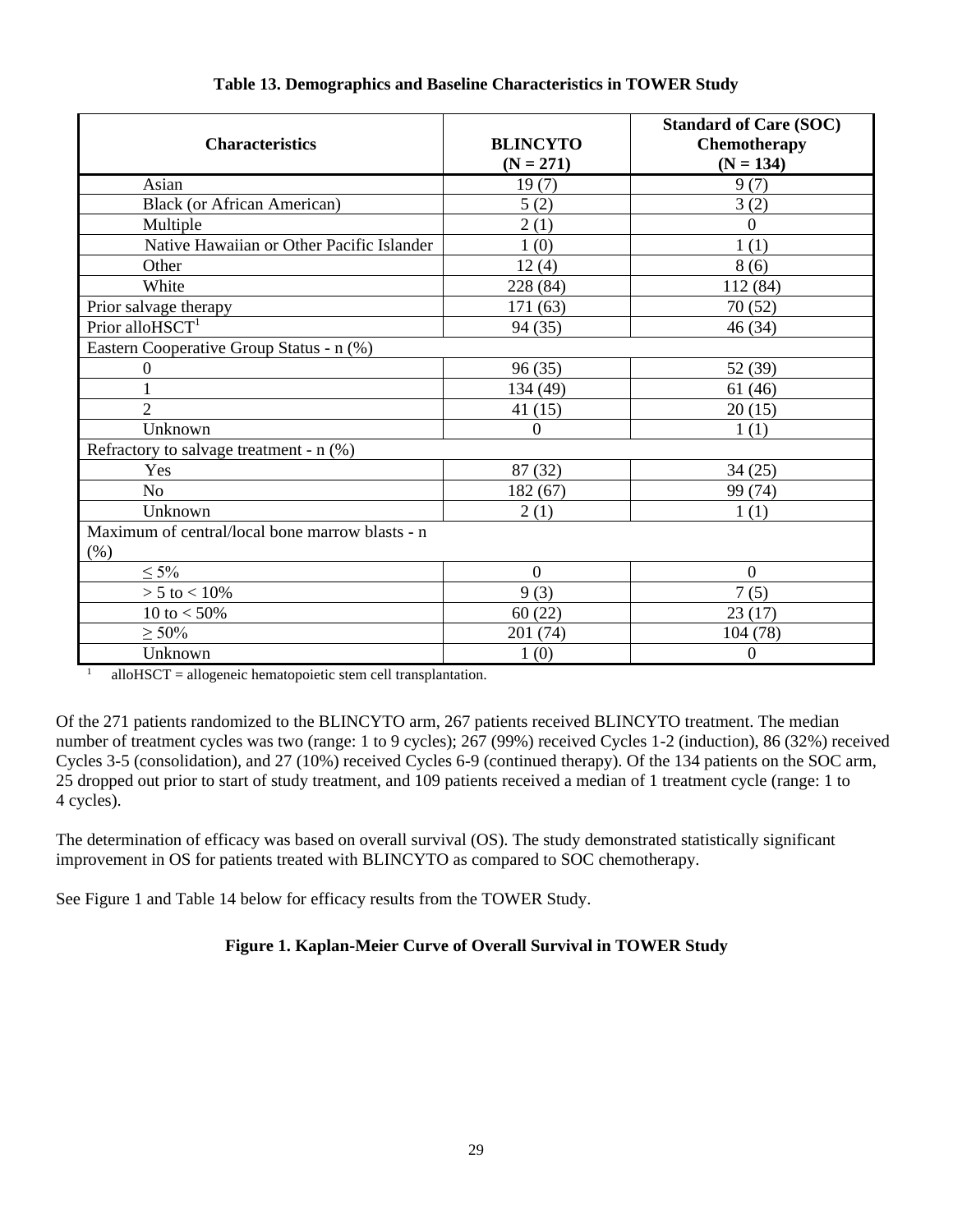**Table 13. Demographics and Baseline Characteristics in TOWER Study**

| Characteristics | BLINCYTO (N = 271) | Standard of Care (SOC) Chemotherapy (N = 134) |
|---|---|---|
| Asian | 19 (7) | 9 (7) |
| Black (or African American) | 5 (2) | 3 (2) |
| Multiple | 2 (1) | 0 |
| Native Hawaiian or Other Pacific Islander | 1 (0) | 1 (1) |
| Other | 12 (4) | 8 (6) |
| White | 228 (84) | 112 (84) |
| Prior salvage therapy | 171 (63) | 70 (52) |
| Prior alloHSCT[1] | 94 (35) | 46 (34) |
| Eastern Cooperative Group Status - n (%) | | |
| 0 | 96 (35) | 52 (39) |
| 1 | 134 (49) | 61 (46) |
| 2 | 41 (15) | 20 (15) |
| Unknown | 0 | 1 (1) |
| Refractory to salvage treatment - n (%) | | |
| Yes | 87 (32) | 34 (25) |
| No | 182 (67) | 99 (74) |
| Unknown | 2 (1) | 1 (1) |
| Maximum of central/local bone marrow blasts - n (%) | | |
| ≤ 5% | 0 | 0 |
| > 5 to < 10% | 9 (3) | 7 (5) |
| 10 to < 50% | 60 (22) | 23 (17) |
| ≥ 50% | 201 (74) | 104 (78) |
| Unknown | 1 (0) | 0 |

[1] alloHSCT = allogeneic hematopoietic stem cell transplantation.

Of the 271 patients randomized to the BLINCYTO arm, 267 patients received BLINCYTO treatment. The median number of treatment cycles was two (range: 1 to 9 cycles); 267 (99%) received Cycles 1-2 (induction), 86 (32%) received Cycles 3-5 (consolidation), and 27 (10%) received Cycles 6-9 (continued therapy). Of the 134 patients on the SOC arm, 25 dropped out prior to start of study treatment, and 109 patients received a median of 1 treatment cycle (range: 1 to 4 cycles).

The determination of efficacy was based on overall survival (OS). The study demonstrated statistically significant improvement in OS for patients treated with BLINCYTO as compared to SOC chemotherapy.

See Figure 1 and Table 14 below for efficacy results from the TOWER Study.

**Figure 1. Kaplan-Meier Curve of Overall Survival in TOWER Study**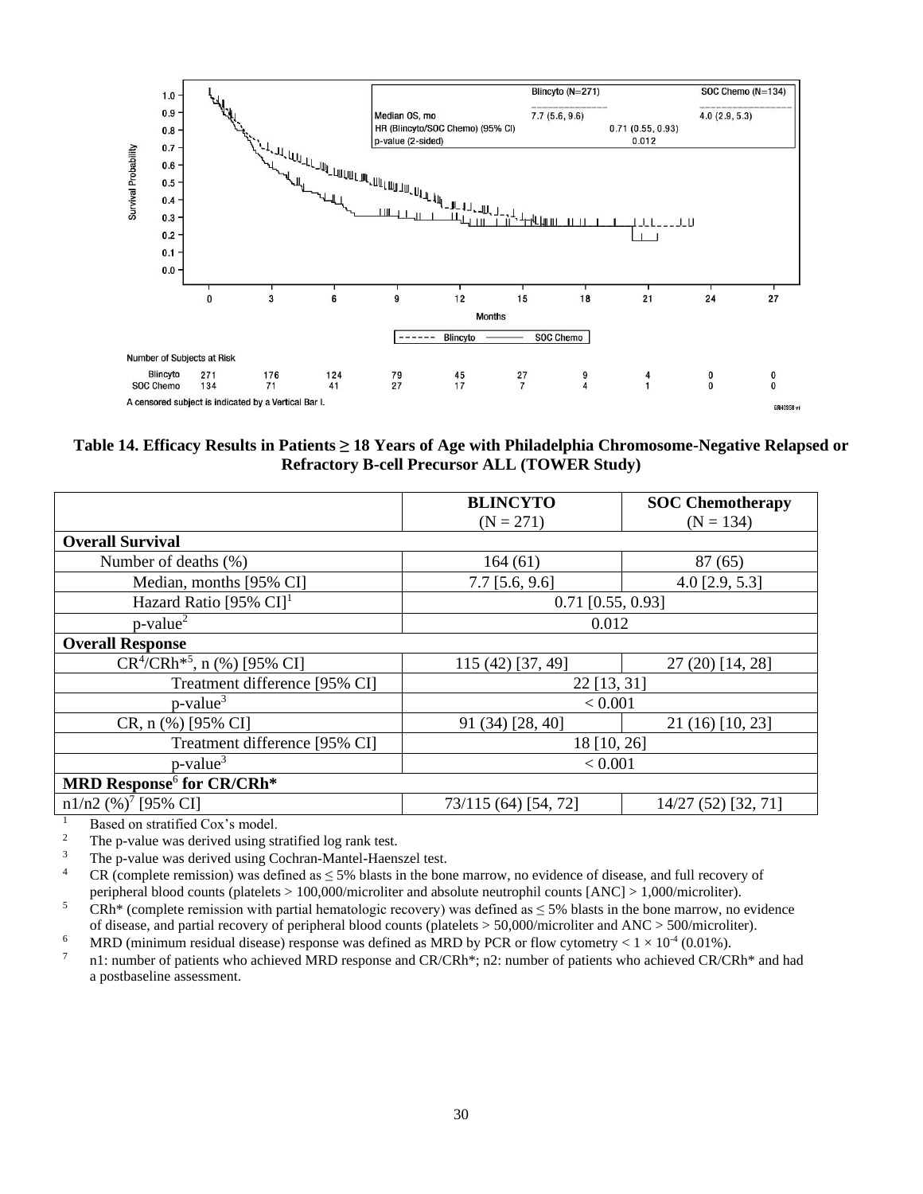**Table 14. Efficacy Results in Patients ≥ 18 Years of Age with Philadelphia Chromosome-Negative Relapsed or Refractory B-cell Precursor ALL (TOWER Study)**

| | **BLINCYTO** (N = 271) | **SOC Chemotherapy** (N = 134) |
|---|---|---|
| **Overall Survival** | | |
| Number of deaths (%) | 164 (61) | 87 (65) |
| Median, months [95% CI] | 7.7 [5.6, 9.6] | 4.0 [2.9, 5.3] |
| Hazard Ratio [95% CI][1] | 0.71 [0.55, 0.93] | |
| p-value[2] | 0.012 | |
| **Overall Response** | | |
| CR[4]/CRh*[5], n (%) [95% CI] | 115 (42) [37, 49] | 27 (20) [14, 28] |
| Treatment difference [95% CI] | 22 [13, 31] | |
| p-value[3] | < 0.001 | |
| CR, n (%) [95% CI] | 91 (34) [28, 40] | 21 (16) [10, 23] |
| Treatment difference [95% CI] | 18 [10, 26] | |
| p-value[3] | < 0.001 | |
| **MRD Response[6] for CR/CRh*** | | |
| n1/n2 (%)[7] [95% CI] | 73/115 (64) [54, 72] | 14/27 (52) [32, 71] |

[1] Based on stratified Cox's model.

[2] The p-value was derived using stratified log rank test.

[3] The p-value was derived using Cochran-Mantel-Haenszel test.

[4] CR (complete remission) was defined as ≤ 5% blasts in the bone marrow, no evidence of disease, and full recovery of peripheral blood counts (platelets > 100,000/microliter and absolute neutrophil counts [ANC] > 1,000/microliter).

[5] CRh* (complete remission with partial hematologic recovery) was defined as ≤ 5% blasts in the bone marrow, no evidence of disease, and partial recovery of peripheral blood counts (platelets > 50,000/microliter and ANC > 500/microliter).

[6] MRD (minimum residual disease) response was defined as MRD by PCR or flow cytometry < $1 \times 10^{-4}$ (0.01%).

[7] n1: number of patients who achieved MRD response and CR/CRh*; n2: number of patients who achieved CR/CRh* and had a postbaseline assessment.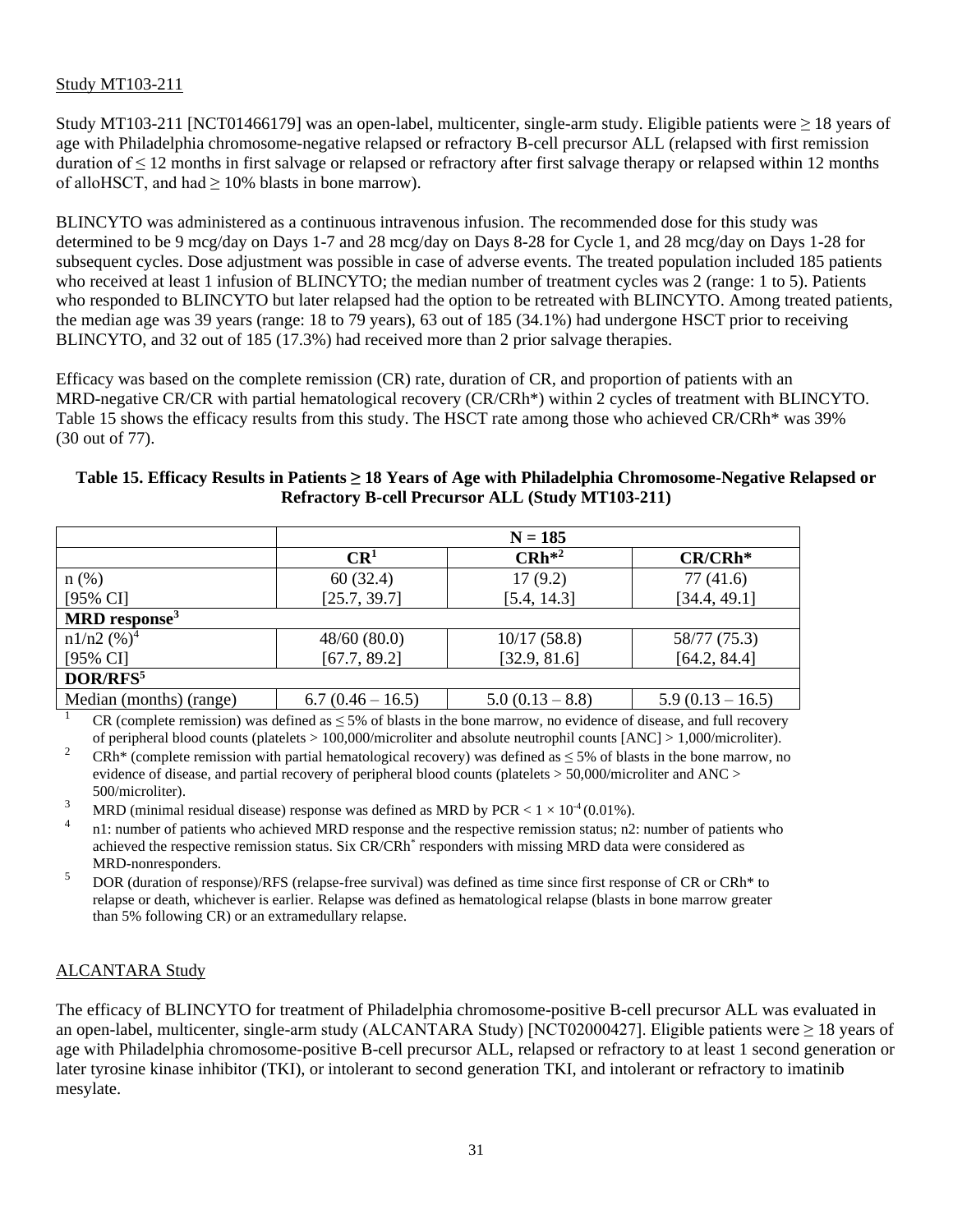Study MT103-211

Study MT103-211 [NCT01466179] was an open-label, multicenter, single-arm study. Eligible patients were ≥ 18 years of age with Philadelphia chromosome-negative relapsed or refractory B-cell precursor ALL (relapsed with first remission duration of ≤ 12 months in first salvage or relapsed or refractory after first salvage therapy or relapsed within 12 months of alloHSCT, and had ≥ 10% blasts in bone marrow).

BLINCYTO was administered as a continuous intravenous infusion. The recommended dose for this study was determined to be 9 mcg/day on Days 1-7 and 28 mcg/day on Days 8-28 for Cycle 1, and 28 mcg/day on Days 1-28 for subsequent cycles. Dose adjustment was possible in case of adverse events. The treated population included 185 patients who received at least 1 infusion of BLINCYTO; the median number of treatment cycles was 2 (range: 1 to 5). Patients who responded to BLINCYTO but later relapsed had the option to be retreated with BLINCYTO. Among treated patients, the median age was 39 years (range: 18 to 79 years), 63 out of 185 (34.1%) had undergone HSCT prior to receiving BLINCYTO, and 32 out of 185 (17.3%) had received more than 2 prior salvage therapies.

Efficacy was based on the complete remission (CR) rate, duration of CR, and proportion of patients with an MRD-negative CR/CR with partial hematological recovery (CR/CRh*) within 2 cycles of treatment with BLINCYTO. Table 15 shows the efficacy results from this study. The HSCT rate among those who achieved CR/CRh* was 39% (30 out of 77).

**Table 15. Efficacy Results in Patients ≥ 18 Years of Age with Philadelphia Chromosome-Negative Relapsed or Refractory B-cell Precursor ALL (Study MT103-211)**

| | N = 185 | | |
|---|---|---|---|
| | **CR[1]** | **CRh*[2]** | **CR/CRh*** |
| n (%)<br>[95% CI] | 60 (32.4)<br>[25.7, 39.7] | 17 (9.2)<br>[5.4, 14.3] | 77 (41.6)<br>[34.4, 49.1] |
| **MRD response[3]** | | | |
| n1/n2 (%)[4]<br>[95% CI] | 48/60 (80.0)<br>[67.7, 89.2] | 10/17 (58.8)<br>[32.9, 81.6] | 58/77 (75.3)<br>[64.2, 84.4] |
| **DOR/RFS[5]** | | | |
| Median (months) (range) | 6.7 (0.46 – 16.5) | 5.0 (0.13 – 8.8) | 5.9 (0.13 – 16.5) |

[1] CR (complete remission) was defined as ≤ 5% of blasts in the bone marrow, no evidence of disease, and full recovery of peripheral blood counts (platelets > 100,000/microliter and absolute neutrophil counts [ANC] > 1,000/microliter).

[2] CRh* (complete remission with partial hematological recovery) was defined as ≤ 5% of blasts in the bone marrow, no evidence of disease, and partial recovery of peripheral blood counts (platelets > 50,000/microliter and ANC > 500/microliter).

[3] MRD (minimal residual disease) response was defined as MRD by PCR $< 1 \times 10^{-4}$ (0.01%).

[4] n1: number of patients who achieved MRD response and the respective remission status; n2: number of patients who achieved the respective remission status. Six CR/CRh* responders with missing MRD data were considered as MRD-nonresponders.

[5] DOR (duration of response)/RFS (relapse-free survival) was defined as time since first response of CR or CRh* to relapse or death, whichever is earlier. Relapse was defined as hematological relapse (blasts in bone marrow greater than 5% following CR) or an extramedullary relapse.

ALCANTARA Study

The efficacy of BLINCYTO for treatment of Philadelphia chromosome-positive B-cell precursor ALL was evaluated in an open-label, multicenter, single-arm study (ALCANTARA Study) [NCT02000427]. Eligible patients were ≥ 18 years of age with Philadelphia chromosome-positive B-cell precursor ALL, relapsed or refractory to at least 1 second generation or later tyrosine kinase inhibitor (TKI), or intolerant to second generation TKI, and intolerant or refractory to imatinib mesylate.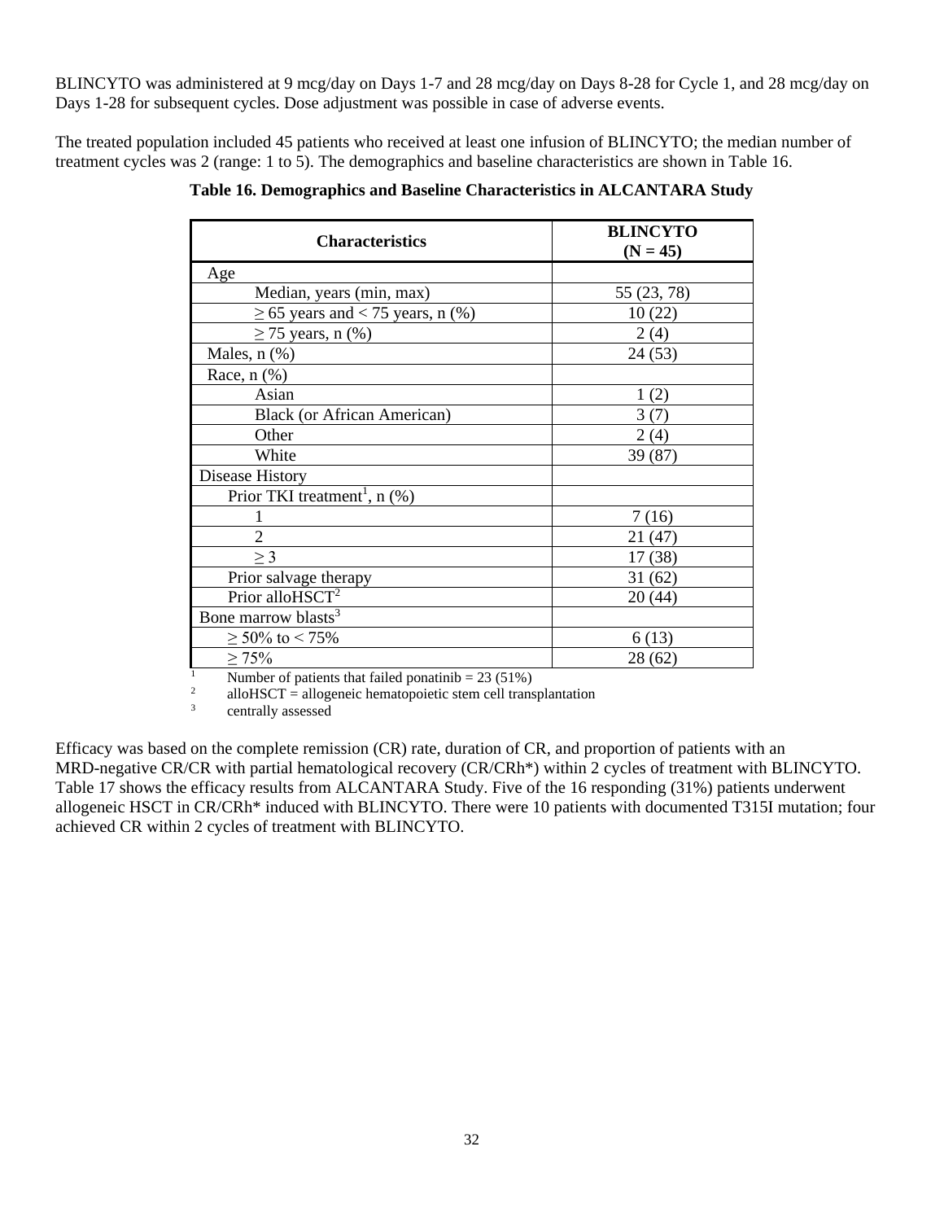BLINCYTO was administered at 9 mcg/day on Days 1-7 and 28 mcg/day on Days 8-28 for Cycle 1, and 28 mcg/day on Days 1-28 for subsequent cycles. Dose adjustment was possible in case of adverse events.

The treated population included 45 patients who received at least one infusion of BLINCYTO; the median number of treatment cycles was 2 (range: 1 to 5). The demographics and baseline characteristics are shown in Table 16.

**Table 16. Demographics and Baseline Characteristics in ALCANTARA Study**

| Characteristics | BLINCYTO (N = 45) |
|---|---|
| Age | |
| Median, years (min, max) | 55 (23, 78) |
| ≥ 65 years and < 75 years, n (%) | 10 (22) |
| ≥ 75 years, n (%) | 2 (4) |
| Males, n (%) | 24 (53) |
| Race, n (%) | |
| Asian | 1 (2) |
| Black (or African American) | 3 (7) |
| Other | 2 (4) |
| White | 39 (87) |
| Disease History | |
| Prior TKI treatment[1], n (%) | |
| 1 | 7 (16) |
| 2 | 21 (47) |
| ≥ 3 | 17 (38) |
| Prior salvage therapy | 31 (62) |
| Prior alloHSCT[2] | 20 (44) |
| Bone marrow blasts[3] | |
| ≥ 50% to < 75% | 6 (13) |
| ≥ 75% | 28 (62) |

[1] Number of patients that failed ponatinib = 23 (51%)
[2] alloHSCT = allogeneic hematopoietic stem cell transplantation
[3] centrally assessed

Efficacy was based on the complete remission (CR) rate, duration of CR, and proportion of patients with an MRD-negative CR/CR with partial hematological recovery (CR/CRh*) within 2 cycles of treatment with BLINCYTO. Table 17 shows the efficacy results from ALCANTARA Study. Five of the 16 responding (31%) patients underwent allogeneic HSCT in CR/CRh* induced with BLINCYTO. There were 10 patients with documented T315I mutation; four achieved CR within 2 cycles of treatment with BLINCYTO.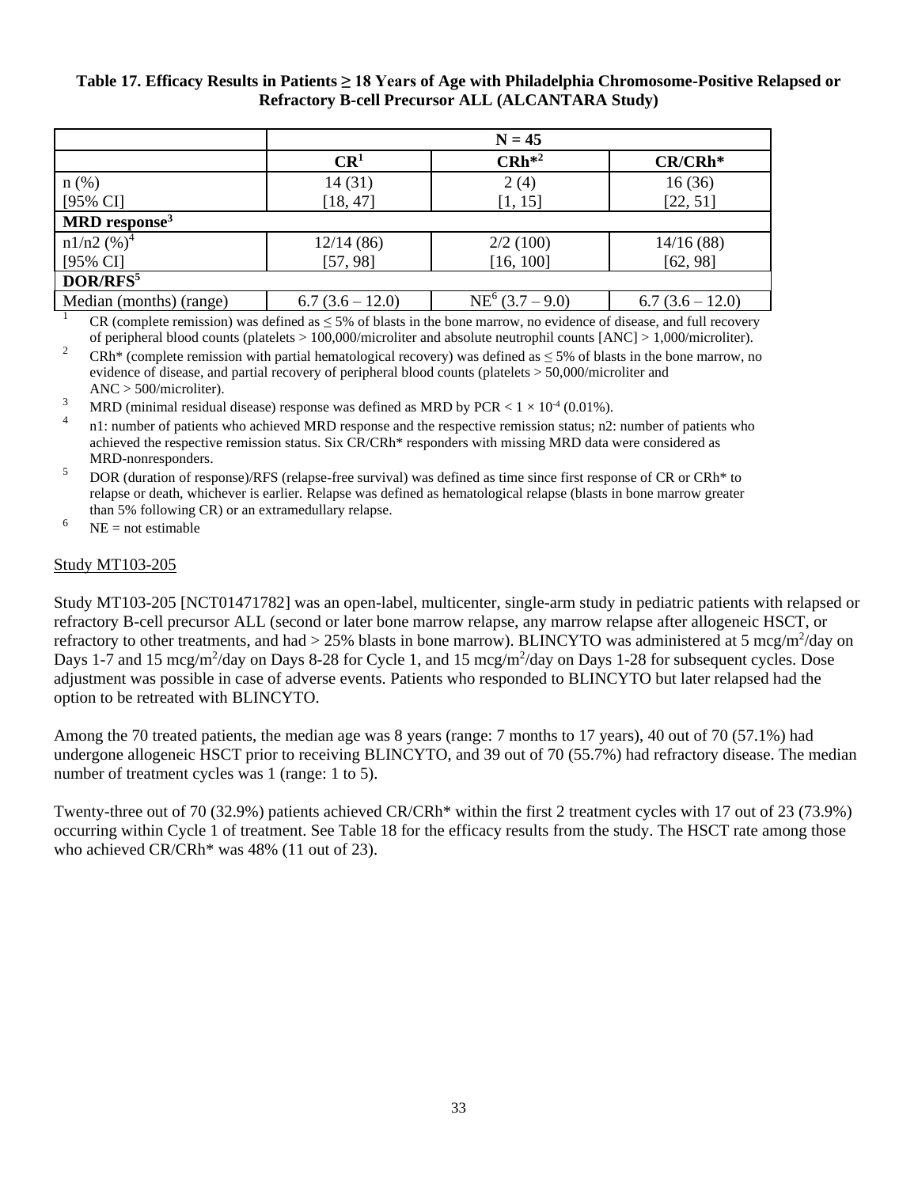**Table 17. Efficacy Results in Patients ≥ 18 Years of Age with Philadelphia Chromosome-Positive Relapsed or Refractory B-cell Precursor ALL (ALCANTARA Study)**

| | N = 45 | | |
|---|---|---|---|
| | **CR[1]** | **CRh\*[2]** | **CR/CRh\*** |
| n (%) | 14 (31) | 2 (4) | 16 (36) |
| [95% CI] | [18, 47] | [1, 15] | [22, 51] |
| **MRD response[3]** | | | |
| n1/n2 (%)[4] | 12/14 (86) | 2/2 (100) | 14/16 (88) |
| [95% CI] | [57, 98] | [16, 100] | [62, 98] |
| **DOR/RFS[5]** | | | |
| Median (months) (range) | 6.7 (3.6 – 12.0) | NE[6] (3.7 – 9.0) | 6.7 (3.6 – 12.0) |

[1] CR (complete remission) was defined as ≤ 5% of blasts in the bone marrow, no evidence of disease, and full recovery of peripheral blood counts (platelets > 100,000/microliter and absolute neutrophil counts [ANC] > 1,000/microliter).

[2] CRh* (complete remission with partial hematological recovery) was defined as ≤ 5% of blasts in the bone marrow, no evidence of disease, and partial recovery of peripheral blood counts (platelets > 50,000/microliter and ANC > 500/microliter).

[3] MRD (minimal residual disease) response was defined as MRD by PCR $< 1 \times 10^{-4}$ (0.01%).

[4] n1: number of patients who achieved MRD response and the respective remission status; n2: number of patients who achieved the respective remission status. Six CR/CRh* responders with missing MRD data were considered as MRD-nonresponders.

[5] DOR (duration of response)/RFS (relapse-free survival) was defined as time since first response of CR or CRh* to relapse or death, whichever is earlier. Relapse was defined as hematological relapse (blasts in bone marrow greater than 5% following CR) or an extramedullary relapse.

[6] NE = not estimable

Study MT103-205

Study MT103-205 [NCT01471782] was an open-label, multicenter, single-arm study in pediatric patients with relapsed or refractory B-cell precursor ALL (second or later bone marrow relapse, any marrow relapse after allogeneic HSCT, or refractory to other treatments, and had > 25% blasts in bone marrow). BLINCYTO was administered at 5 $mcg/m^2$/day on Days 1-7 and 15 $mcg/m^2$/day on Days 8-28 for Cycle 1, and 15 $mcg/m^2$/day on Days 1-28 for subsequent cycles. Dose adjustment was possible in case of adverse events. Patients who responded to BLINCYTO but later relapsed had the option to be retreated with BLINCYTO.

Among the 70 treated patients, the median age was 8 years (range: 7 months to 17 years), 40 out of 70 (57.1%) had undergone allogeneic HSCT prior to receiving BLINCYTO, and 39 out of 70 (55.7%) had refractory disease. The median number of treatment cycles was 1 (range: 1 to 5).

Twenty-three out of 70 (32.9%) patients achieved CR/CRh* within the first 2 treatment cycles with 17 out of 23 (73.9%) occurring within Cycle 1 of treatment. See Table 18 for the efficacy results from the study. The HSCT rate among those who achieved CR/CRh* was 48% (11 out of 23).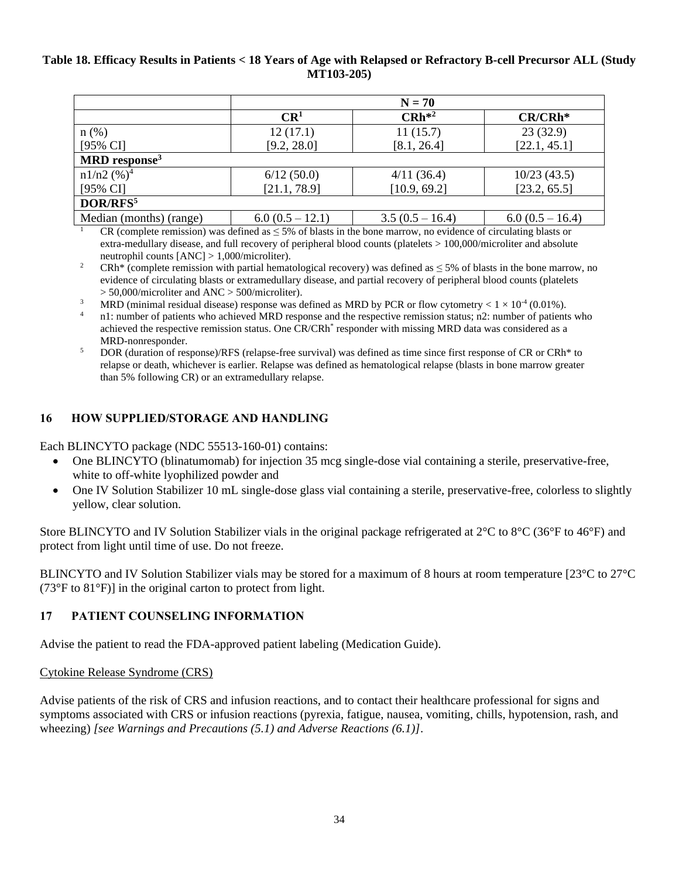**Table 18. Efficacy Results in Patients < 18 Years of Age with Relapsed or Refractory B-cell Precursor ALL (Study MT103-205)**

| | N = 70 | | |
|---|---|---|---|
| | **CR**[1] | **CRh***[2] | **CR/CRh*** |
| n (%)<br>[95% CI] | 12 (17.1)<br>[9.2, 28.0] | 11 (15.7)<br>[8.1, 26.4] | 23 (32.9)<br>[22.1, 45.1] |
| **MRD response**[3] | | | |
| n1/n2 (%)[4]<br>[95% CI] | 6/12 (50.0)<br>[21.1, 78.9] | 4/11 (36.4)<br>[10.9, 69.2] | 10/23 (43.5)<br>[23.2, 65.5] |
| **DOR/RFS**[5] | | | |
| Median (months) (range) | 6.0 (0.5 – 12.1) | 3.5 (0.5 – 16.4) | 6.0 (0.5 – 16.4) |

[1] CR (complete remission) was defined as ≤ 5% of blasts in the bone marrow, no evidence of circulating blasts or extra-medullary disease, and full recovery of peripheral blood counts (platelets > 100,000/microliter and absolute neutrophil counts [ANC] > 1,000/microliter).

[2] CRh* (complete remission with partial hematological recovery) was defined as ≤ 5% of blasts in the bone marrow, no evidence of circulating blasts or extramedullary disease, and partial recovery of peripheral blood counts (platelets > 50,000/microliter and ANC > 500/microliter).

[3] MRD (minimal residual disease) response was defined as MRD by PCR or flow cytometry $< 1 \times 10^{-4}$ (0.01%).

[4] n1: number of patients who achieved MRD response and the respective remission status; n2: number of patients who achieved the respective remission status. One CR/CRh* responder with missing MRD data was considered as a MRD-nonresponder.

[5] DOR (duration of response)/RFS (relapse-free survival) was defined as time since first response of CR or CRh* to relapse or death, whichever is earlier. Relapse was defined as hematological relapse (blasts in bone marrow greater than 5% following CR) or an extramedullary relapse.

## 16 HOW SUPPLIED/STORAGE AND HANDLING

Each BLINCYTO package (NDC 55513-160-01) contains:

- One BLINCYTO (blinatumomab) for injection 35 mcg single-dose vial containing a sterile, preservative-free, white to off-white lyophilized powder and
- One IV Solution Stabilizer 10 mL single-dose glass vial containing a sterile, preservative-free, colorless to slightly yellow, clear solution.

Store BLINCYTO and IV Solution Stabilizer vials in the original package refrigerated at 2°C to 8°C (36°F to 46°F) and protect from light until time of use. Do not freeze.

BLINCYTO and IV Solution Stabilizer vials may be stored for a maximum of 8 hours at room temperature [23°C to 27°C (73°F to 81°F)] in the original carton to protect from light.

## 17 PATIENT COUNSELING INFORMATION

Advise the patient to read the FDA-approved patient labeling (Medication Guide).

Cytokine Release Syndrome (CRS)

Advise patients of the risk of CRS and infusion reactions, and to contact their healthcare professional for signs and symptoms associated with CRS or infusion reactions (pyrexia, fatigue, nausea, vomiting, chills, hypotension, rash, and wheezing) *[see Warnings and Precautions (5.1) and Adverse Reactions (6.1)]*.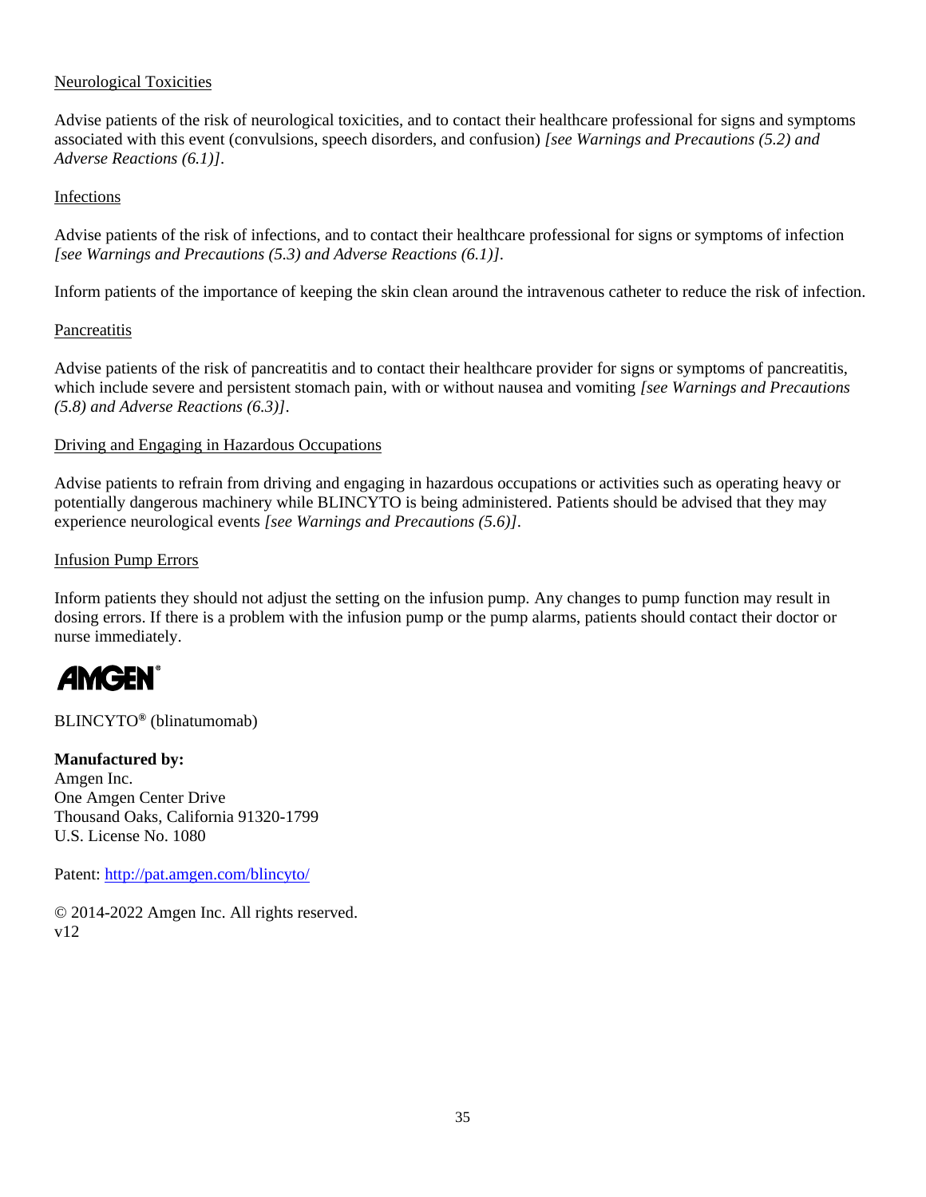Neurological Toxicities

Advise patients of the risk of neurological toxicities, and to contact their healthcare professional for signs and symptoms associated with this event (convulsions, speech disorders, and confusion) *[see Warnings and Precautions (5.2) and Adverse Reactions (6.1)]*.

Infections

Advise patients of the risk of infections, and to contact their healthcare professional for signs or symptoms of infection *[see Warnings and Precautions (5.3) and Adverse Reactions (6.1)]*.

Inform patients of the importance of keeping the skin clean around the intravenous catheter to reduce the risk of infection.

Pancreatitis

Advise patients of the risk of pancreatitis and to contact their healthcare provider for signs or symptoms of pancreatitis, which include severe and persistent stomach pain, with or without nausea and vomiting *[see Warnings and Precautions (5.8) and Adverse Reactions (6.3)]*.

Driving and Engaging in Hazardous Occupations

Advise patients to refrain from driving and engaging in hazardous occupations or activities such as operating heavy or potentially dangerous machinery while BLINCYTO is being administered. Patients should be advised that they may experience neurological events *[see Warnings and Precautions (5.6)]*.

Infusion Pump Errors

Inform patients they should not adjust the setting on the infusion pump. Any changes to pump function may result in dosing errors. If there is a problem with the infusion pump or the pump alarms, patients should contact their doctor or nurse immediately.

AMGEN®

BLINCYTO® (blinatumomab)

**Manufactured by:**
Amgen Inc.
One Amgen Center Drive
Thousand Oaks, California 91320-1799
U.S. License No. 1080

Patent: http://pat.amgen.com/blincyto/

© 2014-2022 Amgen Inc. All rights reserved.
v12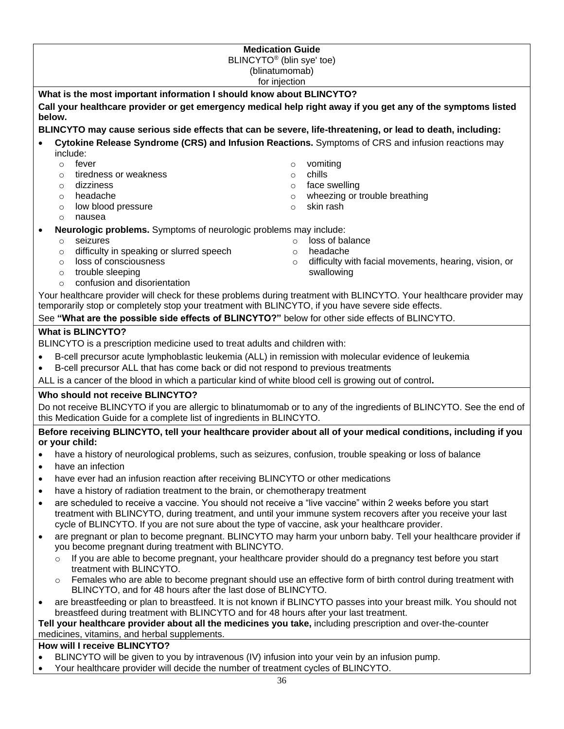**Medication Guide**
BLINCYTO® (blin sye' toe)
(blinatumomab)
for injection

**What is the most important information I should know about BLINCYTO?**

**Call your healthcare provider or get emergency medical help right away if you get any of the symptoms listed below.**

**BLINCYTO may cause serious side effects that can be severe, life-threatening, or lead to death, including:**

- **Cytokine Release Syndrome (CRS) and Infusion Reactions.** Symptoms of CRS and infusion reactions may include:
  - fever
  - tiredness or weakness
  - dizziness
  - headache
  - low blood pressure
  - nausea
  - vomiting
  - chills
  - face swelling
  - wheezing or trouble breathing
  - skin rash
- **Neurologic problems.** Symptoms of neurologic problems may include:
  - seizures
  - difficulty in speaking or slurred speech
  - loss of consciousness
  - trouble sleeping
  - confusion and disorientation
  - loss of balance
  - headache
  - difficulty with facial movements, hearing, vision, or swallowing

Your healthcare provider will check for these problems during treatment with BLINCYTO. Your healthcare provider may temporarily stop or completely stop your treatment with BLINCYTO, if you have severe side effects.

See **"What are the possible side effects of BLINCYTO?"** below for other side effects of BLINCYTO.

**What is BLINCYTO?**

BLINCYTO is a prescription medicine used to treat adults and children with:

- B-cell precursor acute lymphoblastic leukemia (ALL) in remission with molecular evidence of leukemia
- B-cell precursor ALL that has come back or did not respond to previous treatments

ALL is a cancer of the blood in which a particular kind of white blood cell is growing out of control**.**

**Who should not receive BLINCYTO?**

Do not receive BLINCYTO if you are allergic to blinatumomab or to any of the ingredients of BLINCYTO. See the end of this Medication Guide for a complete list of ingredients in BLINCYTO.

**Before receiving BLINCYTO, tell your healthcare provider about all of your medical conditions, including if you or your child:**

- have a history of neurological problems, such as seizures, confusion, trouble speaking or loss of balance
- have an infection
- have ever had an infusion reaction after receiving BLINCYTO or other medications
- have a history of radiation treatment to the brain, or chemotherapy treatment
- are scheduled to receive a vaccine. You should not receive a "live vaccine" within 2 weeks before you start treatment with BLINCYTO, during treatment, and until your immune system recovers after you receive your last cycle of BLINCYTO. If you are not sure about the type of vaccine, ask your healthcare provider.
- are pregnant or plan to become pregnant. BLINCYTO may harm your unborn baby. Tell your healthcare provider if you become pregnant during treatment with BLINCYTO.
  - If you are able to become pregnant, your healthcare provider should do a pregnancy test before you start treatment with BLINCYTO.
  - Females who are able to become pregnant should use an effective form of birth control during treatment with BLINCYTO, and for 48 hours after the last dose of BLINCYTO.
- are breastfeeding or plan to breastfeed. It is not known if BLINCYTO passes into your breast milk. You should not breastfeed during treatment with BLINCYTO and for 48 hours after your last treatment.

**Tell your healthcare provider about all the medicines you take,** including prescription and over-the-counter medicines, vitamins, and herbal supplements.

**How will I receive BLINCYTO?**

- BLINCYTO will be given to you by intravenous (IV) infusion into your vein by an infusion pump.
- Your healthcare provider will decide the number of treatment cycles of BLINCYTO.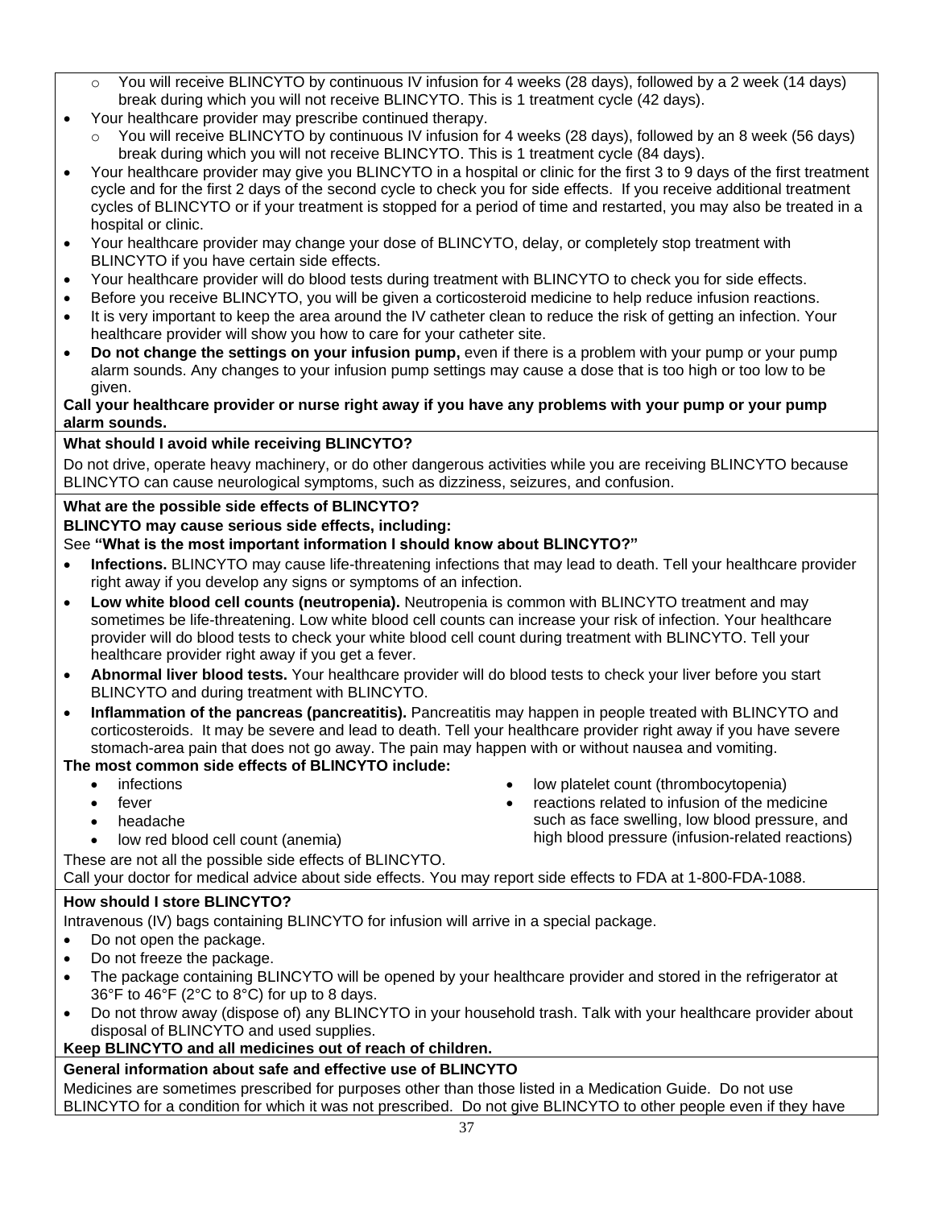- You will receive BLINCYTO by continuous IV infusion for 4 weeks (28 days), followed by a 2 week (14 days) break during which you will not receive BLINCYTO. This is 1 treatment cycle (42 days).
- Your healthcare provider may prescribe continued therapy.
  - You will receive BLINCYTO by continuous IV infusion for 4 weeks (28 days), followed by an 8 week (56 days) break during which you will not receive BLINCYTO. This is 1 treatment cycle (84 days).
- Your healthcare provider may give you BLINCYTO in a hospital or clinic for the first 3 to 9 days of the first treatment cycle and for the first 2 days of the second cycle to check you for side effects. If you receive additional treatment cycles of BLINCYTO or if your treatment is stopped for a period of time and restarted, you may also be treated in a hospital or clinic.
- Your healthcare provider may change your dose of BLINCYTO, delay, or completely stop treatment with BLINCYTO if you have certain side effects.
- Your healthcare provider will do blood tests during treatment with BLINCYTO to check you for side effects.
- Before you receive BLINCYTO, you will be given a corticosteroid medicine to help reduce infusion reactions.
- It is very important to keep the area around the IV catheter clean to reduce the risk of getting an infection. Your healthcare provider will show you how to care for your catheter site.
- **Do not change the settings on your infusion pump,** even if there is a problem with your pump or your pump alarm sounds. Any changes to your infusion pump settings may cause a dose that is too high or too low to be given.

**Call your healthcare provider or nurse right away if you have any problems with your pump or your pump alarm sounds.**

**What should I avoid while receiving BLINCYTO?**

Do not drive, operate heavy machinery, or do other dangerous activities while you are receiving BLINCYTO because BLINCYTO can cause neurological symptoms, such as dizziness, seizures, and confusion.

**What are the possible side effects of BLINCYTO?**

**BLINCYTO may cause serious side effects, including:**

See **"What is the most important information I should know about BLINCYTO?"**

- **Infections.** BLINCYTO may cause life-threatening infections that may lead to death. Tell your healthcare provider right away if you develop any signs or symptoms of an infection.
- **Low white blood cell counts (neutropenia).** Neutropenia is common with BLINCYTO treatment and may sometimes be life-threatening. Low white blood cell counts can increase your risk of infection. Your healthcare provider will do blood tests to check your white blood cell count during treatment with BLINCYTO. Tell your healthcare provider right away if you get a fever.
- **Abnormal liver blood tests.** Your healthcare provider will do blood tests to check your liver before you start BLINCYTO and during treatment with BLINCYTO.
- **Inflammation of the pancreas (pancreatitis).** Pancreatitis may happen in people treated with BLINCYTO and corticosteroids. It may be severe and lead to death. Tell your healthcare provider right away if you have severe stomach-area pain that does not go away. The pain may happen with or without nausea and vomiting.

**The most common side effects of BLINCYTO include:**

- infections
- fever
- headache
- low red blood cell count (anemia)
- low platelet count (thrombocytopenia)
- reactions related to infusion of the medicine such as face swelling, low blood pressure, and high blood pressure (infusion-related reactions)

These are not all the possible side effects of BLINCYTO.

Call your doctor for medical advice about side effects. You may report side effects to FDA at 1-800-FDA-1088.

**How should I store BLINCYTO?**

Intravenous (IV) bags containing BLINCYTO for infusion will arrive in a special package.

- Do not open the package.
- Do not freeze the package.
- The package containing BLINCYTO will be opened by your healthcare provider and stored in the refrigerator at 36°F to 46°F (2°C to 8°C) for up to 8 days.
- Do not throw away (dispose of) any BLINCYTO in your household trash. Talk with your healthcare provider about disposal of BLINCYTO and used supplies.

**Keep BLINCYTO and all medicines out of reach of children.**

**General information about safe and effective use of BLINCYTO**

Medicines are sometimes prescribed for purposes other than those listed in a Medication Guide. Do not use BLINCYTO for a condition for which it was not prescribed. Do not give BLINCYTO to other people even if they have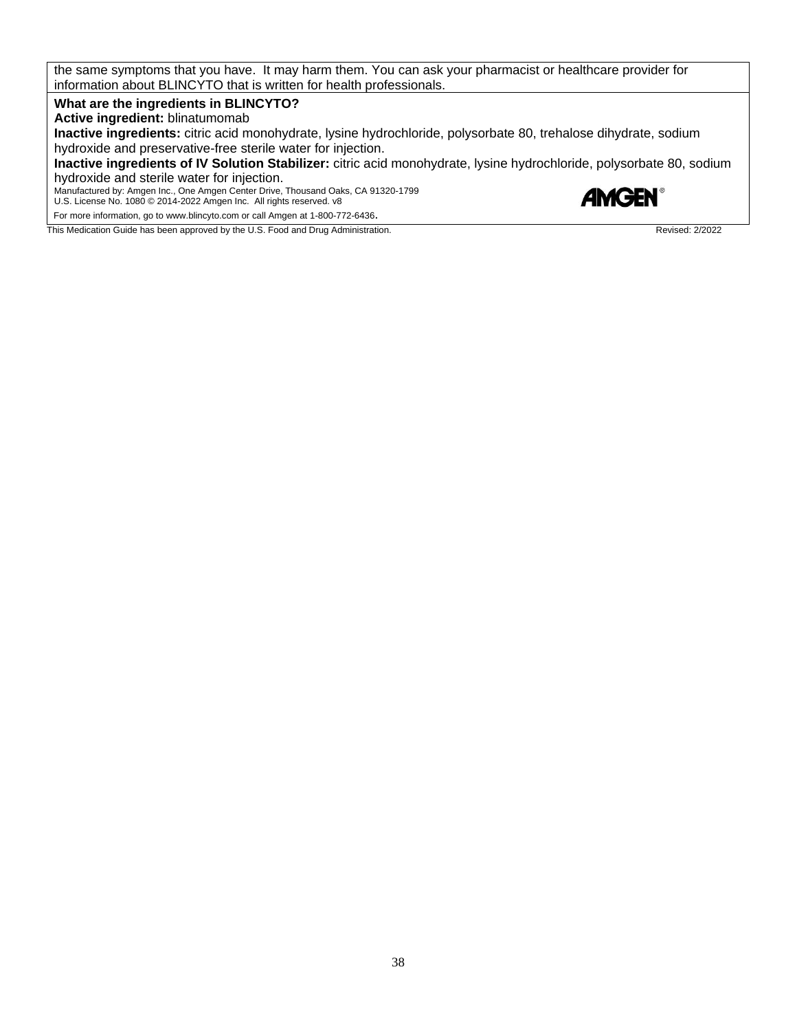the same symptoms that you have. It may harm them. You can ask your pharmacist or healthcare provider for information about BLINCYTO that is written for health professionals.

**What are the ingredients in BLINCYTO?**

**Active ingredient:** blinatumomab

**Inactive ingredients:** citric acid monohydrate, lysine hydrochloride, polysorbate 80, trehalose dihydrate, sodium hydroxide and preservative-free sterile water for injection.

**Inactive ingredients of IV Solution Stabilizer:** citric acid monohydrate, lysine hydrochloride, polysorbate 80, sodium hydroxide and sterile water for injection.

Manufactured by: Amgen Inc., One Amgen Center Drive, Thousand Oaks, CA 91320-1799
U.S. License No. 1080 © 2014-2022 Amgen Inc. All rights reserved. v8

AMGEN®

For more information, go to www.blincyto.com or call Amgen at 1-800-772-6436.

This Medication Guide has been approved by the U.S. Food and Drug Administration. Revised: 2/2022